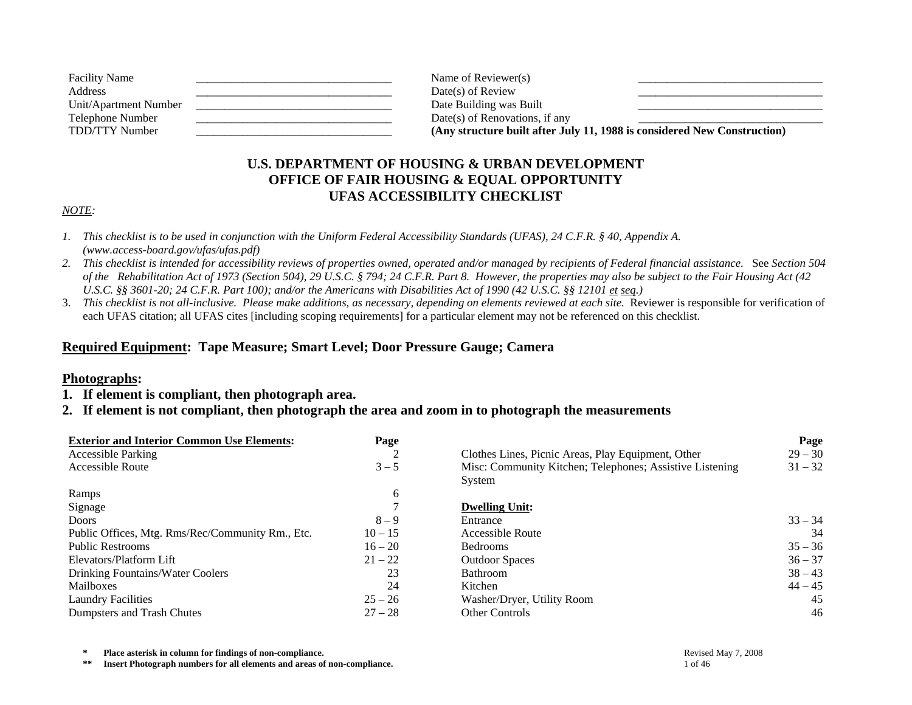| | | | |
|---|---|---|---|
| Facility Name | ___________________________ | Name of Reviewer(s) | ___________________________ |
| Address | ___________________________ | Date(s) of Review | ___________________________ |
| Unit/Apartment Number | ___________________________ | Date Building was Built | ___________________________ |
| Telephone Number | ___________________________ | Date(s) of Renovations, if any | ___________________________ |
| TDD/TTY Number | ___________________________ | **(Any structure built after July 11, 1988 is considered New Construction)** | |

# U.S. DEPARTMENT OF HOUSING & URBAN DEVELOPMENT
# OFFICE OF FAIR HOUSING & EQUAL OPPORTUNITY
# UFAS ACCESSIBILITY CHECKLIST

*NOTE:*

1. *This checklist is to be used in conjunction with the Uniform Federal Accessibility Standards (UFAS), 24 C.F.R. § 40, Appendix A. (www.access-board.gov/ufas/ufas.pdf)*
2. *This checklist is intended for accessibility reviews of properties owned, operated and/or managed by recipients of Federal financial assistance.* See *Section 504 of the Rehabilitation Act of 1973 (Section 504), 29 U.S.C. § 794; 24 C.F.R. Part 8. However, the properties may also be subject to the Fair Housing Act (42 U.S.C. §§ 3601-20; 24 C.F.R. Part 100); and/or the Americans with Disabilities Act of 1990 (42 U.S.C. §§ 12101 et seq.)*
3. *This checklist is not all-inclusive. Please make additions, as necessary, depending on elements reviewed at each site.* Reviewer is responsible for verification of each UFAS citation; all UFAS cites [including scoping requirements] for a particular element may not be referenced on this checklist.

## Required Equipment: Tape Measure; Smart Level; Door Pressure Gauge; Camera

## Photographs:

1. **If element is compliant, then photograph area.**
2. **If element is not compliant, then photograph the area and zoom in to photograph the measurements**

| **Exterior and Interior Common Use Elements:** | **Page** |
|---|---|
| Accessible Parking | 2 |
| Accessible Route | 3 – 5 |
| Ramps | 6 |
| Signage | 7 |
| Doors | 8 – 9 |
| Public Offices, Mtg. Rms/Rec/Community Rm., Etc. | 10 – 15 |
| Public Restrooms | 16 – 20 |
| Elevators/Platform Lift | 21 – 22 |
| Drinking Fountains/Water Coolers | 23 |
| Mailboxes | 24 |
| Laundry Facilities | 25 – 26 |
| Dumpsters and Trash Chutes | 27 – 28 |
| Clothes Lines, Picnic Areas, Play Equipment, Other | 29 – 30 |
| Misc: Community Kitchen; Telephones; Assistive Listening System | 31 – 32 |
| **Dwelling Unit:** | |
| Entrance | 33 – 34 |
| Accessible Route | 34 |
| Bedrooms | 35 – 36 |
| Outdoor Spaces | 36 – 37 |
| Bathroom | 38 – 43 |
| Kitchen | 44 – 45 |
| Washer/Dryer, Utility Room | 45 |
| Other Controls | 46 |

\* **Place asterisk in column for findings of non-compliance.**

\*\* **Insert Photograph numbers for all elements and areas of non-compliance.**

Revised May 7, 2008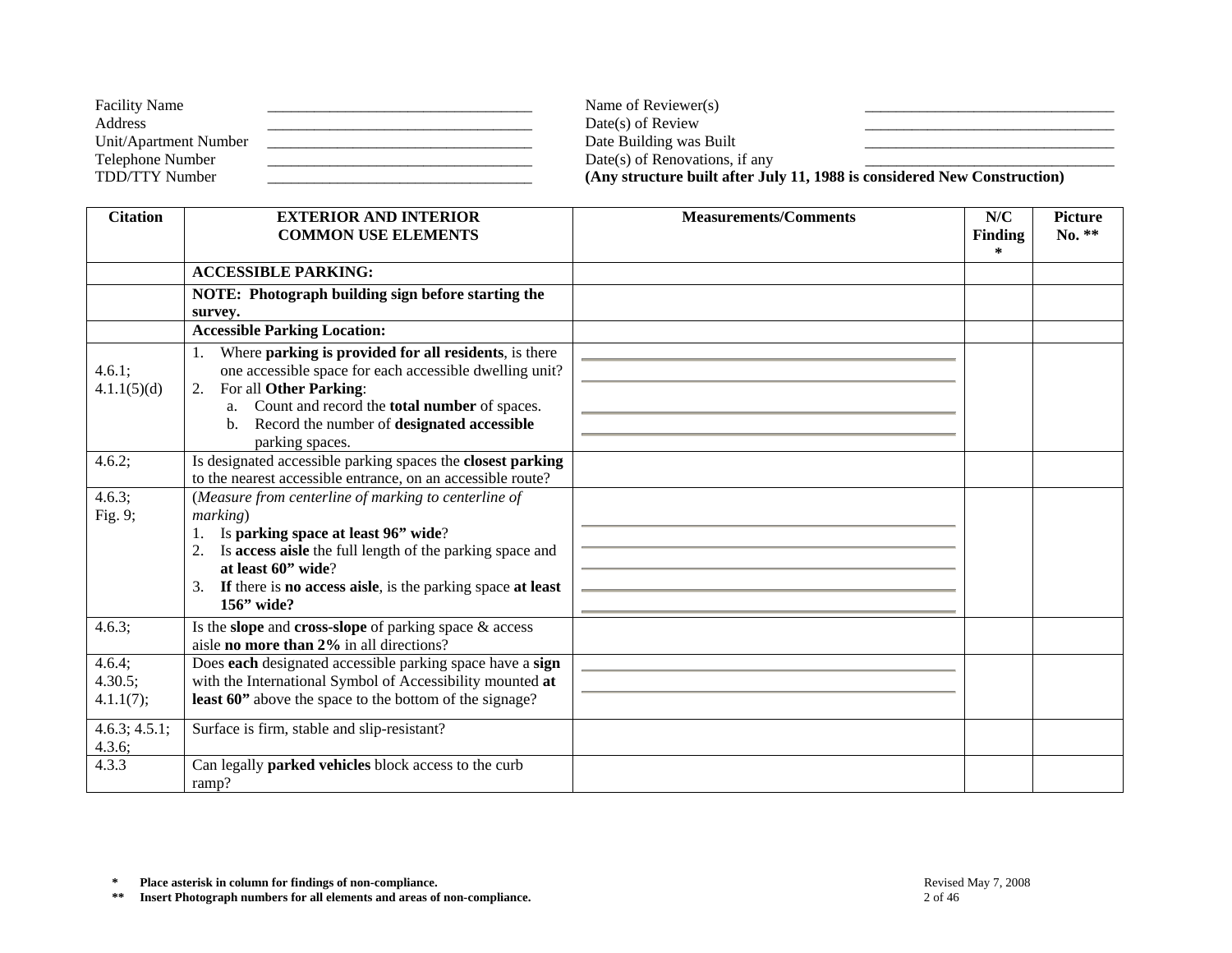| | | | |
|---|---|---|---|
| Facility Name | ________________________________ | Name of Reviewer(s) | ______________________________ |
| Address | ________________________________ | Date(s) of Review | ______________________________ |
| Unit/Apartment Number | ________________________________ | Date Building was Built | ______________________________ |
| Telephone Number | ________________________________ | Date(s) of Renovations, if any | ______________________________ |
| TDD/TTY Number | ________________________________ | **(Any structure built after July 11, 1988 is considered New Construction)** | |

| Citation | EXTERIOR AND INTERIOR COMMON USE ELEMENTS | Measurements/Comments | N/C Finding * | Picture No. ** |
|---|---|---|---|---|
| | **ACCESSIBLE PARKING:** | | | |
| | **NOTE: Photograph building sign before starting the survey.** | | | |
| | **Accessible Parking Location:** | | | |
| 4.6.1; 4.1.1(5)(d) | 1. Where **parking is provided for all residents**, is there one accessible space for each accessible dwelling unit?<br>2. For all **Other Parking**:<br>a. Count and record the **total number** of spaces.<br>b. Record the number of **designated accessible** parking spaces. | ______________________<br>______________________<br>______________________<br>______________________ | | |
| 4.6.2; | Is designated accessible parking spaces the **closest parking** to the nearest accessible entrance, on an accessible route? | | | |
| 4.6.3; Fig. 9; | (*Measure from centerline of marking to centerline of marking*)<br>1. Is **parking space at least 96" wide**?<br>2. Is **access aisle** the full length of the parking space and **at least 60" wide**?<br>3. **If** there is **no access aisle**, is the parking space **at least 156" wide?** | ______________________<br>______________________<br>______________________<br>______________________<br>______________________ | | |
| 4.6.3; | Is the **slope** and **cross-slope** of parking space & access aisle **no more than 2%** in all directions? | | | |
| 4.6.4; 4.30.5; 4.1.1(7); | Does **each** designated accessible parking space have a **sign** with the International Symbol of Accessibility mounted **at least 60"** above the space to the bottom of the signage? | ______________________<br>______________________ | | |
| 4.6.3; 4.5.1; 4.3.6; | Surface is firm, stable and slip-resistant? | | | |
| 4.3.3 | Can legally **parked vehicles** block access to the curb ramp? | | | |

**\* Place asterisk in column for findings of non-compliance.**

**\*\* Insert Photograph numbers for all elements and areas of non-compliance.**

Revised May 7, 2008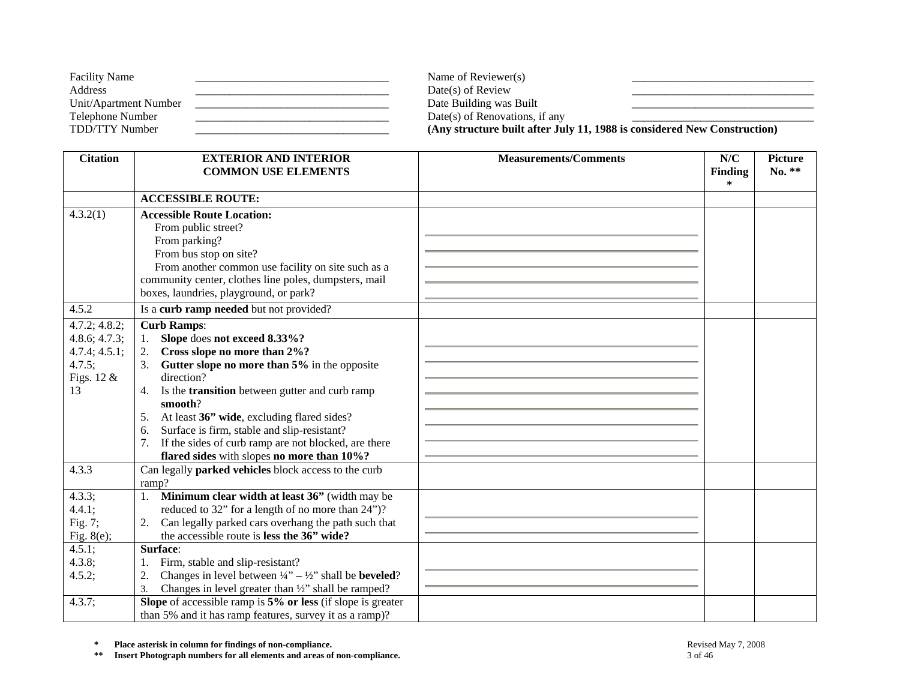| Facility Name | __________________ | Name of Reviewer(s) | __________________ |
|---|---|---|---|
| Address | __________________ | Date(s) of Review | __________________ |
| Unit/Apartment Number | __________________ | Date Building was Built | __________________ |
| Telephone Number | __________________ | Date(s) of Renovations, if any | __________________ |
| TDD/TTY Number | __________________ | **(Any structure built after July 11, 1988 is considered New Construction)** | |

| Citation | EXTERIOR AND INTERIOR COMMON USE ELEMENTS | Measurements/Comments | N/C Finding * | Picture No. ** |
|---|---|---|---|---|
| | **ACCESSIBLE ROUTE:** | | | |
| 4.3.2(1) | **Accessible Route Location:**<br>From public street?<br>From parking?<br>From bus stop on site?<br>From another common use facility on site such as a community center, clothes line poles, dumpsters, mail boxes, laundries, playground, or park? | | | |
| 4.5.2 | Is a **curb ramp needed** but not provided? | | | |
| 4.7.2; 4.8.2; 4.8.6; 4.7.3; 4.7.4; 4.5.1; 4.7.5; Figs. 12 & 13 | **Curb Ramps**:<br>1. **Slope** does **not exceed 8.33%?**<br>2. **Cross slope no more than 2%?**<br>3. **Gutter slope no more than 5%** in the opposite direction?<br>4. Is the **transition** between gutter and curb ramp **smooth**?<br>5. At least **36" wide**, excluding flared sides?<br>6. Surface is firm, stable and slip-resistant?<br>7. If the sides of curb ramp are not blocked, are there **flared sides** with slopes **no more than 10%?** | | | |
| 4.3.3 | Can legally **parked vehicles** block access to the curb ramp? | | | |
| 4.3.3; 4.4.1; Fig. 7; Fig. 8(e); | 1. **Minimum clear width at least 36"** (width may be reduced to 32" for a length of no more than 24")?<br>2. Can legally parked cars overhang the path such that the accessible route is **less the 36" wide?** | | | |
| 4.5.1; 4.3.8; 4.5.2; | **Surface**:<br>1. Firm, stable and slip-resistant?<br>2. Changes in level between ¼" – ½" shall be **beveled**?<br>3. Changes in level greater than ½" shall be ramped? | | | |
| 4.3.7; | **Slope** of accessible ramp is **5% or less** (if slope is greater than 5% and it has ramp features, survey it as a ramp)? | | | |

\* **Place asterisk in column for findings of non-compliance.**

\*\* **Insert Photograph numbers for all elements and areas of non-compliance.**

Revised May 7, 2008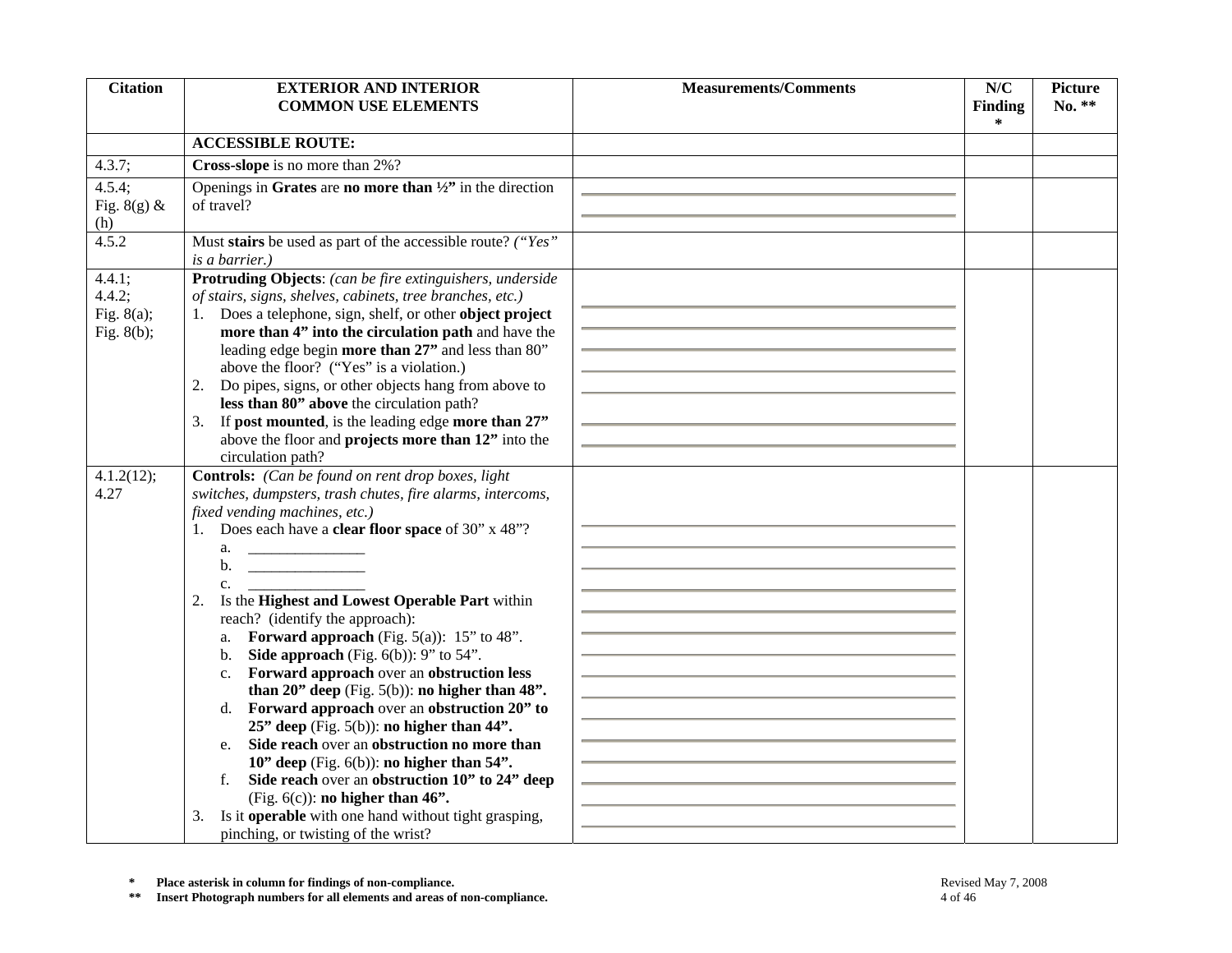| Citation | EXTERIOR AND INTERIOR COMMON USE ELEMENTS | Measurements/Comments | N/C Finding * | Picture No. ** |
|---|---|---|---|---|
| | **ACCESSIBLE ROUTE:** | | | |
| 4.3.7; | **Cross-slope** is no more than 2%? | | | |
| 4.5.4; Fig. 8(g) & (h) | Openings in **Grates** are **no more than ½"** in the direction of travel? | | | |
| 4.5.2 | Must **stairs** be used as part of the accessible route? *("Yes" is a barrier.)* | | | |
| 4.4.1; 4.4.2; Fig. 8(a); Fig. 8(b); | **Protruding Objects**: *(can be fire extinguishers, underside of stairs, signs, shelves, cabinets, tree branches, etc.)*<br>1. Does a telephone, sign, shelf, or other **object project more than 4" into the circulation path** and have the leading edge begin **more than 27"** and less than 80" above the floor? ("Yes" is a violation.)<br>2. Do pipes, signs, or other objects hang from above to **less than 80" above** the circulation path?<br>3. If **post mounted**, is the leading edge **more than 27"** above the floor and **projects more than 12"** into the circulation path? | | | |
| 4.1.2(12); 4.27 | **Controls:** *(Can be found on rent drop boxes, light switches, dumpsters, trash chutes, fire alarms, intercoms, fixed vending machines, etc.)*<br>1. Does each have a **clear floor space** of 30" x 48"?<br>a. _______________<br>b. _______________<br>c. _______________<br>2. Is the **Highest and Lowest Operable Part** within reach? (identify the approach):<br>a. **Forward approach** (Fig. 5(a)): 15" to 48".<br>b. **Side approach** (Fig. 6(b)): 9" to 54".<br>c. **Forward approach** over an **obstruction less than 20" deep** (Fig. 5(b)): **no higher than 48".**<br>d. **Forward approach** over an **obstruction 20" to 25" deep** (Fig. 5(b)): **no higher than 44".**<br>e. **Side reach** over an **obstruction no more than 10" deep** (Fig. 6(b)): **no higher than 54".**<br>f. **Side reach** over an **obstruction 10" to 24" deep** (Fig. 6(c)): **no higher than 46".**<br>3. Is it **operable** with one hand without tight grasping, pinching, or twisting of the wrist? | | | |

\* **Place asterisk in column for findings of non-compliance.**

\*\* **Insert Photograph numbers for all elements and areas of non-compliance.**

Revised May 7, 2008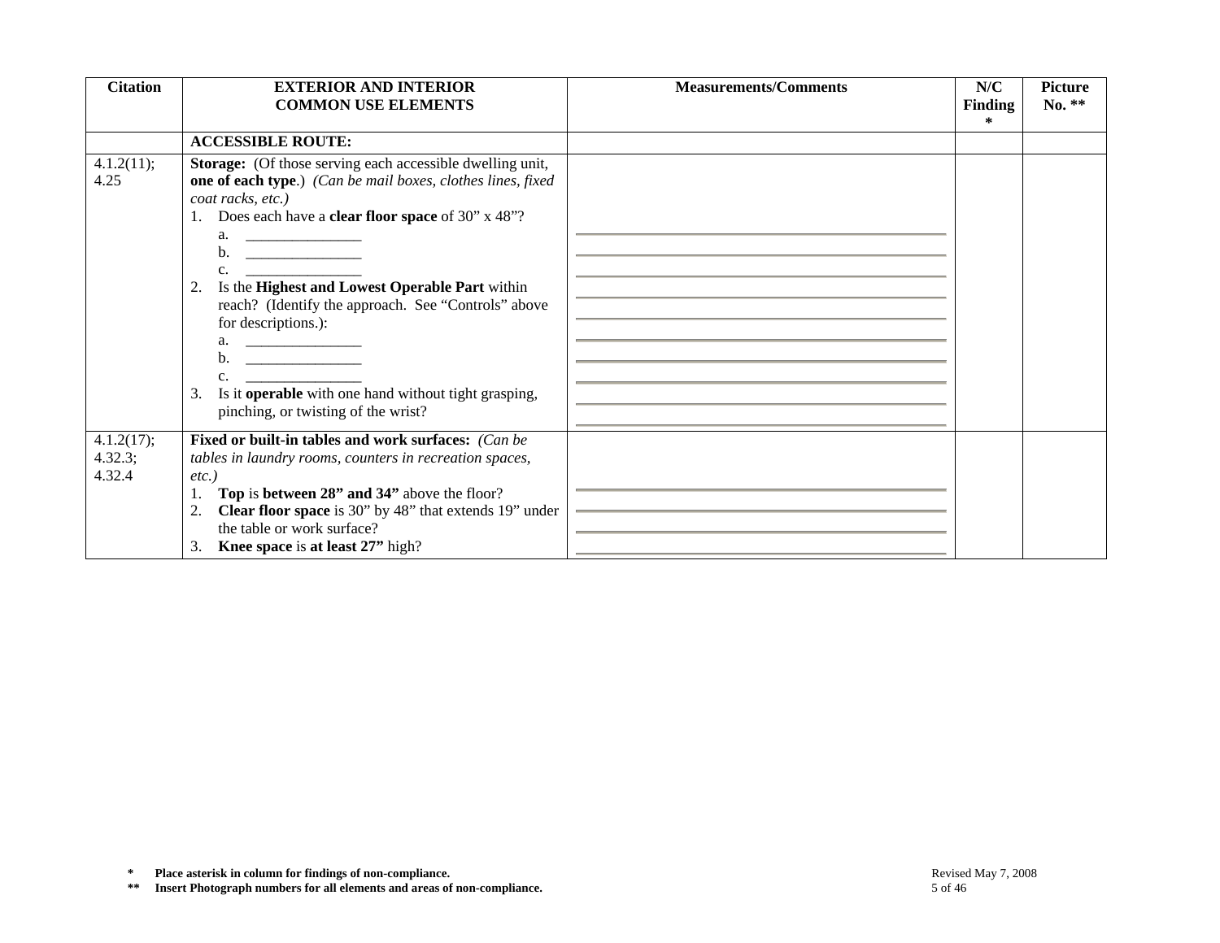| Citation | EXTERIOR AND INTERIOR COMMON USE ELEMENTS | Measurements/Comments | N/C Finding * | Picture No. ** |
|---|---|---|---|---|
| | **ACCESSIBLE ROUTE:** | | | |
| 4.1.2(11); 4.25 | **Storage:** (Of those serving each accessible dwelling unit, **one of each type**.) *(Can be mail boxes, clothes lines, fixed coat racks, etc.)*<br>1. Does each have a **clear floor space** of 30" x 48"?<br>a. _______________<br>b. _______________<br>c. _______________<br>2. Is the **Highest and Lowest Operable Part** within reach? (Identify the approach. See "Controls" above for descriptions.):<br>a. _______________<br>b. _______________<br>c. _______________<br>3. Is it **operable** with one hand without tight grasping, pinching, or twisting of the wrist? | | | |
| 4.1.2(17); 4.32.3; 4.32.4 | **Fixed or built-in tables and work surfaces:** *(Can be tables in laundry rooms, counters in recreation spaces, etc.)*<br>1. **Top** is **between 28" and 34"** above the floor?<br>2. **Clear floor space** is 30" by 48" that extends 19" under the table or work surface?<br>3. **Knee space** is **at least 27"** high? | | | |

**\*** **Place asterisk in column for findings of non-compliance.**
**\*\*** **Insert Photograph numbers for all elements and areas of non-compliance.**

Revised May 7, 2008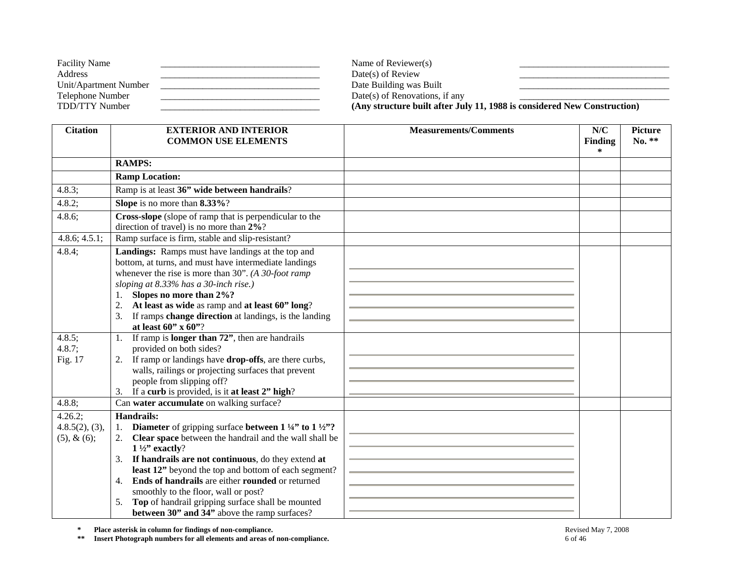| Facility Name | ______________________ | Name of Reviewer(s) | ______________________ |
|---|---|---|---|
| Address | ______________________ | Date(s) of Review | ______________________ |
| Unit/Apartment Number | ______________________ | Date Building was Built | ______________________ |
| Telephone Number | ______________________ | Date(s) of Renovations, if any | ______________________ |
| TDD/TTY Number | ______________________ | **(Any structure built after July 11, 1988 is considered New Construction)** | |

| Citation | EXTERIOR AND INTERIOR COMMON USE ELEMENTS | Measurements/Comments | N/C Finding * | Picture No. ** |
|---|---|---|---|---|
| | **RAMPS:** | | | |
| | **Ramp Location:** | | | |
| 4.8.3; | Ramp is at least **36" wide between handrails**? | | | |
| 4.8.2; | **Slope** is no more than **8.33%**? | | | |
| 4.8.6; | **Cross-slope** (slope of ramp that is perpendicular to the direction of travel) is no more than **2%**? | | | |
| 4.8.6; 4.5.1; | Ramp surface is firm, stable and slip-resistant? | | | |
| 4.8.4; | **Landings:** Ramps must have landings at the top and bottom, at turns, and must have intermediate landings whenever the rise is more than 30". *(A 30-foot ramp sloping at 8.33% has a 30-inch rise.)*<br>1. **Slopes no more than 2%?**<br>2. **At least as wide** as ramp and **at least 60" long**?<br>3. If ramps **change direction** at landings, is the landing **at least 60" x 60"**? | | | |
| 4.8.5;<br>4.8.7;<br>Fig. 17 | 1. If ramp is **longer than 72"**, then are handrails provided on both sides?<br>2. If ramp or landings have **drop-offs**, are there curbs, walls, railings or projecting surfaces that prevent people from slipping off?<br>3. If a **curb** is provided, is it **at least 2" high**? | | | |
| 4.8.8; | Can **water accumulate** on walking surface? | | | |
| 4.26.2;<br>4.8.5(2), (3), (5), & (6); | **Handrails:**<br>1. **Diameter** of gripping surface **between 1 ¼" to 1 ½"?**<br>2. **Clear space** between the handrail and the wall shall be **1 ½" exactly**?<br>3. **If handrails are not continuous**, do they extend **at least 12"** beyond the top and bottom of each segment?<br>4. **Ends of handrails** are either **rounded** or returned smoothly to the floor, wall or post?<br>5. **Top** of handrail gripping surface shall be mounted **between 30" and 34"** above the ramp surfaces? | | | |

\* **Place asterisk in column for findings of non-compliance.**

\*\* **Insert Photograph numbers for all elements and areas of non-compliance.**

Revised May 7, 2008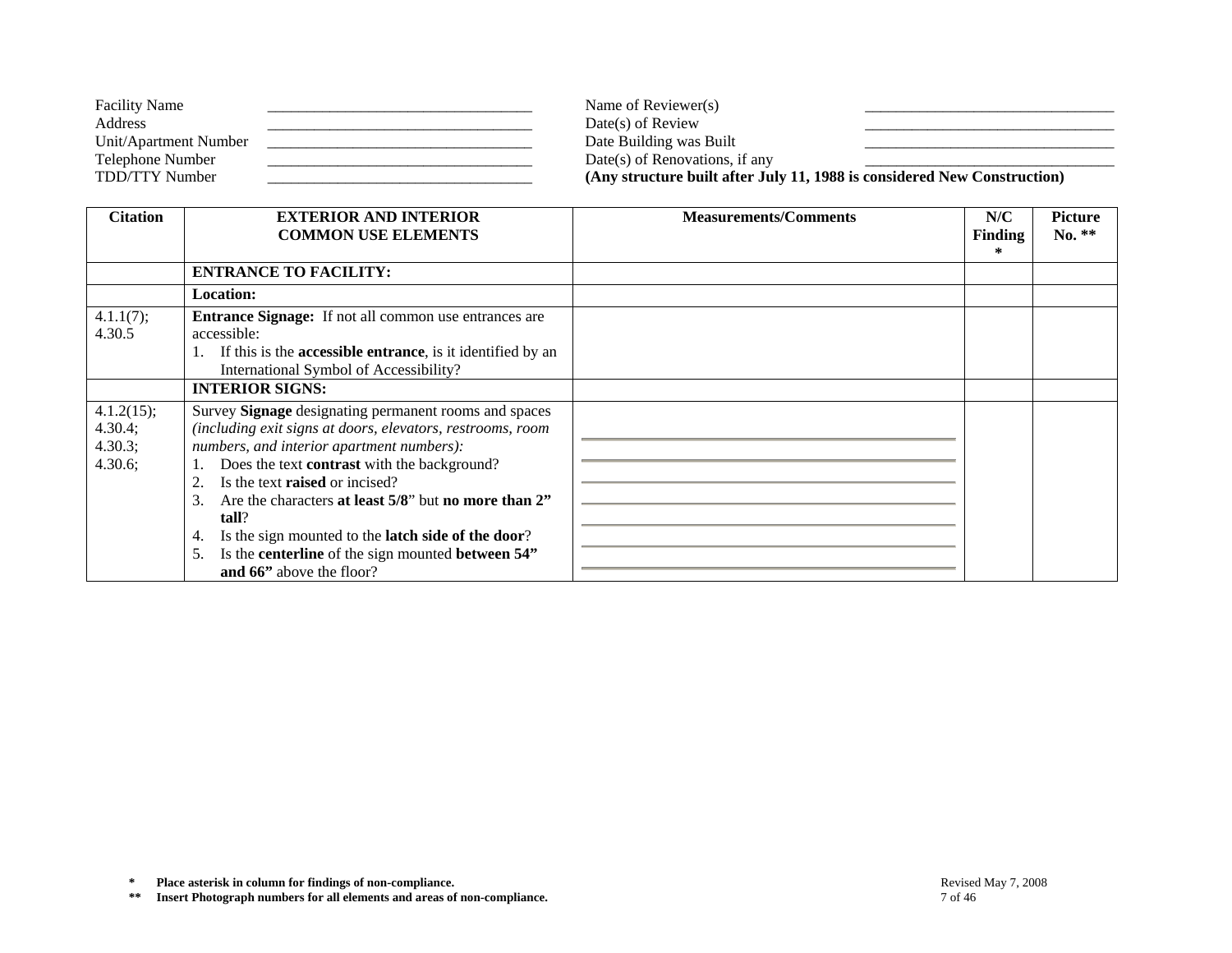| Facility Name | __________________________________ | Name of Reviewer(s) | ________________________________ |
|---|---|---|---|
| Address | __________________________________ | Date(s) of Review | ________________________________ |
| Unit/Apartment Number | __________________________________ | Date Building was Built | ________________________________ |
| Telephone Number | __________________________________ | Date(s) of Renovations, if any | ________________________________ |
| TDD/TTY Number | __________________________________ | **(Any structure built after July 11, 1988 is considered New Construction)** | |

| Citation | EXTERIOR AND INTERIOR COMMON USE ELEMENTS | Measurements/Comments | N/C Finding * | Picture No. ** |
|---|---|---|---|---|
| | **ENTRANCE TO FACILITY:** | | | |
| | **Location:** | | | |
| 4.1.1(7); 4.30.5 | **Entrance Signage:** If not all common use entrances are accessible:<br>1. If this is the **accessible entrance**, is it identified by an International Symbol of Accessibility? | | | |
| | **INTERIOR SIGNS:** | | | |
| 4.1.2(15); 4.30.4; 4.30.3; 4.30.6; | Survey **Signage** designating permanent rooms and spaces *(including exit signs at doors, elevators, restrooms, room numbers, and interior apartment numbers):*<br>1. Does the text **contrast** with the background?<br>2. Is the text **raised** or incised?<br>3. Are the characters **at least 5/8**" but **no more than 2" tall**?<br>4. Is the sign mounted to the **latch side of the door**?<br>5. Is the **centerline** of the sign mounted **between 54" and 66"** above the floor? | | | |

\* **Place asterisk in column for findings of non-compliance.**

\*\* **Insert Photograph numbers for all elements and areas of non-compliance.**

Revised May 7, 2008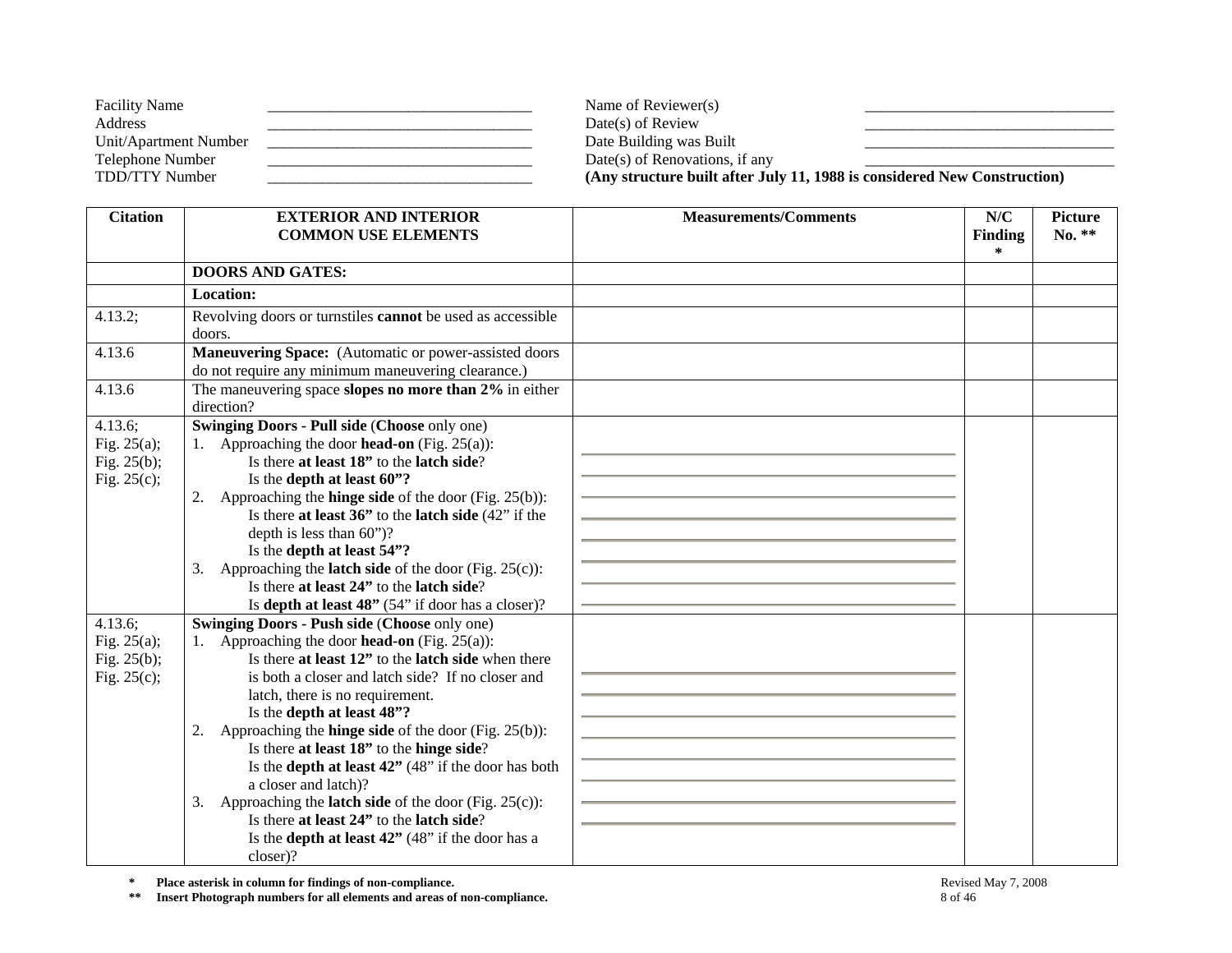| Facility Name | ________________________________ | Name of Reviewer(s) | ________________________________ |
|---|---|---|---|
| Address | ________________________________ | Date(s) of Review | ________________________________ |
| Unit/Apartment Number | ________________________________ | Date Building was Built | ________________________________ |
| Telephone Number | ________________________________ | Date(s) of Renovations, if any | ________________________________ |
| TDD/TTY Number | ________________________________ | **(Any structure built after July 11, 1988 is considered New Construction)** | |

| Citation | EXTERIOR AND INTERIOR COMMON USE ELEMENTS | Measurements/Comments | N/C Finding * | Picture No. ** |
|---|---|---|---|---|
| | **DOORS AND GATES:** | | | |
| | **Location:** | | | |
| 4.13.2; | Revolving doors or turnstiles **cannot** be used as accessible doors. | | | |
| 4.13.6 | **Maneuvering Space:** (Automatic or power-assisted doors do not require any minimum maneuvering clearance.) | | | |
| 4.13.6 | The maneuvering space **slopes no more than 2%** in either direction? | | | |
| 4.13.6; Fig. 25(a); Fig. 25(b); Fig. 25(c); | **Swinging Doors - Pull side** (**Choose** only one)<br>1. Approaching the door **head-on** (Fig. 25(a)):<br>Is there **at least 18"** to the **latch side**?<br>Is the **depth at least 60"?**<br>2. Approaching the **hinge side** of the door (Fig. 25(b)):<br>Is there **at least 36"** to the **latch side** (42" if the depth is less than 60")?<br>Is the **depth at least 54"?**<br>3. Approaching the **latch side** of the door (Fig. 25(c)):<br>Is there **at least 24"** to the **latch side**?<br>Is **depth at least 48"** (54" if door has a closer)? | | | |
| 4.13.6; Fig. 25(a); Fig. 25(b); Fig. 25(c); | **Swinging Doors - Push side** (**Choose** only one)<br>1. Approaching the door **head-on** (Fig. 25(a)):<br>Is there **at least 12"** to the **latch side** when there is both a closer and latch side? If no closer and latch, there is no requirement.<br>Is the **depth at least 48"?**<br>2. Approaching the **hinge side** of the door (Fig. 25(b)):<br>Is there **at least 18"** to the **hinge side**?<br>Is the **depth at least 42"** (48" if the door has both a closer and latch)?<br>3. Approaching the **latch side** of the door (Fig. 25(c)):<br>Is there **at least 24"** to the **latch side**?<br>Is the **depth at least 42"** (48" if the door has a closer)? | | | |

\* **Place asterisk in column for findings of non-compliance.**

\** **Insert Photograph numbers for all elements and areas of non-compliance.**

Revised May 7, 2008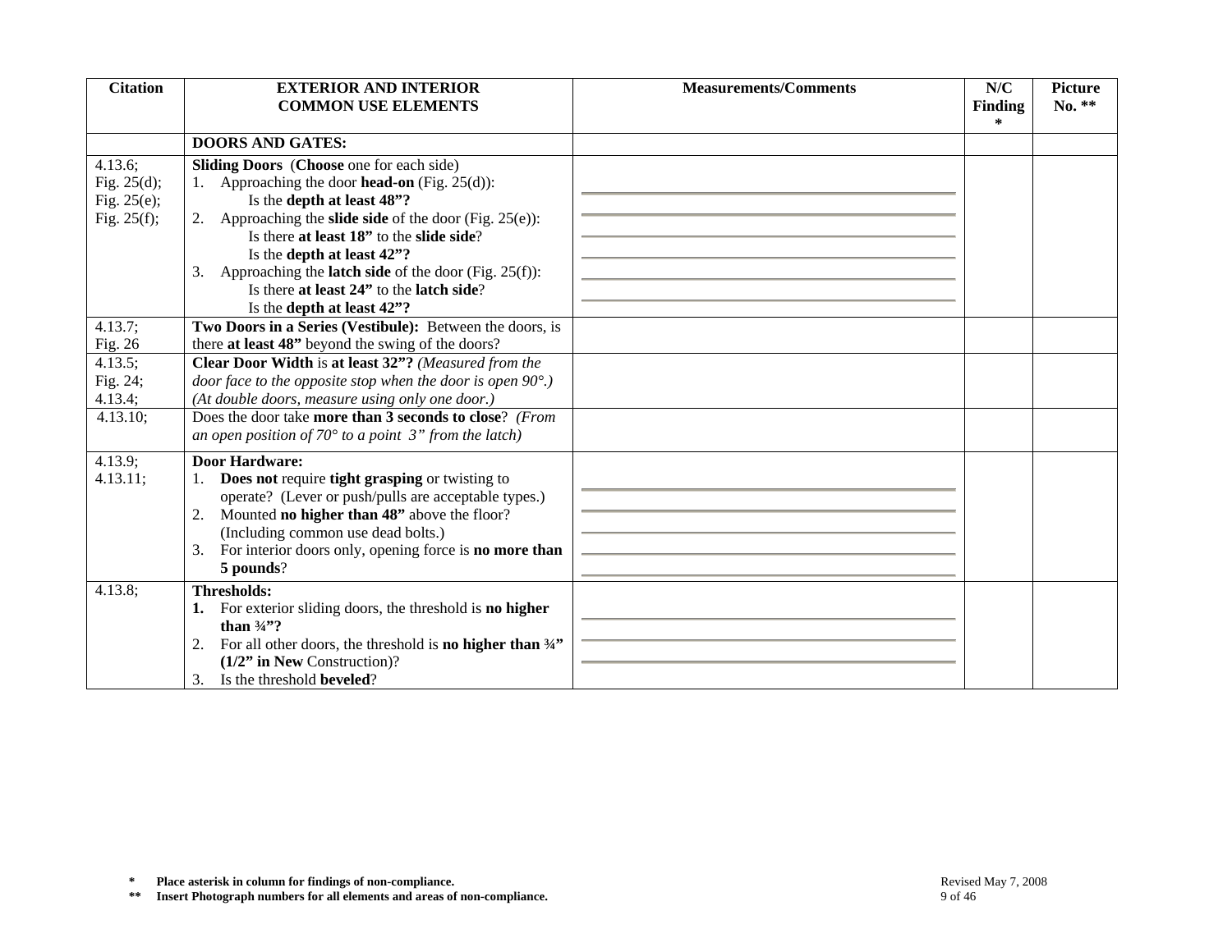| Citation | EXTERIOR AND INTERIOR COMMON USE ELEMENTS | Measurements/Comments | N/C Finding * | Picture No. ** |
|---|---|---|---|---|
| | **DOORS AND GATES:** | | | |
| 4.13.6; Fig. 25(d); Fig. 25(e); Fig. 25(f); | **Sliding Doors** (**Choose** one for each side)<br>1. Approaching the door **head-on** (Fig. 25(d)):<br>Is the **depth at least 48"?**<br>2. Approaching the **slide side** of the door (Fig. 25(e)):<br>Is there **at least 18"** to the **slide side**?<br>Is the **depth at least 42"?**<br>3. Approaching the **latch side** of the door (Fig. 25(f)):<br>Is there **at least 24"** to the **latch side**?<br>Is the **depth at least 42"?** | | | |
| 4.13.7; Fig. 26 | **Two Doors in a Series (Vestibule):** Between the doors, is there **at least 48"** beyond the swing of the doors? | | | |
| 4.13.5; Fig. 24; 4.13.4; | **Clear Door Width** is **at least 32"?** *(Measured from the door face to the opposite stop when the door is open 90°.) (At double doors, measure using only one door.)* | | | |
| 4.13.10; | Does the door take **more than 3 seconds to close**? *(From an open position of 70° to a point 3" from the latch)* | | | |
| 4.13.9; 4.13.11; | **Door Hardware:**<br>1. **Does not** require **tight grasping** or twisting to operate? (Lever or push/pulls are acceptable types.)<br>2. Mounted **no higher than 48"** above the floor? (Including common use dead bolts.)<br>3. For interior doors only, opening force is **no more than 5 pounds**? | | | |
| 4.13.8; | **Thresholds:**<br>**1.** For exterior sliding doors, the threshold is **no higher than ¾"?**<br>2. For all other doors, the threshold is **no higher than ¾" (1/2" in New** Construction)?<br>3. Is the threshold **beveled**? | | | |

**\* Place asterisk in column for findings of non-compliance.**

**\*\* Insert Photograph numbers for all elements and areas of non-compliance.**

Revised May 7, 2008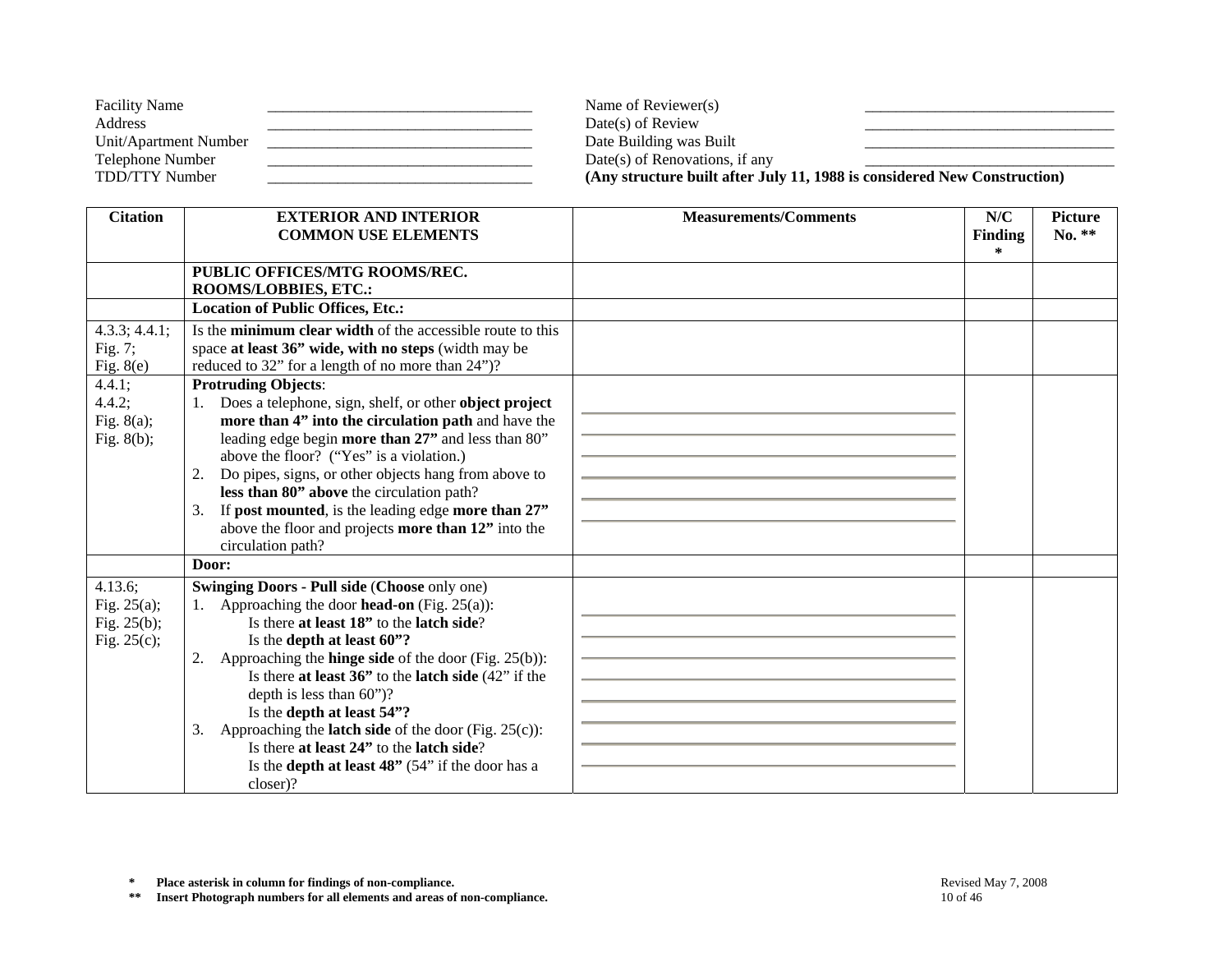| Facility Name | __________________ | Name of Reviewer(s) | __________________ |
|---|---|---|---|
| Address | __________________ | Date(s) of Review | __________________ |
| Unit/Apartment Number | __________________ | Date Building was Built | __________________ |
| Telephone Number | __________________ | Date(s) of Renovations, if any | __________________ |
| TDD/TTY Number | __________________ | **(Any structure built after July 11, 1988 is considered New Construction)** | |

| Citation | EXTERIOR AND INTERIOR COMMON USE ELEMENTS | Measurements/Comments | N/C Finding * | Picture No. ** |
|---|---|---|---|---|
| | **PUBLIC OFFICES/MTG ROOMS/REC. ROOMS/LOBBIES, ETC.:** | | | |
| | **Location of Public Offices, Etc.:** | | | |
| 4.3.3; 4.4.1; Fig. 7; Fig. 8(e) | Is the **minimum clear width** of the accessible route to this space **at least 36" wide, with no steps** (width may be reduced to 32" for a length of no more than 24")? | | | |
| 4.4.1; 4.4.2; Fig. 8(a); Fig. 8(b); | **Protruding Objects**:<br>1. Does a telephone, sign, shelf, or other **object project more than 4" into the circulation path** and have the leading edge begin **more than 27"** and less than 80" above the floor? ("Yes" is a violation.)<br>2. Do pipes, signs, or other objects hang from above to **less than 80" above** the circulation path?<br>3. If **post mounted**, is the leading edge **more than 27"** above the floor and projects **more than 12"** into the circulation path? | ____________<br>____________<br>____________<br>____________<br>____________<br>____________ | | |
| | **Door:** | | | |
| 4.13.6; Fig. 25(a); Fig. 25(b); Fig. 25(c); | **Swinging Doors - Pull side** (**Choose** only one)<br>1. Approaching the door **head-on** (Fig. 25(a)):<br>Is there **at least 18"** to the **latch side**?<br>Is the **depth at least 60"?**<br>2. Approaching the **hinge side** of the door (Fig. 25(b)):<br>Is there **at least 36"** to the **latch side** (42" if the depth is less than 60")?<br>Is the **depth at least 54"?**<br>3. Approaching the **latch side** of the door (Fig. 25(c)):<br>Is there **at least 24"** to the **latch side**?<br>Is the **depth at least 48"** (54" if the door has a closer)? | ____________<br>____________<br>____________<br>____________<br>____________<br>____________<br>____________<br>____________ | | |

\* **Place asterisk in column for findings of non-compliance.**

\*\* **Insert Photograph numbers for all elements and areas of non-compliance.**

Revised May 7, 2008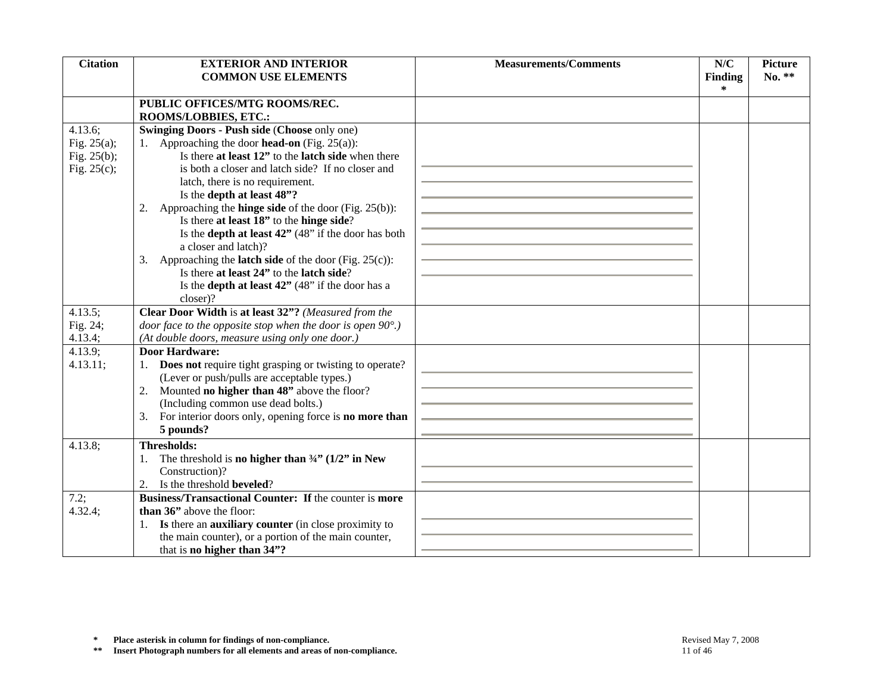| Citation | EXTERIOR AND INTERIOR COMMON USE ELEMENTS | Measurements/Comments | N/C Finding * | Picture No. ** |
|---|---|---|---|---|
| | **PUBLIC OFFICES/MTG ROOMS/REC. ROOMS/LOBBIES, ETC.:** | | | |
| 4.13.6; Fig. 25(a); Fig. 25(b); Fig. 25(c); | **Swinging Doors - Push side** (**Choose** only one)<br>1. Approaching the door **head-on** (Fig. 25(a)):<br>Is there **at least 12"** to the **latch side** when there is both a closer and latch side? If no closer and latch, there is no requirement.<br>Is the **depth at least 48"?**<br>2. Approaching the **hinge side** of the door (Fig. 25(b)):<br>Is there **at least 18"** to the **hinge side**?<br>Is the **depth at least 42"** (48" if the door has both a closer and latch)?<br>3. Approaching the **latch side** of the door (Fig. 25(c)):<br>Is there **at least 24"** to the **latch side**?<br>Is the **depth at least 42"** (48" if the door has a closer)? | | | |
| 4.13.5; Fig. 24; 4.13.4; | **Clear Door Width** is **at least 32"?** *(Measured from the door face to the opposite stop when the door is open 90°.) (At double doors, measure using only one door.)* | | | |
| 4.13.9; 4.13.11; | **Door Hardware:**<br>1. **Does not** require tight grasping or twisting to operate? (Lever or push/pulls are acceptable types.)<br>2. Mounted **no higher than 48"** above the floor? (Including common use dead bolts.)<br>3. For interior doors only, opening force is **no more than 5 pounds?** | | | |
| 4.13.8; | **Thresholds:**<br>1. The threshold is **no higher than ¾" (1/2" in New Construction)**?<br>2. Is the threshold **beveled**? | | | |
| 7.2; 4.32.4; | **Business/Transactional Counter: If** the counter is **more than 36"** above the floor:<br>1. **Is** there an **auxiliary counter** (in close proximity to the main counter), or a portion of the main counter, that is **no higher than 34"?** | | | |

**\* Place asterisk in column for findings of non-compliance.**

**\*\* Insert Photograph numbers for all elements and areas of non-compliance.**

Revised May 7, 2008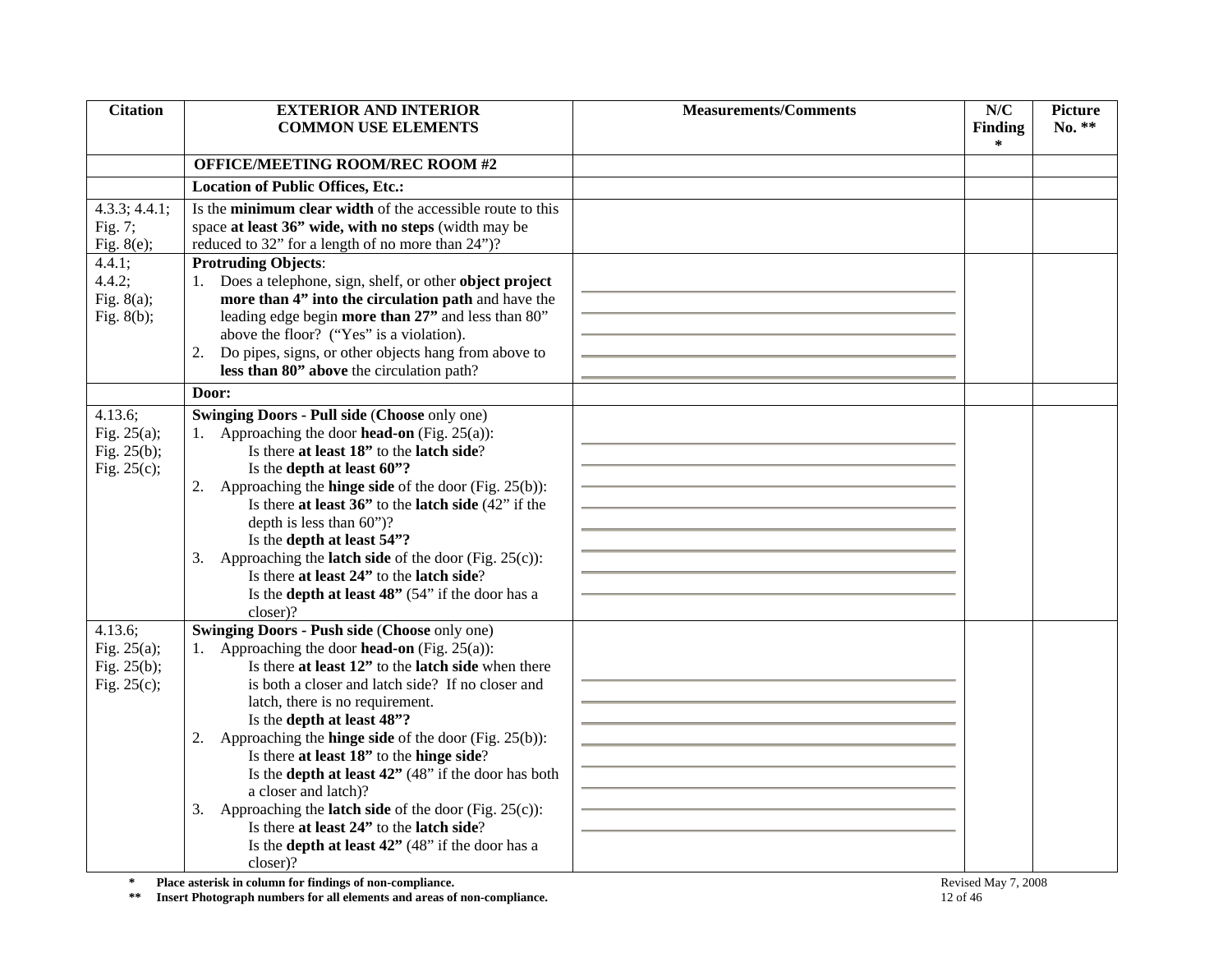| Citation | EXTERIOR AND INTERIOR COMMON USE ELEMENTS | Measurements/Comments | N/C Finding * | Picture No. ** |
|---|---|---|---|---|
| | **OFFICE/MEETING ROOM/REC ROOM #2** | | | |
| | **Location of Public Offices, Etc.:** | | | |
| 4.3.3; 4.4.1; Fig. 7; Fig. 8(e); | Is the **minimum clear width** of the accessible route to this space **at least 36" wide, with no steps** (width may be reduced to 32" for a length of no more than 24")? | | | |
| 4.4.1; 4.4.2; Fig. 8(a); Fig. 8(b); | **Protruding Objects**:<br>1. Does a telephone, sign, shelf, or other **object project more than 4" into the circulation path** and have the leading edge begin **more than 27"** and less than 80" above the floor? ("Yes" is a violation).<br>2. Do pipes, signs, or other objects hang from above to **less than 80" above** the circulation path? | | | |
| | **Door:** | | | |
| 4.13.6; Fig. 25(a); Fig. 25(b); Fig. 25(c); | **Swinging Doors - Pull side** (**Choose** only one)<br>1. Approaching the door **head-on** (Fig. 25(a)):<br>Is there **at least 18"** to the **latch side**?<br>Is the **depth at least 60"?**<br>2. Approaching the **hinge side** of the door (Fig. 25(b)):<br>Is there **at least 36"** to the **latch side** (42" if the depth is less than 60")?<br>Is the **depth at least 54"?**<br>3. Approaching the **latch side** of the door (Fig. 25(c)):<br>Is there **at least 24"** to the **latch side**?<br>Is the **depth at least 48"** (54" if the door has a closer)? | | | |
| 4.13.6; Fig. 25(a); Fig. 25(b); Fig. 25(c); | **Swinging Doors - Push side** (**Choose** only one)<br>1. Approaching the door **head-on** (Fig. 25(a)):<br>Is there **at least 12"** to the **latch side** when there is both a closer and latch side? If no closer and latch, there is no requirement.<br>Is the **depth at least 48"?**<br>2. Approaching the **hinge side** of the door (Fig. 25(b)):<br>Is there **at least 18"** to the **hinge side**?<br>Is the **depth at least 42"** (48" if the door has both a closer and latch)?<br>3. Approaching the **latch side** of the door (Fig. 25(c)):<br>Is there **at least 24"** to the **latch side**?<br>Is the **depth at least 42"** (48" if the door has a closer)? | | | |

\* **Place asterisk in column for findings of non-compliance.**

\** **Insert Photograph numbers for all elements and areas of non-compliance.**

Revised May 7, 2008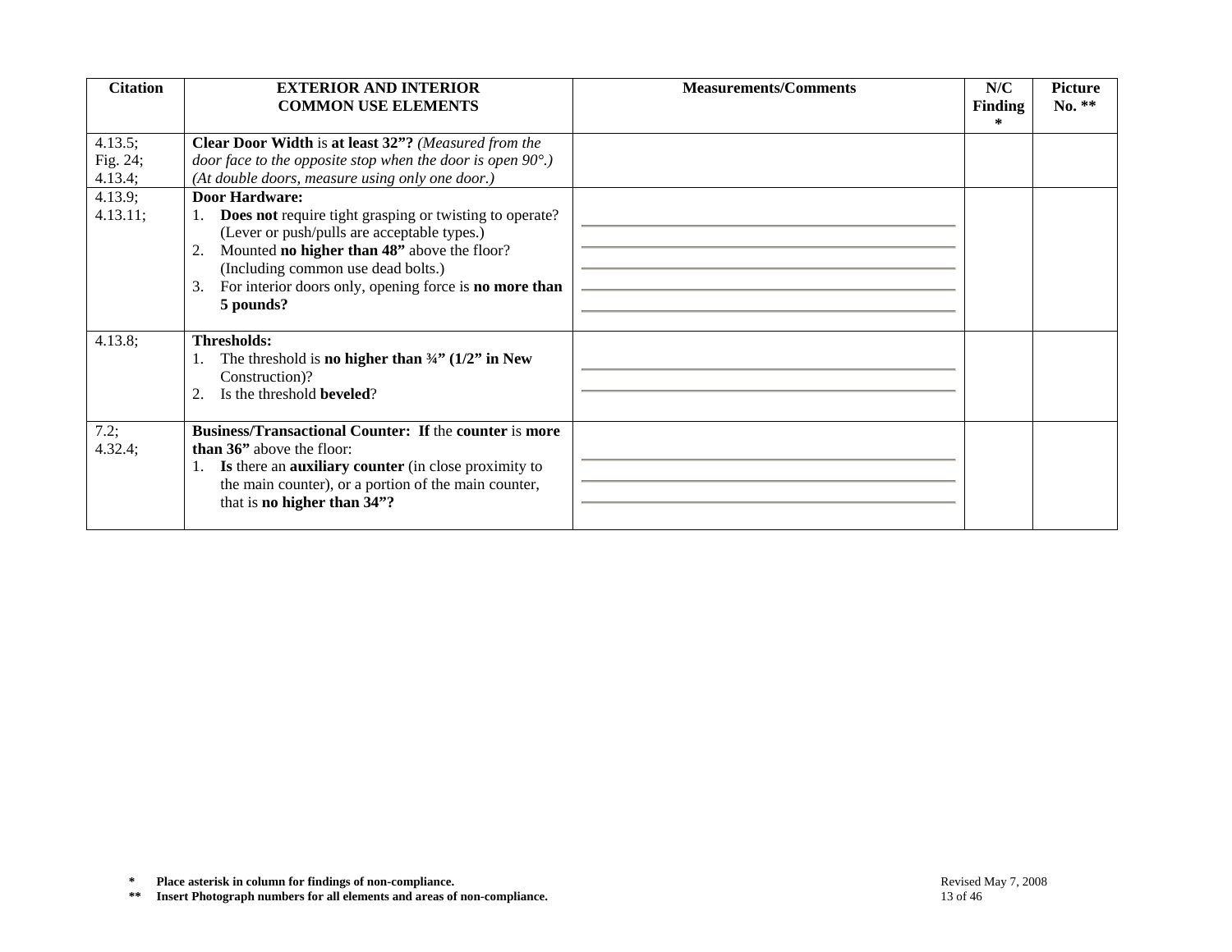| Citation | EXTERIOR AND INTERIOR COMMON USE ELEMENTS | Measurements/Comments | N/C Finding * | Picture No. ** |
|---|---|---|---|---|
| 4.13.5; Fig. 24; 4.13.4; | **Clear Door Width** is **at least 32”?** *(Measured from the door face to the opposite stop when the door is open 90°.) (At double doors, measure using only one door.)* | | | |
| 4.13.9; 4.13.11; | **Door Hardware:**<br>1. **Does not** require tight grasping or twisting to operate? (Lever or push/pulls are acceptable types.)<br>2. Mounted **no higher than 48”** above the floor? (Including common use dead bolts.)<br>3. For interior doors only, opening force is **no more than 5 pounds?** | | | |
| 4.13.8; | **Thresholds:**<br>1. The threshold is **no higher than ¾” (1/2” in New** Construction)?<br>2. Is the threshold **beveled**? | | | |
| 7.2; 4.32.4; | **Business/Transactional Counter: If** the **counter** is **more than 36”** above the floor:<br>1. **Is** there an **auxiliary counter** (in close proximity to the main counter), or a portion of the main counter, that is **no higher than 34”?** | | | |

**\* Place asterisk in column for findings of non-compliance.**

**\*\* Insert Photograph numbers for all elements and areas of non-compliance.**

Revised May 7, 2008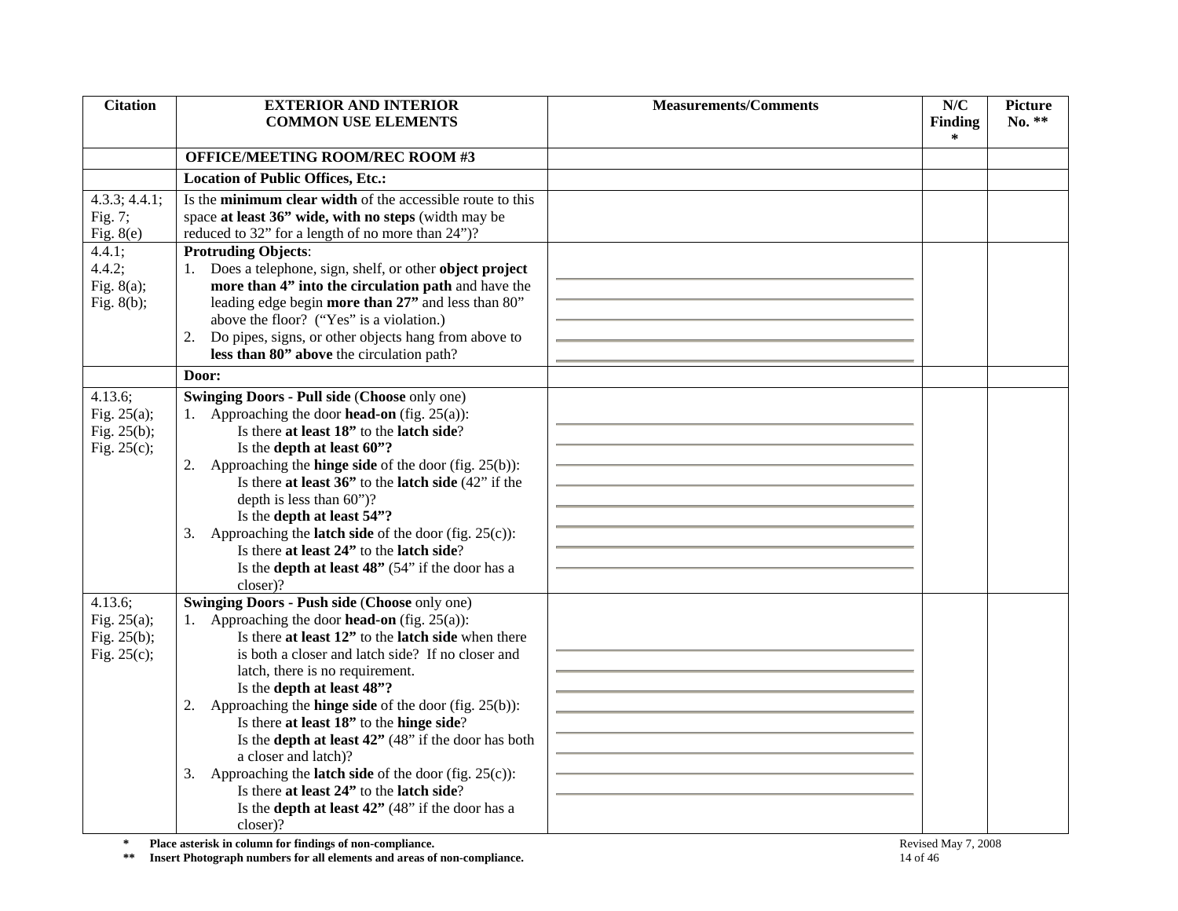| Citation | EXTERIOR AND INTERIOR COMMON USE ELEMENTS | Measurements/Comments | N/C Finding * | Picture No. ** |
|---|---|---|---|---|
| | **OFFICE/MEETING ROOM/REC ROOM #3** | | | |
| | **Location of Public Offices, Etc.:** | | | |
| 4.3.3; 4.4.1; Fig. 7; Fig. 8(e) | Is the **minimum clear width** of the accessible route to this space **at least 36" wide, with no steps** (width may be reduced to 32" for a length of no more than 24")? | | | |
| 4.4.1; 4.4.2; Fig. 8(a); Fig. 8(b); | **Protruding Objects**:<br>1. Does a telephone, sign, shelf, or other **object project more than 4" into the circulation path** and have the leading edge begin **more than 27"** and less than 80" above the floor? ("Yes" is a violation.)<br>2. Do pipes, signs, or other objects hang from above to **less than 80" above** the circulation path? | | | |
| | **Door:** | | | |
| 4.13.6; Fig. 25(a); Fig. 25(b); Fig. 25(c); | **Swinging Doors - Pull side** (**Choose** only one)<br>1. Approaching the door **head-on** (fig. 25(a)):<br>Is there **at least 18"** to the **latch side**?<br>Is the **depth at least 60"?**<br>2. Approaching the **hinge side** of the door (fig. 25(b)):<br>Is there **at least 36"** to the **latch side** (42" if the depth is less than 60")?<br>Is the **depth at least 54"?**<br>3. Approaching the **latch side** of the door (fig. 25(c)):<br>Is there **at least 24"** to the **latch side**?<br>Is the **depth at least 48"** (54" if the door has a closer)? | | | |
| 4.13.6; Fig. 25(a); Fig. 25(b); Fig. 25(c); | **Swinging Doors - Push side** (**Choose** only one)<br>1. Approaching the door **head-on** (fig. 25(a)):<br>Is there **at least 12"** to the **latch side** when there is both a closer and latch side? If no closer and latch, there is no requirement.<br>Is the **depth at least 48"?**<br>2. Approaching the **hinge side** of the door (fig. 25(b)):<br>Is there **at least 18"** to the **hinge side**?<br>Is the **depth at least 42"** (48" if the door has both a closer and latch)?<br>3. Approaching the **latch side** of the door (fig. 25(c)):<br>Is there **at least 24"** to the **latch side**?<br>Is the **depth at least 42"** (48" if the door has a closer)? | | | |

**\* Place asterisk in column for findings of non-compliance.**

**\*\* Insert Photograph numbers for all elements and areas of non-compliance.**

Revised May 7, 2008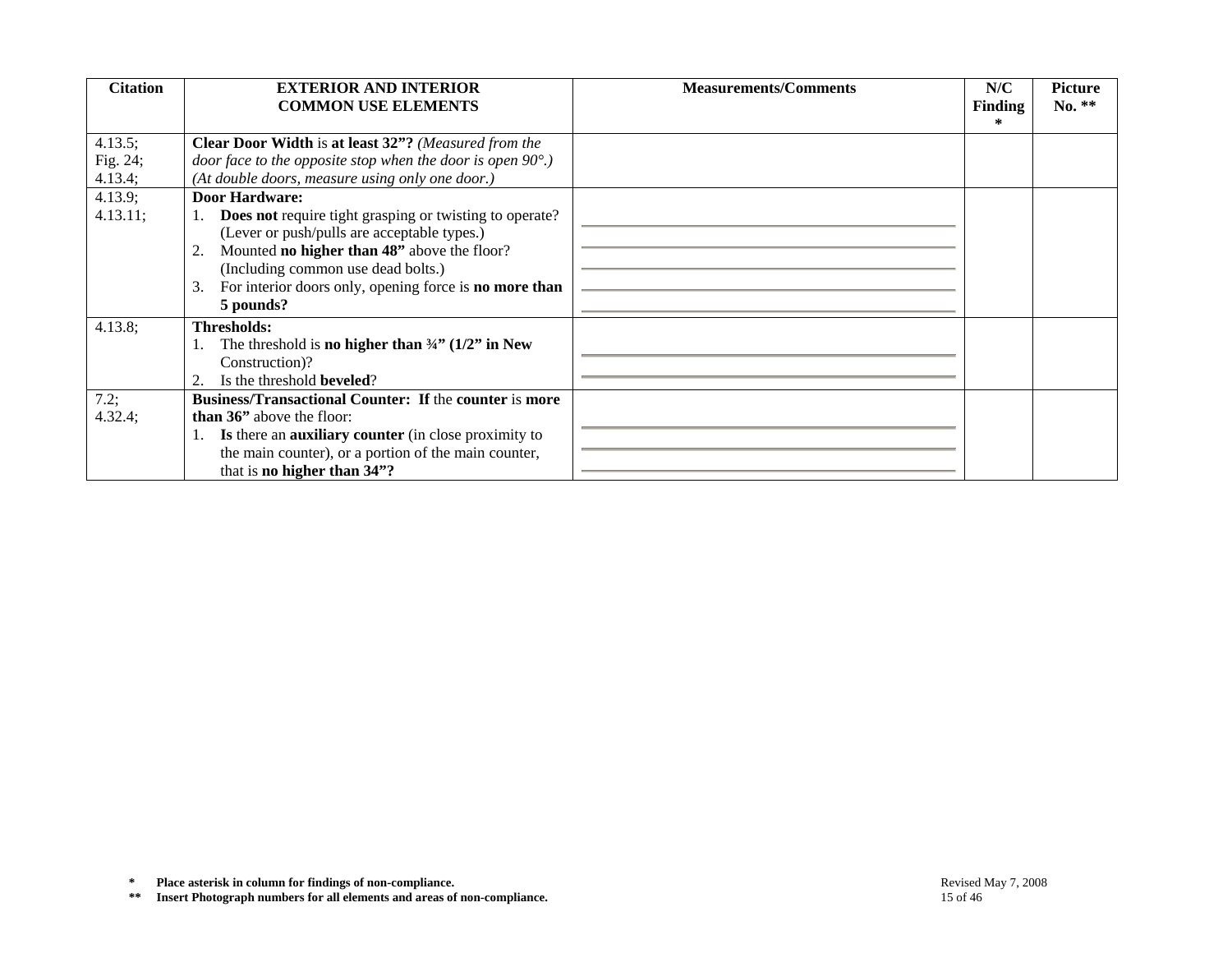| Citation | EXTERIOR AND INTERIOR COMMON USE ELEMENTS | Measurements/Comments | N/C Finding * | Picture No. ** |
|---|---|---|---|---|
| 4.13.5;<br>Fig. 24;<br>4.13.4; | **Clear Door Width** is **at least 32"?** *(Measured from the door face to the opposite stop when the door is open 90°.) (At double doors, measure using only one door.)* | | | |
| 4.13.9;<br>4.13.11; | **Door Hardware:**<br>1. **Does not** require tight grasping or twisting to operate? (Lever or push/pulls are acceptable types.)<br>2. Mounted **no higher than 48"** above the floor? (Including common use dead bolts.)<br>3. For interior doors only, opening force is **no more than 5 pounds?** | | | |
| 4.13.8; | **Thresholds:**<br>1. The threshold is **no higher than ¾" (1/2" in New** Construction)?<br>2. Is the threshold **beveled**? | | | |
| 7.2;<br>4.32.4; | **Business/Transactional Counter: If** the **counter** is **more than 36"** above the floor:<br>1. **Is** there an **auxiliary counter** (in close proximity to the main counter), or a portion of the main counter, that is **no higher than 34"?** | | | |

**\*** **Place asterisk in column for findings of non-compliance.**

**\*\*** **Insert Photograph numbers for all elements and areas of non-compliance.**

Revised May 7, 2008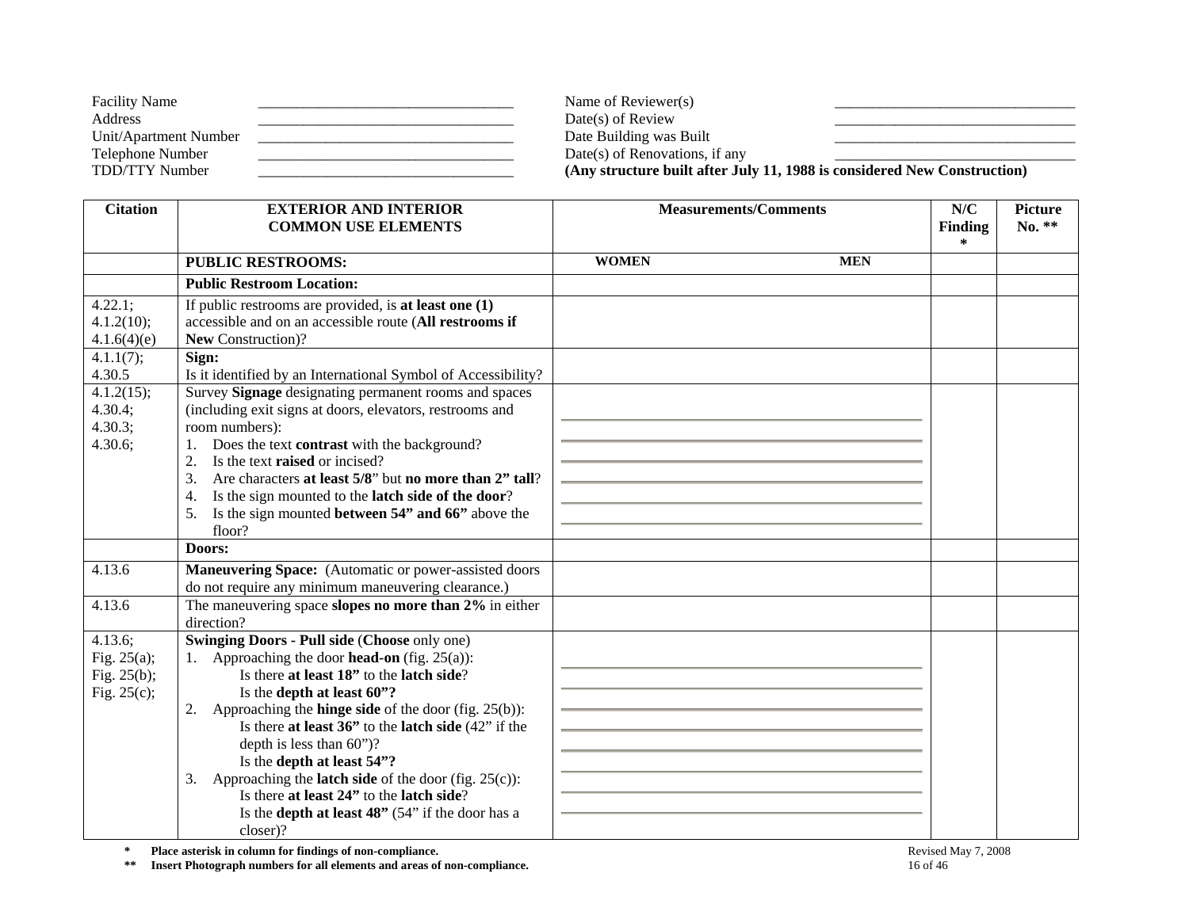| Facility Name | __________________________________ | Name of Reviewer(s) | ________________________________ |
|---|---|---|---|
| Address | __________________________________ | Date(s) of Review | ________________________________ |
| Unit/Apartment Number | __________________________________ | Date Building was Built | ________________________________ |
| Telephone Number | __________________________________ | Date(s) of Renovations, if any | ________________________________ |
| TDD/TTY Number | __________________________________ | **(Any structure built after July 11, 1988 is considered New Construction)** | |

| Citation | EXTERIOR AND INTERIOR COMMON USE ELEMENTS | Measurements/Comments | N/C Finding * | Picture No. ** |
|---|---|---|---|---|
| | **PUBLIC RESTROOMS:** | **WOMEN** **MEN** | | |
| | **Public Restroom Location:** | | | |
| 4.22.1; 4.1.2(10); 4.1.6(4)(e) | If public restrooms are provided, is **at least one (1)** accessible and on an accessible route (**All restrooms if New** Construction)? | | | |
| 4.1.1(7); 4.30.5 | **Sign:** Is it identified by an International Symbol of Accessibility? | | | |
| 4.1.2(15); 4.30.4; 4.30.3; 4.30.6; | Survey **Signage** designating permanent rooms and spaces (including exit signs at doors, elevators, restrooms and room numbers): 1. Does the text **contrast** with the background? 2. Is the text **raised** or incised? 3. Are characters **at least 5/8**" but **no more than 2" tall**? 4. Is the sign mounted to the **latch side of the door**? 5. Is the sign mounted **between 54" and 66"** above the floor? | | | |
| | **Doors:** | | | |
| 4.13.6 | **Maneuvering Space:** (Automatic or power-assisted doors do not require any minimum maneuvering clearance.) | | | |
| 4.13.6 | The maneuvering space **slopes no more than 2%** in either direction? | | | |
| 4.13.6; Fig. 25(a); Fig. 25(b); Fig. 25(c); | **Swinging Doors - Pull side** (**Choose** only one) 1. Approaching the door **head-on** (fig. 25(a)): Is there **at least 18"** to the **latch side**? Is the **depth at least 60"?** 2. Approaching the **hinge side** of the door (fig. 25(b)): Is there **at least 36"** to the **latch side** (42" if the depth is less than 60")? Is the **depth at least 54"?** 3. Approaching the **latch side** of the door (fig. 25(c)): Is there **at least 24"** to the **latch side**? Is the **depth at least 48"** (54" if the door has a closer)? | | | |

\* **Place asterisk in column for findings of non-compliance.**

\*\* **Insert Photograph numbers for all elements and areas of non-compliance.**

Revised May 7, 2008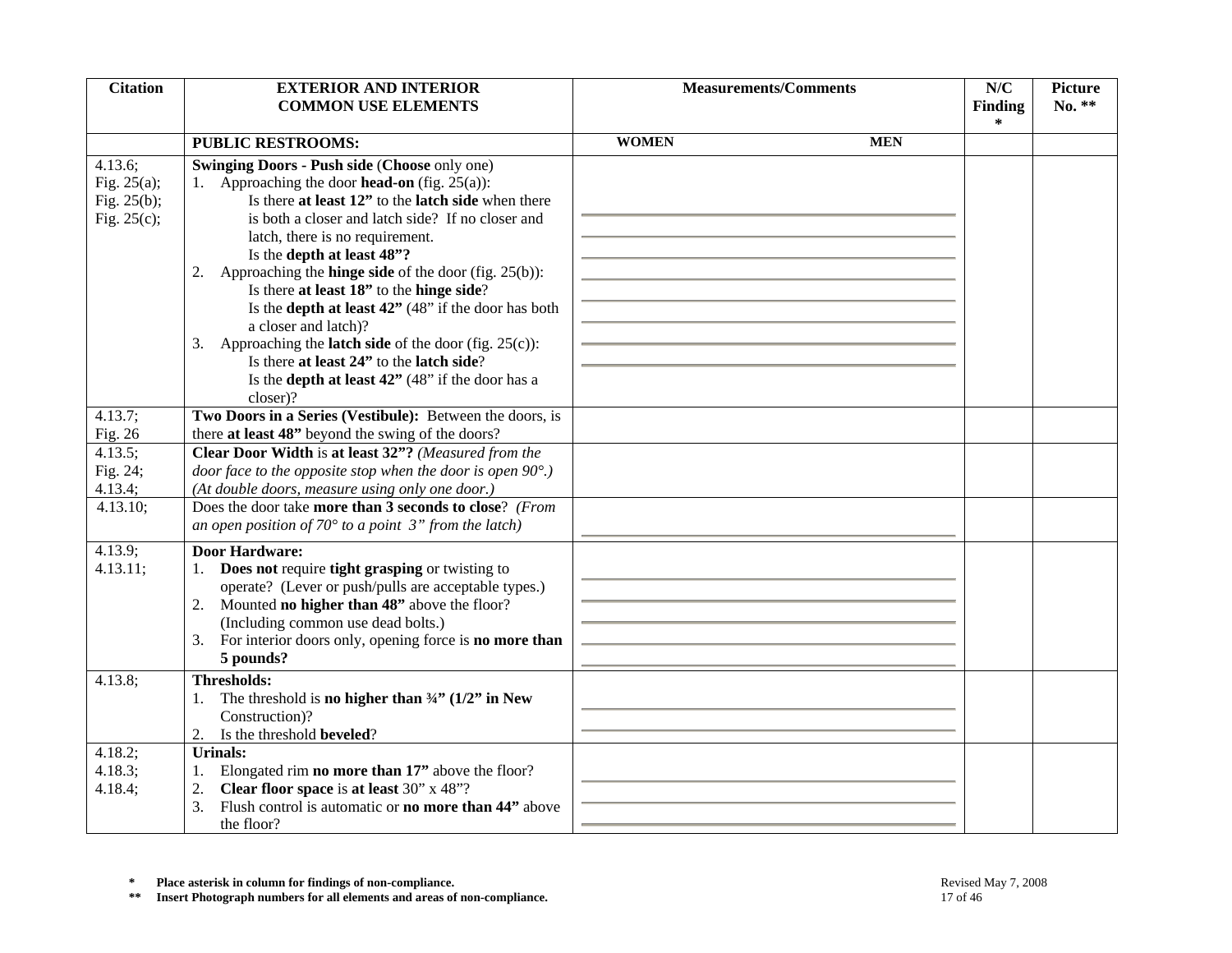| Citation | EXTERIOR AND INTERIOR COMMON USE ELEMENTS | Measurements/Comments | N/C Finding * | Picture No. ** |
|---|---|---|---|---|
| | **PUBLIC RESTROOMS:** | **WOMEN** **MEN** | | |
| 4.13.6; Fig. 25(a); Fig. 25(b); Fig. 25(c); | **Swinging Doors - Push side** (**Choose** only one)<br>1. Approaching the door **head-on** (fig. 25(a)):<br>Is there **at least 12"** to the **latch side** when there is both a closer and latch side? If no closer and latch, there is no requirement.<br>Is the **depth at least 48"?**<br>2. Approaching the **hinge side** of the door (fig. 25(b)):<br>Is there **at least 18"** to the **hinge side**?<br>Is the **depth at least 42"** (48" if the door has both a closer and latch)?<br>3. Approaching the **latch side** of the door (fig. 25(c)):<br>Is there **at least 24"** to the **latch side**?<br>Is the **depth at least 42"** (48" if the door has a closer)? | | | |
| 4.13.7; Fig. 26 | **Two Doors in a Series (Vestibule):** Between the doors, is there **at least 48"** beyond the swing of the doors? | | | |
| 4.13.5; Fig. 24; 4.13.4; | **Clear Door Width** is **at least 32"?** *(Measured from the door face to the opposite stop when the door is open 90°.) (At double doors, measure using only one door.)* | | | |
| 4.13.10; | Does the door take **more than 3 seconds to close**? *(From an open position of 70° to a point 3" from the latch)* | | | |
| 4.13.9; 4.13.11; | **Door Hardware:**<br>1. **Does not** require **tight grasping** or twisting to operate? (Lever or push/pulls are acceptable types.)<br>2. Mounted **no higher than 48"** above the floor? (Including common use dead bolts.)<br>3. For interior doors only, opening force is **no more than 5 pounds?** | | | |
| 4.13.8; | **Thresholds:**<br>1. The threshold is **no higher than ¾" (1/2" in New Construction)**?<br>2. Is the threshold **beveled**? | | | |
| 4.18.2; 4.18.3; 4.18.4; | **Urinals:**<br>1. Elongated rim **no more than 17"** above the floor?<br>2. **Clear floor space** is **at least** 30" x 48"?<br>3. Flush control is automatic or **no more than 44"** above the floor? | | | |

**\*** **Place asterisk in column for findings of non-compliance.**

**\*\*** **Insert Photograph numbers for all elements and areas of non-compliance.**

Revised May 7, 2008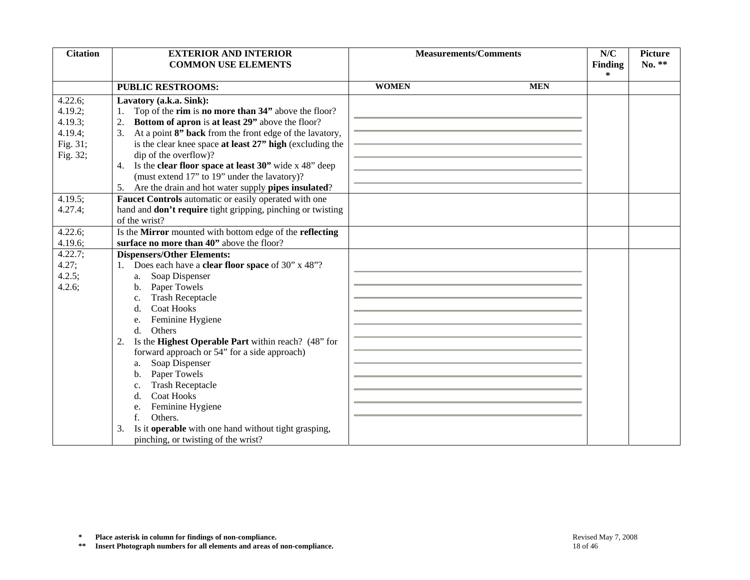| Citation | EXTERIOR AND INTERIOR COMMON USE ELEMENTS | Measurements/Comments | N/C Finding * | Picture No. ** |
|---|---|---|---|---|
| | **PUBLIC RESTROOMS:** | **WOMEN** **MEN** | | |
| 4.22.6; 4.19.2; 4.19.3; 4.19.4; Fig. 31; Fig. 32; | **Lavatory (a.k.a. Sink):** 1. Top of the **rim** is **no more than 34"** above the floor? 2. **Bottom of apron** is **at least 29"** above the floor? 3. At a point **8" back** from the front edge of the lavatory, is the clear knee space **at least 27" high** (excluding the dip of the overflow)? 4. Is the **clear floor space at least 30"** wide x 48" deep (must extend 17" to 19" under the lavatory)? 5. Are the drain and hot water supply **pipes insulated**? | | | |
| 4.19.5; 4.27.4; | **Faucet Controls** automatic or easily operated with one hand and **don't require** tight gripping, pinching or twisting of the wrist? | | | |
| 4.22.6; 4.19.6; | Is the **Mirror** mounted with bottom edge of the **reflecting surface no more than 40"** above the floor? | | | |
| 4.22.7; 4.27; 4.2.5; 4.2.6; | **Dispensers/Other Elements:** 1. Does each have a **clear floor space** of 30" x 48"? a. Soap Dispenser b. Paper Towels c. Trash Receptacle d. Coat Hooks e. Feminine Hygiene d. Others 2. Is the **Highest Operable Part** within reach? (48" for forward approach or 54" for a side approach) a. Soap Dispenser b. Paper Towels c. Trash Receptacle d. Coat Hooks e. Feminine Hygiene f. Others. 3. Is it **operable** with one hand without tight grasping, pinching, or twisting of the wrist? | | | |

**\*** **Place asterisk in column for findings of non-compliance.**

**\*\*** **Insert Photograph numbers for all elements and areas of non-compliance.**

Revised May 7, 2008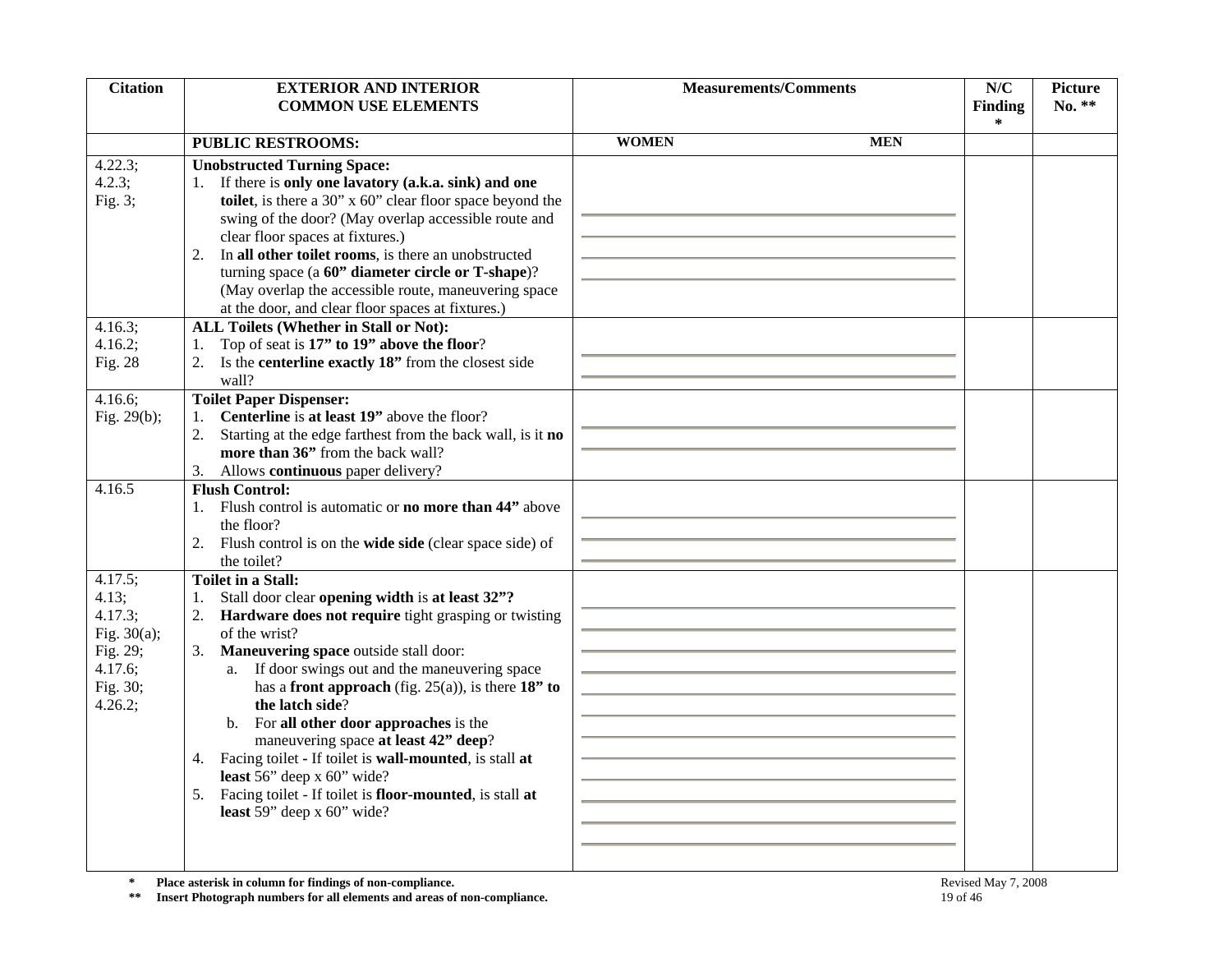| Citation | EXTERIOR AND INTERIOR COMMON USE ELEMENTS | Measurements/Comments | N/C Finding * | Picture No. ** |
|---|---|---|---|---|
| | **PUBLIC RESTROOMS:** | **WOMEN** **MEN** | | |
| 4.22.3; 4.2.3; Fig. 3; | **Unobstructed Turning Space:** 1. If there is **only one lavatory (a.k.a. sink) and one toilet**, is there a 30" x 60" clear floor space beyond the swing of the door? (May overlap accessible route and clear floor spaces at fixtures.) 2. In **all other toilet rooms**, is there an unobstructed turning space (a **60" diameter circle or T-shape**)? (May overlap the accessible route, maneuvering space at the door, and clear floor spaces at fixtures.) | | | |
| 4.16.3; 4.16.2; Fig. 28 | **ALL Toilets (Whether in Stall or Not):** 1. Top of seat is **17" to 19" above the floor**? 2. Is the **centerline exactly 18"** from the closest side wall? | | | |
| 4.16.6; Fig. 29(b); | **Toilet Paper Dispenser:** 1. **Centerline** is **at least 19"** above the floor? 2. Starting at the edge farthest from the back wall, is it **no more than 36"** from the back wall? 3. Allows **continuous** paper delivery? | | | |
| 4.16.5 | **Flush Control:** 1. Flush control is automatic or **no more than 44"** above the floor? 2. Flush control is on the **wide side** (clear space side) of the toilet? | | | |
| 4.17.5; 4.13; 4.17.3; Fig. 30(a); Fig. 29; 4.17.6; Fig. 30; 4.26.2; | **Toilet in a Stall:** 1. Stall door clear **opening width** is **at least 32"?** 2. **Hardware does not require** tight grasping or twisting of the wrist? 3. **Maneuvering space** outside stall door: a. If door swings out and the maneuvering space has a **front approach** (fig. 25(a)), is there **18" to the latch side**? b. For **all other door approaches** is the maneuvering space **at least 42" deep**? 4. Facing toilet - If toilet is **wall-mounted**, is stall **at least** 56" deep x 60" wide? 5. Facing toilet - If toilet is **floor-mounted**, is stall **at least** 59" deep x 60" wide? | | | |

\* Place asterisk in column for findings of non-compliance.

\*\* Insert Photograph numbers for all elements and areas of non-compliance.

Revised May 7, 2008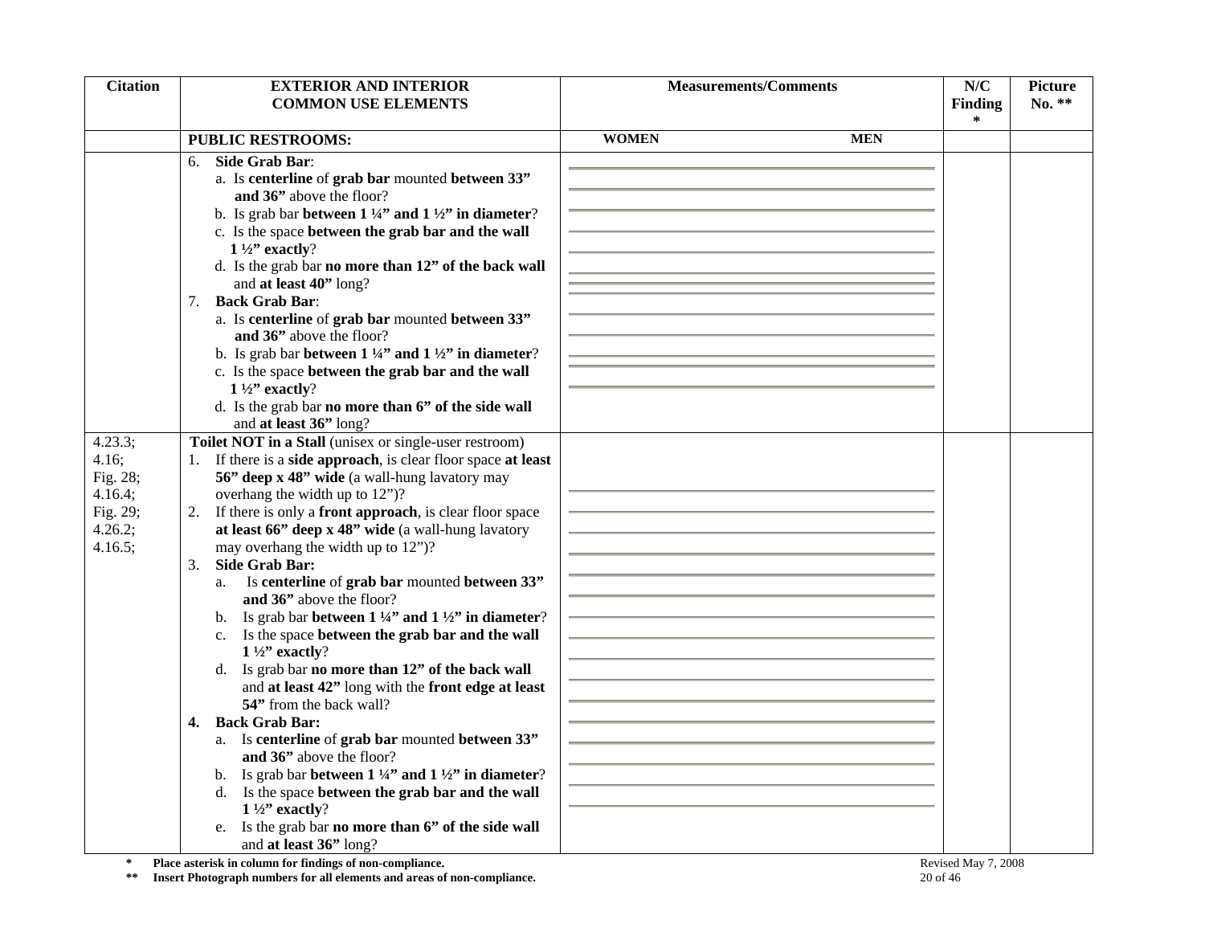| Citation | EXTERIOR AND INTERIOR COMMON USE ELEMENTS | Measurements/Comments | N/C Finding * | Picture No. ** |
|---|---|---|---|---|
| | **PUBLIC RESTROOMS:** | **WOMEN** **MEN** | | |
| | 6. **Side Grab Bar**:<br>a. Is **centerline** of **grab bar** mounted **between 33" and 36"** above the floor?<br>b. Is grab bar **between 1 ¼" and 1 ½" in diameter**?<br>c. Is the space **between the grab bar and the wall 1 ½" exactly**?<br>d. Is the grab bar **no more than 12" of the back wall** and **at least 40"** long?<br>7. **Back Grab Bar**:<br>a. Is **centerline** of **grab bar** mounted **between 33" and 36"** above the floor?<br>b. Is grab bar **between 1 ¼" and 1 ½" in diameter**?<br>c. Is the space **between the grab bar and the wall 1 ½" exactly**?<br>d. Is the grab bar **no more than 6" of the side wall** and **at least 36"** long? | | | |
| 4.23.3;<br>4.16;<br>Fig. 28;<br>4.16.4;<br>Fig. 29;<br>4.26.2;<br>4.16.5; | **Toilet NOT in a Stall** (unisex or single-user restroom)<br>1. If there is a **side approach**, is clear floor space **at least 56" deep x 48" wide** (a wall-hung lavatory may overhang the width up to 12")?<br>2. If there is only a **front approach**, is clear floor space **at least 66" deep x 48" wide** (a wall-hung lavatory may overhang the width up to 12")?<br>3. **Side Grab Bar:**<br>a. Is **centerline** of **grab bar** mounted **between 33" and 36"** above the floor?<br>b. Is grab bar **between 1 ¼" and 1 ½" in diameter**?<br>c. Is the space **between the grab bar and the wall 1 ½" exactly**?<br>d. Is grab bar **no more than 12" of the back wall** and **at least 42"** long with the **front edge at least 54"** from the back wall?<br>4. **Back Grab Bar:**<br>a. Is **centerline** of **grab bar** mounted **between 33" and 36"** above the floor?<br>b. Is grab bar **between 1 ¼" and 1 ½" in diameter**?<br>d. Is the space **between the grab bar and the wall 1 ½" exactly**?<br>e. Is the grab bar **no more than 6" of the side wall** and **at least 36"** long? | | | |

\* **Place asterisk in column for findings of non-compliance.**
\*\* **Insert Photograph numbers for all elements and areas of non-compliance.**

Revised May 7, 2008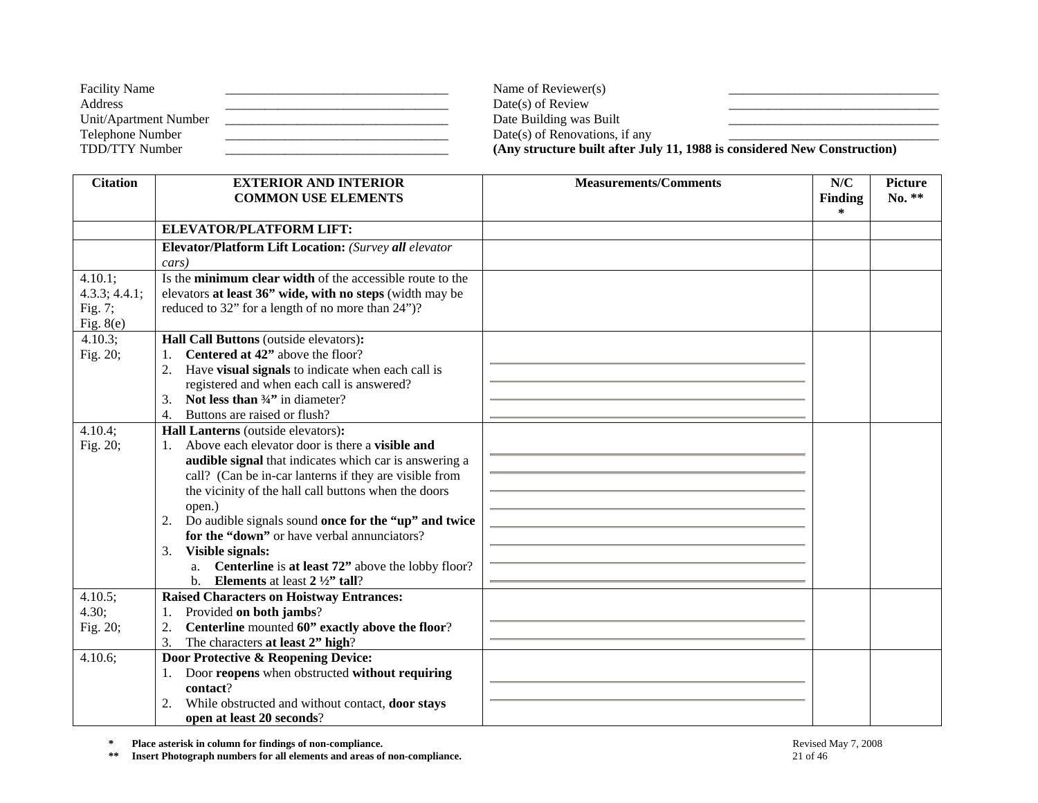| Facility Name | __________________ | Name of Reviewer(s) | __________________ |
|---|---|---|---|
| Address | __________________ | Date(s) of Review | __________________ |
| Unit/Apartment Number | __________________ | Date Building was Built | __________________ |
| Telephone Number | __________________ | Date(s) of Renovations, if any | __________________ |
| TDD/TTY Number | __________________ | **(Any structure built after July 11, 1988 is considered New Construction)** | |

| Citation | EXTERIOR AND INTERIOR COMMON USE ELEMENTS | Measurements/Comments | N/C Finding * | Picture No. ** |
|---|---|---|---|---|
| | **ELEVATOR/PLATFORM LIFT:** | | | |
| | **Elevator/Platform Lift Location:** *(Survey **all** elevator cars)* | | | |
| 4.10.1; 4.3.3; 4.4.1; Fig. 7; Fig. 8(e) | Is the **minimum clear width** of the accessible route to the elevators **at least 36" wide, with no steps** (width may be reduced to 32" for a length of no more than 24")? | | | |
| 4.10.3; Fig. 20; | **Hall Call Buttons** (outside elevators)**:**<br>1. **Centered at 42"** above the floor?<br>2. Have **visual signals** to indicate when each call is registered and when each call is answered?<br>3. **Not less than ¾"** in diameter?<br>4. Buttons are raised or flush? | | | |
| 4.10.4; Fig. 20; | **Hall Lanterns** (outside elevators)**:**<br>1. Above each elevator door is there a **visible and audible signal** that indicates which car is answering a call? (Can be in-car lanterns if they are visible from the vicinity of the hall call buttons when the doors open.)<br>2. Do audible signals sound **once for the "up" and twice for the "down"** or have verbal annunciators?<br>3. **Visible signals:**<br>a. **Centerline** is **at least 72"** above the lobby floor?<br>b. **Elements** at least **2 ½" tall**? | | | |
| 4.10.5; 4.30; Fig. 20; | **Raised Characters on Hoistway Entrances:**<br>1. Provided **on both jambs**?<br>2. **Centerline** mounted **60" exactly above the floor**?<br>3. The characters **at least 2" high**? | | | |
| 4.10.6; | **Door Protective & Reopening Device:**<br>1. Door **reopens** when obstructed **without requiring contact**?<br>2. While obstructed and without contact, **door stays open at least 20 seconds**? | | | |

**\* Place asterisk in column for findings of non-compliance.**

**\*\* Insert Photograph numbers for all elements and areas of non-compliance.**

Revised May 7, 2008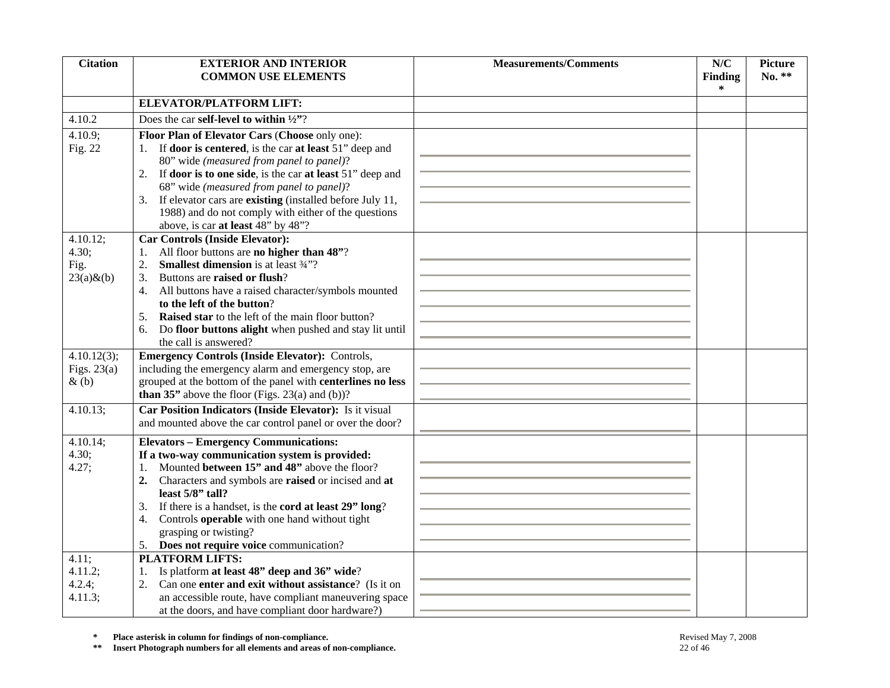| Citation | EXTERIOR AND INTERIOR COMMON USE ELEMENTS | Measurements/Comments | N/C Finding * | Picture No. ** |
|---|---|---|---|---|
| | **ELEVATOR/PLATFORM LIFT:** | | | |
| 4.10.2 | Does the car **self-level to within ½"**? | | | |
| 4.10.9; Fig. 22 | **Floor Plan of Elevator Cars** (**Choose** only one):<br>1. If **door is centered**, is the car **at least** 51" deep and 80" wide *(measured from panel to panel)*?<br>2. If **door is to one side**, is the car **at least** 51" deep and 68" wide *(measured from panel to panel)*?<br>3. If elevator cars are **existing** (installed before July 11, 1988) and do not comply with either of the questions above, is car **at least** 48" by 48"? | | | |
| 4.10.12; 4.30; Fig. 23(a)&(b) | **Car Controls (Inside Elevator):**<br>1. All floor buttons are **no higher than 48"**?<br>2. **Smallest dimension** is at least ¾"?<br>3. Buttons are **raised or flush**?<br>4. All buttons have a raised character/symbols mounted **to the left of the button**?<br>5. **Raised star** to the left of the main floor button?<br>6. Do **floor buttons alight** when pushed and stay lit until the call is answered? | | | |
| 4.10.12(3); Figs. 23(a) & (b) | **Emergency Controls (Inside Elevator):** Controls, including the emergency alarm and emergency stop, are grouped at the bottom of the panel with **centerlines no less than 35"** above the floor (Figs. 23(a) and (b))? | | | |
| 4.10.13; | **Car Position Indicators (Inside Elevator):** Is it visual and mounted above the car control panel or over the door? | | | |
| 4.10.14; 4.30; 4.27; | **Elevators – Emergency Communications:**<br>**If a two-way communication system is provided:**<br>1. Mounted **between 15" and 48"** above the floor?<br>**2.** Characters and symbols are **raised** or incised and **at least 5/8" tall?**<br>3. If there is a handset, is the **cord at least 29" long**?<br>4. Controls **operable** with one hand without tight grasping or twisting?<br>5. **Does not require voice** communication? | | | |
| 4.11; 4.11.2; 4.2.4; 4.11.3; | **PLATFORM LIFTS:**<br>1. Is platform **at least 48" deep and 36" wide**?<br>2. Can one **enter and exit without assistance**? (Is it on an accessible route, have compliant maneuvering space at the doors, and have compliant door hardware?) | | | |

**\*** **Place asterisk in column for findings of non-compliance.**

**\*\*** **Insert Photograph numbers for all elements and areas of non-compliance.**

Revised May 7, 2008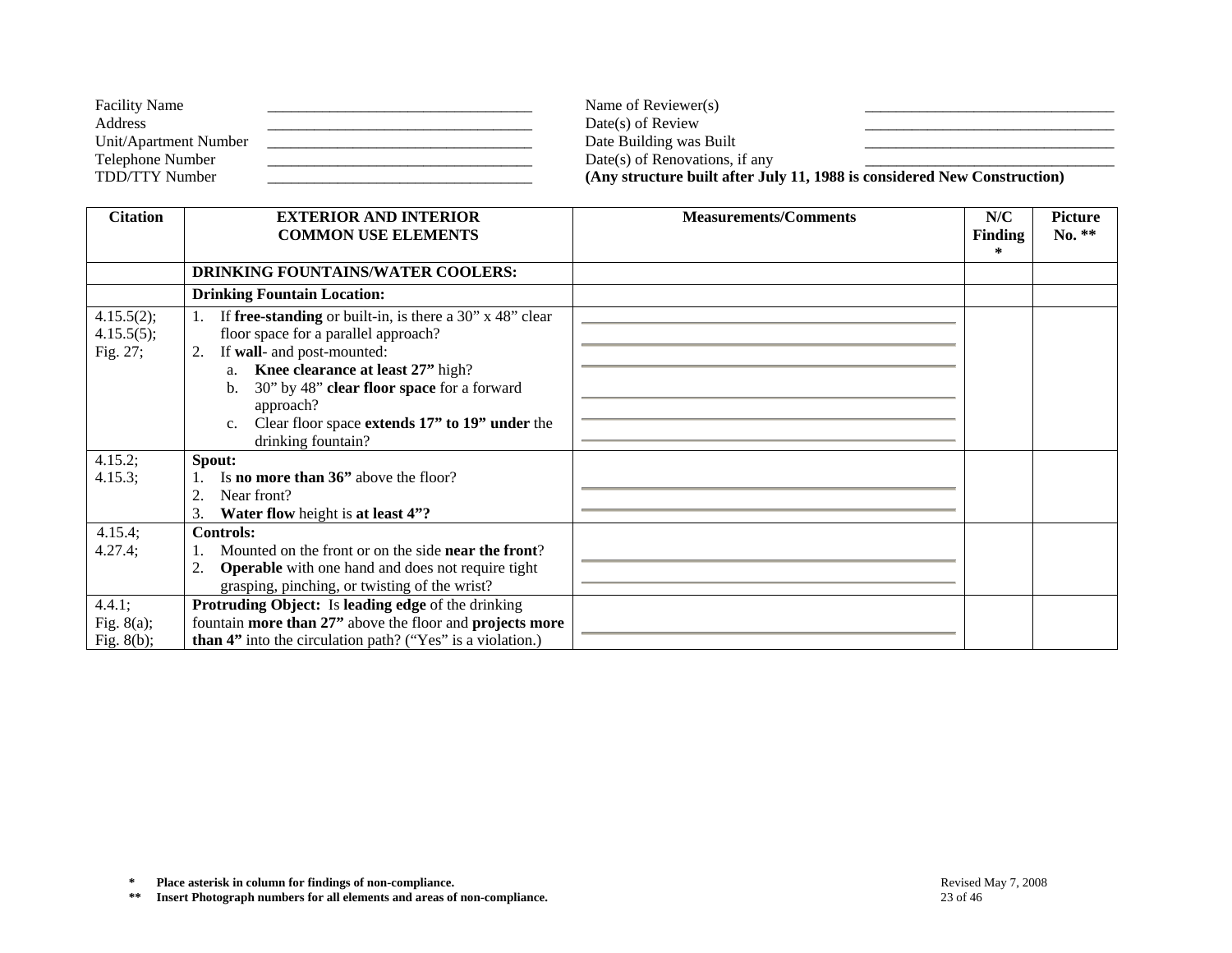| Facility Name | __________________ | Name of Reviewer(s) | __________________ |
|---|---|---|---|
| Address | __________________ | Date(s) of Review | __________________ |
| Unit/Apartment Number | __________________ | Date Building was Built | __________________ |
| Telephone Number | __________________ | Date(s) of Renovations, if any | __________________ |
| TDD/TTY Number | __________________ | **(Any structure built after July 11, 1988 is considered New Construction)** | |

| Citation | EXTERIOR AND INTERIOR COMMON USE ELEMENTS | Measurements/Comments | N/C Finding * | Picture No. ** |
|---|---|---|---|---|
| | **DRINKING FOUNTAINS/WATER COOLERS:** | | | |
| | **Drinking Fountain Location:** | | | |
| 4.15.5(2); 4.15.5(5); Fig. 27; | 1. If **free-standing** or built-in, is there a 30" x 48" clear floor space for a parallel approach?<br>2. If **wall**- and post-mounted:<br>a. **Knee clearance at least 27"** high?<br>b. 30" by 48" **clear floor space** for a forward approach?<br>c. Clear floor space **extends 17" to 19" under** the drinking fountain? | | | |
| 4.15.2; 4.15.3; | **Spout:**<br>1. Is **no more than 36"** above the floor?<br>2. Near front?<br>3. **Water flow** height is **at least 4"?** | | | |
| 4.15.4; 4.27.4; | **Controls:**<br>1. Mounted on the front or on the side **near the front**?<br>2. **Operable** with one hand and does not require tight grasping, pinching, or twisting of the wrist? | | | |
| 4.4.1; Fig. 8(a); Fig. 8(b); | **Protruding Object:** Is **leading edge** of the drinking fountain **more than 27"** above the floor and **projects more than 4"** into the circulation path? ("Yes" is a violation.) | | | |

**\* Place asterisk in column for findings of non-compliance.**

**\*\* Insert Photograph numbers for all elements and areas of non-compliance.**

Revised May 7, 2008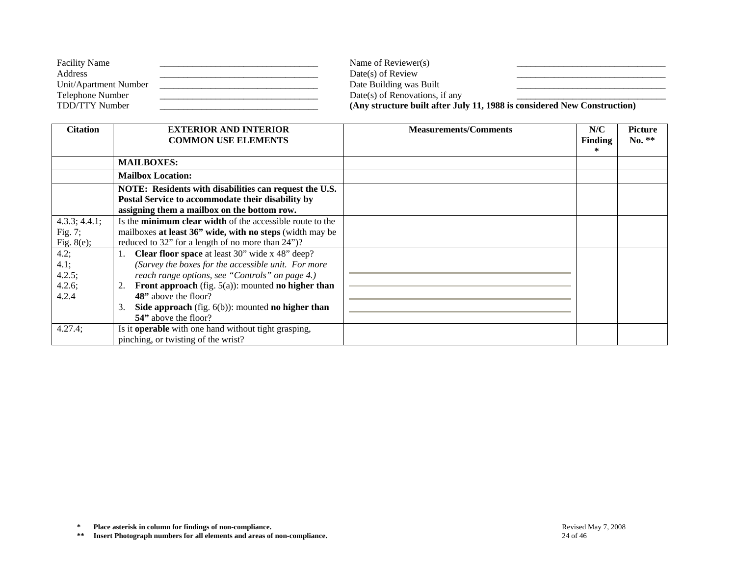| Facility Name | __________________________________ | Name of Reviewer(s) | ________________________________ |
|---|---|---|---|
| Address | __________________________________ | Date(s) of Review | ________________________________ |
| Unit/Apartment Number | __________________________________ | Date Building was Built | ________________________________ |
| Telephone Number | __________________________________ | Date(s) of Renovations, if any | ________________________________ |
| TDD/TTY Number | __________________________________ | **(Any structure built after July 11, 1988 is considered New Construction)** | |

| Citation | EXTERIOR AND INTERIOR COMMON USE ELEMENTS | Measurements/Comments | N/C Finding * | Picture No. ** |
|---|---|---|---|---|
| | **MAILBOXES:** | | | |
| | **Mailbox Location:** | | | |
| | **NOTE: Residents with disabilities can request the U.S. Postal Service to accommodate their disability by assigning them a mailbox on the bottom row.** | | | |
| 4.3.3; 4.4.1; Fig. 7; Fig. 8(e); | Is the **minimum clear width** of the accessible route to the mailboxes **at least 36" wide, with no steps** (width may be reduced to 32" for a length of no more than 24")? | | | |
| 4.2; 4.1; 4.2.5; 4.2.6; 4.2.4 | 1. **Clear floor space** at least 30" wide x 48" deep? *(Survey the boxes for the accessible unit. For more reach range options, see "Controls" on page 4.)* 2. **Front approach** (fig. 5(a)): mounted **no higher than 48"** above the floor? 3. **Side approach** (fig. 6(b)): mounted **no higher than 54"** above the floor? | | | |
| 4.27.4; | Is it **operable** with one hand without tight grasping, pinching, or twisting of the wrist? | | | |

**\* Place asterisk in column for findings of non-compliance.**
**\*\* Insert Photograph numbers for all elements and areas of non-compliance.**

Revised May 7, 2008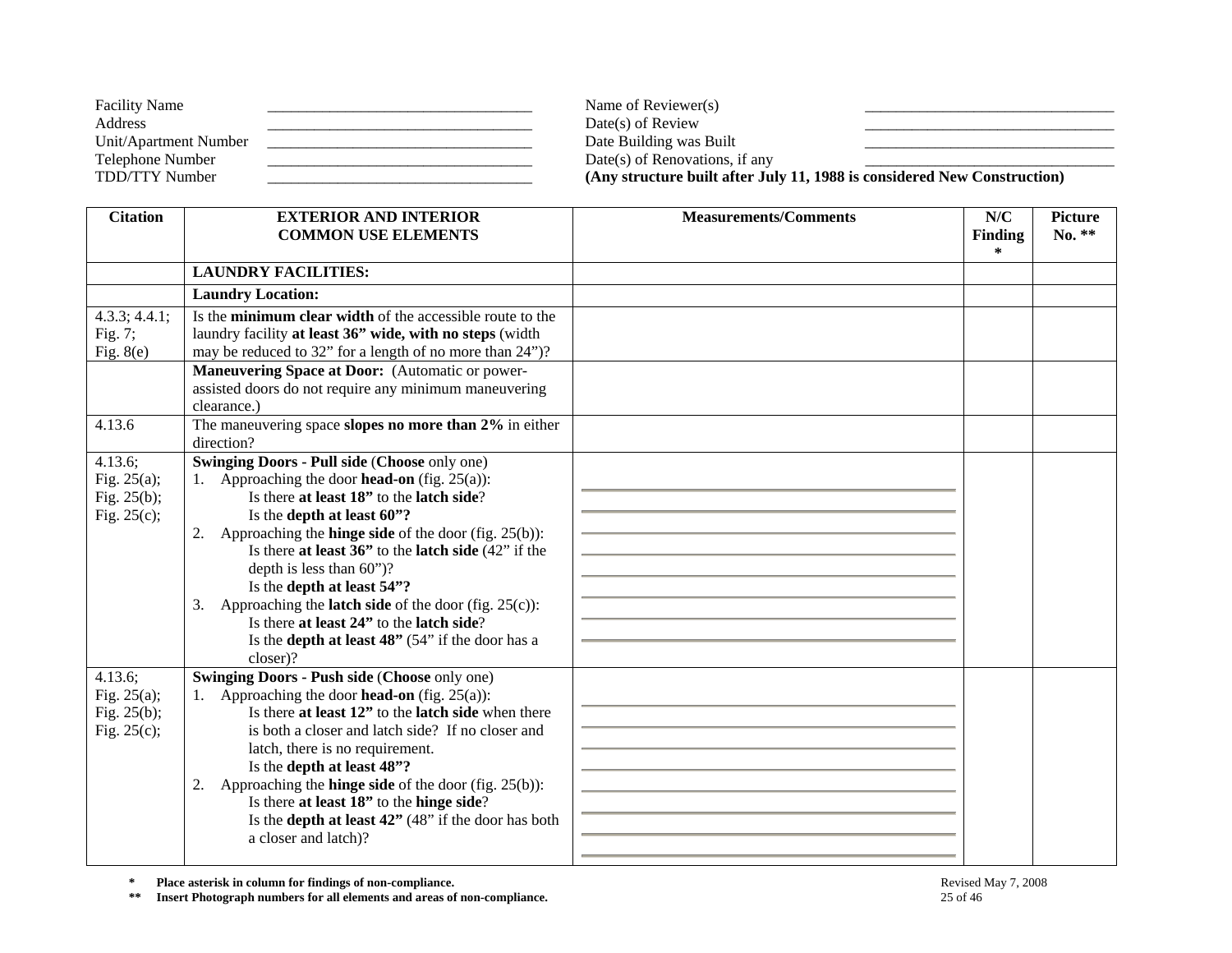| Facility Name | \_\_\_\_\_\_\_\_\_\_\_\_\_\_\_\_\_\_\_\_\_\_\_\_\_\_\_\_\_\_\_\_\_\_ | Name of Reviewer(s) | \_\_\_\_\_\_\_\_\_\_\_\_\_\_\_\_\_\_\_\_\_\_\_\_\_\_\_\_\_\_\_\_ |
|---|---|---|---|
| Address | \_\_\_\_\_\_\_\_\_\_\_\_\_\_\_\_\_\_\_\_\_\_\_\_\_\_\_\_\_\_\_\_\_\_ | Date(s) of Review | \_\_\_\_\_\_\_\_\_\_\_\_\_\_\_\_\_\_\_\_\_\_\_\_\_\_\_\_\_\_\_\_ |
| Unit/Apartment Number | \_\_\_\_\_\_\_\_\_\_\_\_\_\_\_\_\_\_\_\_\_\_\_\_\_\_\_\_\_\_\_\_\_\_ | Date Building was Built | \_\_\_\_\_\_\_\_\_\_\_\_\_\_\_\_\_\_\_\_\_\_\_\_\_\_\_\_\_\_\_\_ |
| Telephone Number | \_\_\_\_\_\_\_\_\_\_\_\_\_\_\_\_\_\_\_\_\_\_\_\_\_\_\_\_\_\_\_\_\_\_ | Date(s) of Renovations, if any | \_\_\_\_\_\_\_\_\_\_\_\_\_\_\_\_\_\_\_\_\_\_\_\_\_\_\_\_\_\_\_\_ |
| TDD/TTY Number | \_\_\_\_\_\_\_\_\_\_\_\_\_\_\_\_\_\_\_\_\_\_\_\_\_\_\_\_\_\_\_\_\_\_ | **(Any structure built after July 11, 1988 is considered New Construction)** | |

| Citation | EXTERIOR AND INTERIOR COMMON USE ELEMENTS | Measurements/Comments | N/C Finding * | Picture No. ** |
|---|---|---|---|---|
| | **LAUNDRY FACILITIES:** | | | |
| | **Laundry Location:** | | | |
| 4.3.3; 4.4.1; Fig. 7; Fig. 8(e) | Is the **minimum clear width** of the accessible route to the laundry facility **at least 36" wide, with no steps** (width may be reduced to 32" for a length of no more than 24")? | | | |
| | **Maneuvering Space at Door:** (Automatic or power-assisted doors do not require any minimum maneuvering clearance.) | | | |
| 4.13.6 | The maneuvering space **slopes no more than 2%** in either direction? | | | |
| 4.13.6; Fig. 25(a); Fig. 25(b); Fig. 25(c); | **Swinging Doors - Pull side** (**Choose** only one)<br>1. Approaching the door **head-on** (fig. 25(a)):<br>Is there **at least 18"** to the **latch side**?<br>Is the **depth at least 60"?**<br>2. Approaching the **hinge side** of the door (fig. 25(b)):<br>Is there **at least 36"** to the **latch side** (42" if the depth is less than 60")?<br>Is the **depth at least 54"?**<br>3. Approaching the **latch side** of the door (fig. 25(c)):<br>Is there **at least 24"** to the **latch side**?<br>Is the **depth at least 48"** (54" if the door has a closer)? | | | |
| 4.13.6; Fig. 25(a); Fig. 25(b); Fig. 25(c); | **Swinging Doors - Push side** (**Choose** only one)<br>1. Approaching the door **head-on** (fig. 25(a)):<br>Is there **at least 12"** to the **latch side** when there is both a closer and latch side? If no closer and latch, there is no requirement.<br>Is the **depth at least 48"?**<br>2. Approaching the **hinge side** of the door (fig. 25(b)):<br>Is there **at least 18"** to the **hinge side**?<br>Is the **depth at least 42"** (48" if the door has both a closer and latch)? | | | |

**\* Place asterisk in column for findings of non-compliance.**

**\*\* Insert Photograph numbers for all elements and areas of non-compliance.**

Revised May 7, 2008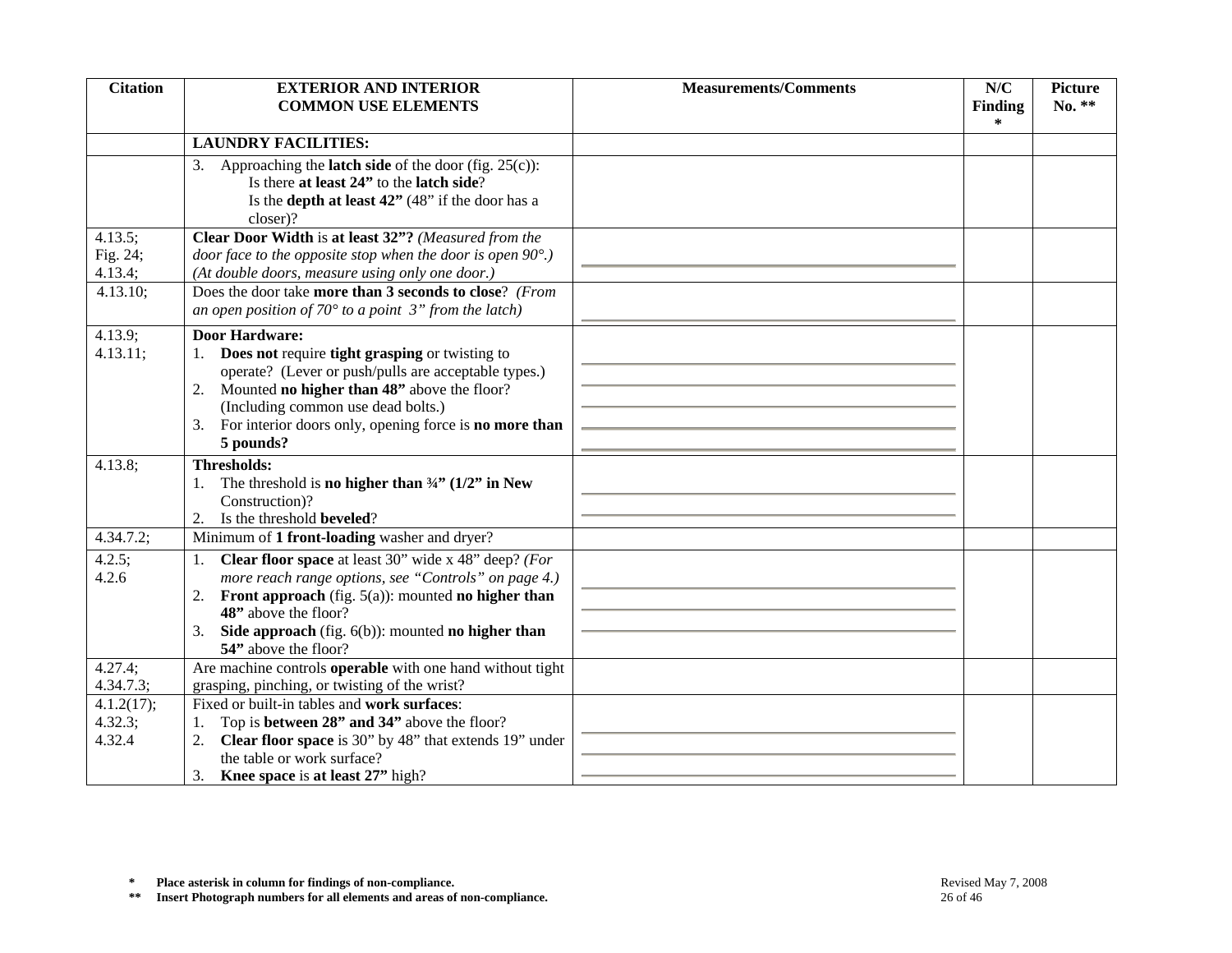| Citation | EXTERIOR AND INTERIOR COMMON USE ELEMENTS | Measurements/Comments | N/C Finding * | Picture No. ** |
|---|---|---|---|---|
| | **LAUNDRY FACILITIES:** | | | |
| | 3. Approaching the **latch side** of the door (fig. 25(c)): Is there **at least 24"** to the **latch side**? Is the **depth at least 42"** (48" if the door has a closer)? | | | |
| 4.13.5; Fig. 24; 4.13.4; | **Clear Door Width** is **at least 32"?** *(Measured from the door face to the opposite stop when the door is open 90°.) (At double doors, measure using only one door.)* | | | |
| 4.13.10; | Does the door take **more than 3 seconds to close**? *(From an open position of 70° to a point 3" from the latch)* | | | |
| 4.13.9; 4.13.11; | **Door Hardware:**<br>1. **Does not** require **tight grasping** or twisting to operate? (Lever or push/pulls are acceptable types.)<br>2. Mounted **no higher than 48"** above the floor? (Including common use dead bolts.)<br>3. For interior doors only, opening force is **no more than 5 pounds?** | | | |
| 4.13.8; | **Thresholds:**<br>1. The threshold is **no higher than ¾" (1/2" in New** Construction)?<br>2. Is the threshold **beveled**? | | | |
| 4.34.7.2; | Minimum of **1 front-loading** washer and dryer? | | | |
| 4.2.5; 4.2.6 | 1. **Clear floor space** at least 30" wide x 48" deep? *(For more reach range options, see "Controls" on page 4.)*<br>2. **Front approach** (fig. 5(a)): mounted **no higher than 48"** above the floor?<br>3. **Side approach** (fig. 6(b)): mounted **no higher than 54"** above the floor? | | | |
| 4.27.4; 4.34.7.3; | Are machine controls **operable** with one hand without tight grasping, pinching, or twisting of the wrist? | | | |
| 4.1.2(17); 4.32.3; 4.32.4 | Fixed or built-in tables and **work surfaces**:<br>1. Top is **between 28" and 34"** above the floor?<br>2. **Clear floor space** is 30" by 48" that extends 19" under the table or work surface?<br>3. **Knee space** is **at least 27"** high? | | | |

\* **Place asterisk in column for findings of non-compliance.**

\*\* **Insert Photograph numbers for all elements and areas of non-compliance.**

Revised May 7, 2008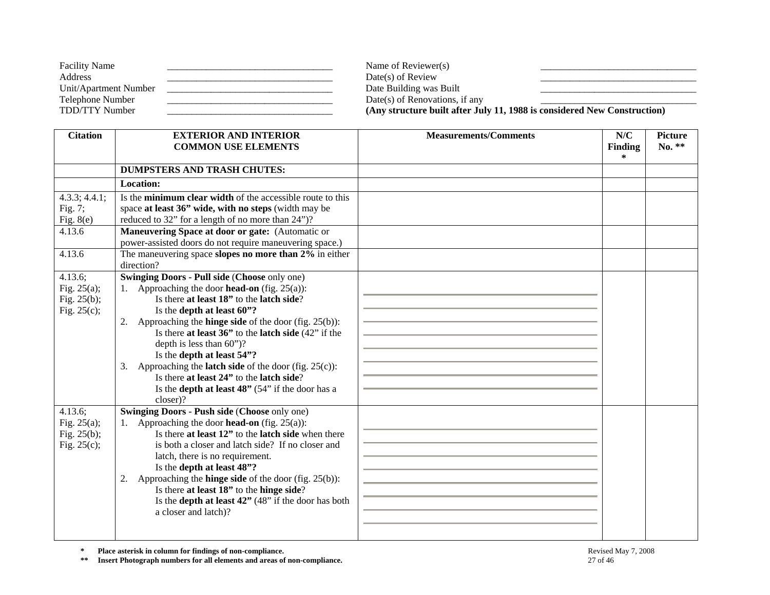| Facility Name | ___________________ | Name of Reviewer(s) | ___________________ |
|---|---|---|---|
| Address | ___________________ | Date(s) of Review | ___________________ |
| Unit/Apartment Number | ___________________ | Date Building was Built | ___________________ |
| Telephone Number | ___________________ | Date(s) of Renovations, if any | ___________________ |
| TDD/TTY Number | ___________________ | **(Any structure built after July 11, 1988 is considered New Construction)** | |

| Citation | EXTERIOR AND INTERIOR COMMON USE ELEMENTS | Measurements/Comments | N/C Finding * | Picture No. ** |
|---|---|---|---|---|
| | **DUMPSTERS AND TRASH CHUTES:** | | | |
| | **Location:** | | | |
| 4.3.3; 4.4.1; Fig. 7; Fig. 8(e) | Is the **minimum clear width** of the accessible route to this space **at least 36" wide, with no steps** (width may be reduced to 32" for a length of no more than 24")? | | | |
| 4.13.6 | **Maneuvering Space at door or gate:** (Automatic or power-assisted doors do not require maneuvering space.) | | | |
| 4.13.6 | The maneuvering space **slopes no more than 2%** in either direction? | | | |
| 4.13.6; Fig. 25(a); Fig. 25(b); Fig. 25(c); | **Swinging Doors - Pull side** (**Choose** only one)<br>1. Approaching the door **head-on** (fig. 25(a)):<br>Is there **at least 18"** to the **latch side**?<br>Is the **depth at least 60"?**<br>2. Approaching the **hinge side** of the door (fig. 25(b)):<br>Is there **at least 36"** to the **latch side** (42" if the depth is less than 60")?<br>Is the **depth at least 54"?**<br>3. Approaching the **latch side** of the door (fig. 25(c)):<br>Is there **at least 24"** to the **latch side**?<br>Is the **depth at least 48"** (54" if the door has a closer)? | | | |
| 4.13.6; Fig. 25(a); Fig. 25(b); Fig. 25(c); | **Swinging Doors - Push side** (**Choose** only one)<br>1. Approaching the door **head-on** (fig. 25(a)):<br>Is there **at least 12"** to the **latch side** when there is both a closer and latch side? If no closer and latch, there is no requirement.<br>Is the **depth at least 48"?**<br>2. Approaching the **hinge side** of the door (fig. 25(b)):<br>Is there **at least 18"** to the **hinge side**?<br>Is the **depth at least 42"** (48" if the door has both a closer and latch)? | | | |

**\*** **Place asterisk in column for findings of non-compliance.**
**\*\*** **Insert Photograph numbers for all elements and areas of non-compliance.**

Revised May 7, 2008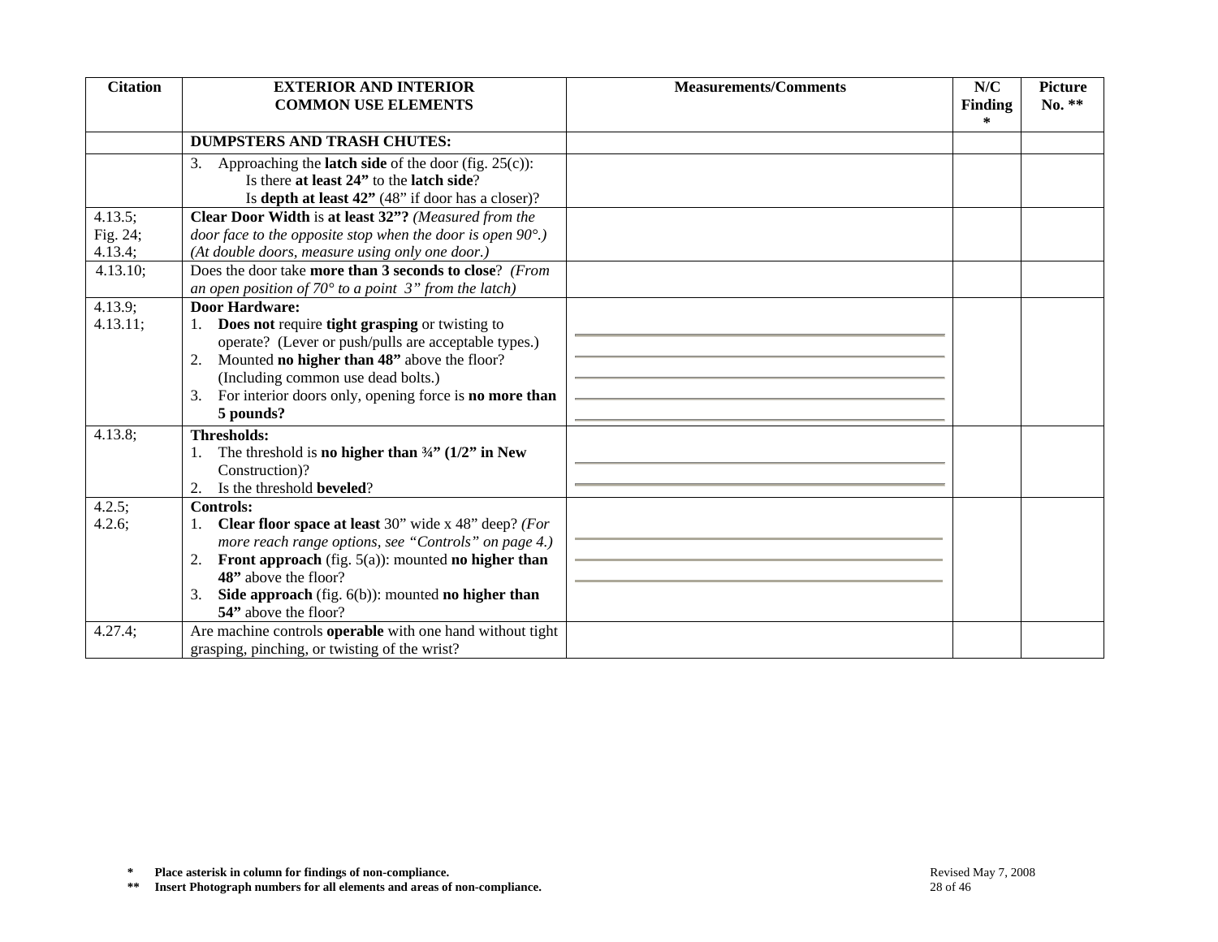| Citation | EXTERIOR AND INTERIOR COMMON USE ELEMENTS | Measurements/Comments | N/C Finding * | Picture No. ** |
|---|---|---|---|---|
| | **DUMPSTERS AND TRASH CHUTES:** | | | |
| | 3. Approaching the **latch side** of the door (fig. 25(c)):<br>Is there **at least 24"** to the **latch side**?<br>Is **depth at least 42"** (48" if door has a closer)? | | | |
| 4.13.5;<br>Fig. 24;<br>4.13.4; | **Clear Door Width** is **at least 32"?** *(Measured from the door face to the opposite stop when the door is open 90°.) (At double doors, measure using only one door.)* | | | |
| 4.13.10; | Does the door take **more than 3 seconds to close**? *(From an open position of 70° to a point 3" from the latch)* | | | |
| 4.13.9;<br>4.13.11; | **Door Hardware:**<br>1. **Does not** require **tight grasping** or twisting to operate? (Lever or push/pulls are acceptable types.)<br>2. Mounted **no higher than 48"** above the floor? (Including common use dead bolts.)<br>3. For interior doors only, opening force is **no more than 5 pounds?** | | | |
| 4.13.8; | **Thresholds:**<br>1. The threshold is **no higher than ¾" (1/2" in New** Construction)?<br>2. Is the threshold **beveled**? | | | |
| 4.2.5;<br>4.2.6; | **Controls:**<br>1. **Clear floor space at least** 30" wide x 48" deep? *(For more reach range options, see "Controls" on page 4.)*<br>2. **Front approach** (fig. 5(a)): mounted **no higher than 48"** above the floor?<br>3. **Side approach** (fig. 6(b)): mounted **no higher than 54"** above the floor? | | | |
| 4.27.4; | Are machine controls **operable** with one hand without tight grasping, pinching, or twisting of the wrist? | | | |

**\* Place asterisk in column for findings of non-compliance.**

**\*\* Insert Photograph numbers for all elements and areas of non-compliance.**

Revised May 7, 2008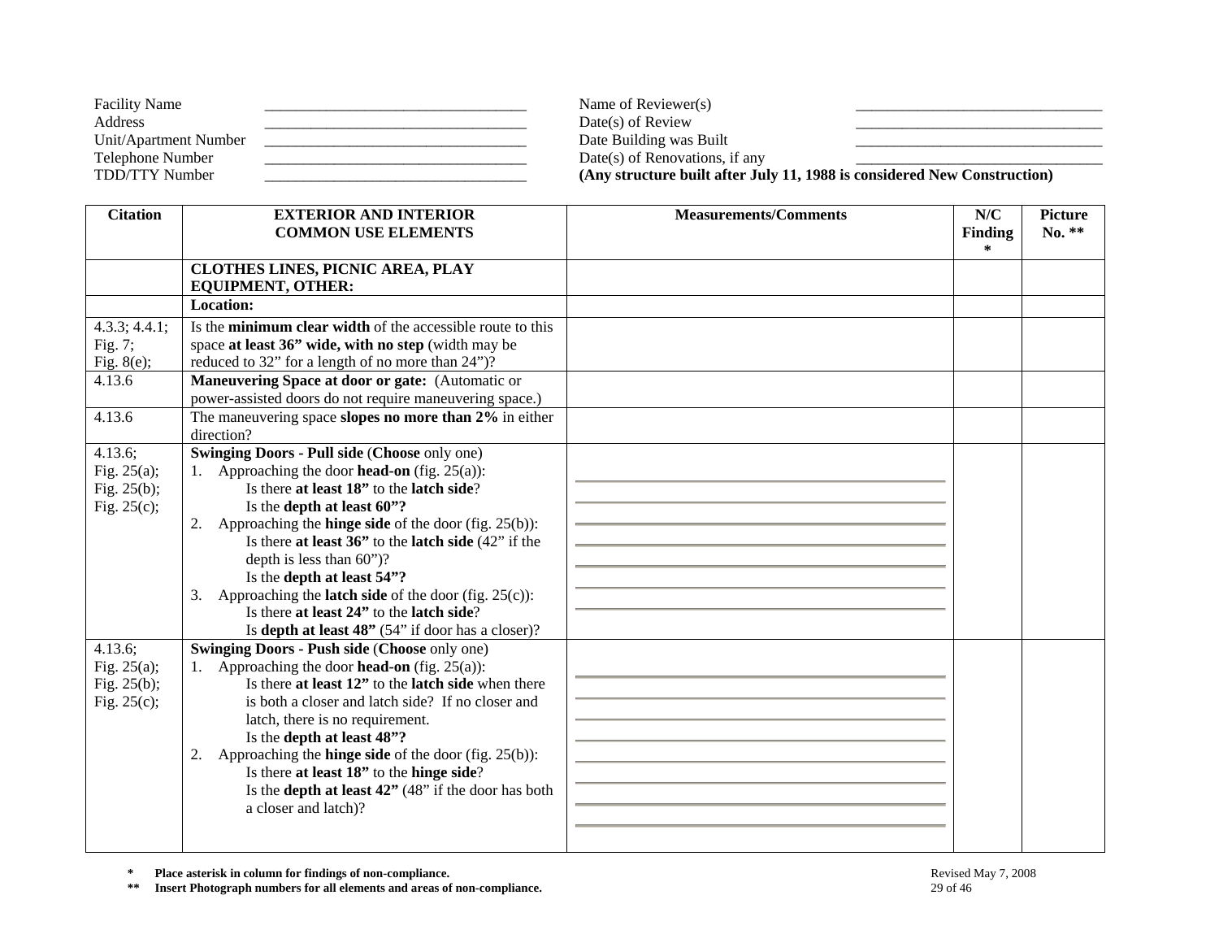| | | | |
|---|---|---|---|
| Facility Name | ___________________ | Name of Reviewer(s) | ___________________ |
| Address | ___________________ | Date(s) of Review | ___________________ |
| Unit/Apartment Number | ___________________ | Date Building was Built | ___________________ |
| Telephone Number | ___________________ | Date(s) of Renovations, if any | ___________________ |
| TDD/TTY Number | ___________________ | **(Any structure built after July 11, 1988 is considered New Construction)** | |

| Citation | EXTERIOR AND INTERIOR COMMON USE ELEMENTS | Measurements/Comments | N/C Finding * | Picture No. ** |
|---|---|---|---|---|
| | **CLOTHES LINES, PICNIC AREA, PLAY EQUIPMENT, OTHER:** | | | |
| | **Location:** | | | |
| 4.3.3; 4.4.1; Fig. 7; Fig. 8(e); | Is the **minimum clear width** of the accessible route to this space **at least 36" wide, with no step** (width may be reduced to 32" for a length of no more than 24")? | | | |
| 4.13.6 | **Maneuvering Space at door or gate:** (Automatic or power-assisted doors do not require maneuvering space.) | | | |
| 4.13.6 | The maneuvering space **slopes no more than 2%** in either direction? | | | |
| 4.13.6; Fig. 25(a); Fig. 25(b); Fig. 25(c); | **Swinging Doors - Pull side** (**Choose** only one)<br>1. Approaching the door **head-on** (fig. 25(a)):<br>Is there **at least 18"** to the **latch side**?<br>Is the **depth at least 60"?**<br>2. Approaching the **hinge side** of the door (fig. 25(b)):<br>Is there **at least 36"** to the **latch side** (42" if the depth is less than 60")?<br>Is the **depth at least 54"?**<br>3. Approaching the **latch side** of the door (fig. 25(c)):<br>Is there **at least 24"** to the **latch side**?<br>Is **depth at least 48"** (54" if door has a closer)? | | | |
| 4.13.6; Fig. 25(a); Fig. 25(b); Fig. 25(c); | **Swinging Doors - Push side** (**Choose** only one)<br>1. Approaching the door **head-on** (fig. 25(a)):<br>Is there **at least 12"** to the **latch side** when there is both a closer and latch side? If no closer and latch, there is no requirement.<br>Is the **depth at least 48"?**<br>2. Approaching the **hinge side** of the door (fig. 25(b)):<br>Is there **at least 18"** to the **hinge side**?<br>Is the **depth at least 42"** (48" if the door has both a closer and latch)? | | | |

\* **Place asterisk in column for findings of non-compliance.**

\*\* **Insert Photograph numbers for all elements and areas of non-compliance.**

Revised May 7, 2008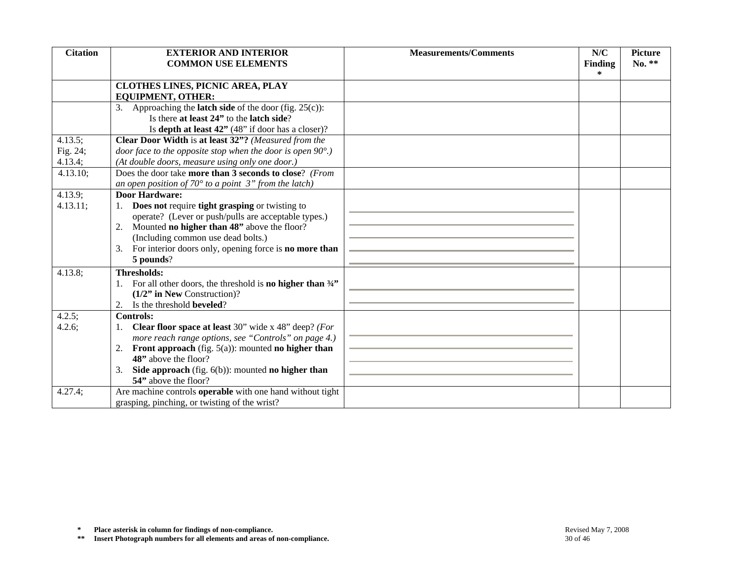| Citation | EXTERIOR AND INTERIOR COMMON USE ELEMENTS | Measurements/Comments | N/C Finding * | Picture No. ** |
|---|---|---|---|---|
| | **CLOTHES LINES, PICNIC AREA, PLAY EQUIPMENT, OTHER:** | | | |
| | 3. Approaching the **latch side** of the door (fig. 25(c)): Is there **at least 24"** to the **latch side**? Is **depth at least 42"** (48" if door has a closer)? | | | |
| 4.13.5; Fig. 24; 4.13.4; | **Clear Door Width** is **at least 32"?** *(Measured from the door face to the opposite stop when the door is open 90°.) (At double doors, measure using only one door.)* | | | |
| 4.13.10; | Does the door take **more than 3 seconds to close**? *(From an open position of 70° to a point 3" from the latch)* | | | |
| 4.13.9; 4.13.11; | **Door Hardware:**<br>1. **Does not** require **tight grasping** or twisting to operate? (Lever or push/pulls are acceptable types.)<br>2. Mounted **no higher than 48"** above the floor? (Including common use dead bolts.)<br>3. For interior doors only, opening force is **no more than 5 pounds**? | | | |
| 4.13.8; | **Thresholds:**<br>1. For all other doors, the threshold is **no higher than ¾" (1/2" in New** Construction)?<br>2. Is the threshold **beveled**? | | | |
| 4.2.5; 4.2.6; | **Controls:**<br>1. **Clear floor space at least** 30" wide x 48" deep? *(For more reach range options, see "Controls" on page 4.)*<br>2. **Front approach** (fig. 5(a)): mounted **no higher than 48"** above the floor?<br>3. **Side approach** (fig. 6(b)): mounted **no higher than 54"** above the floor? | | | |
| 4.27.4; | Are machine controls **operable** with one hand without tight grasping, pinching, or twisting of the wrist? | | | |

**\*** **Place asterisk in column for findings of non-compliance.**
**\*\*** **Insert Photograph numbers for all elements and areas of non-compliance.**

Revised May 7, 2008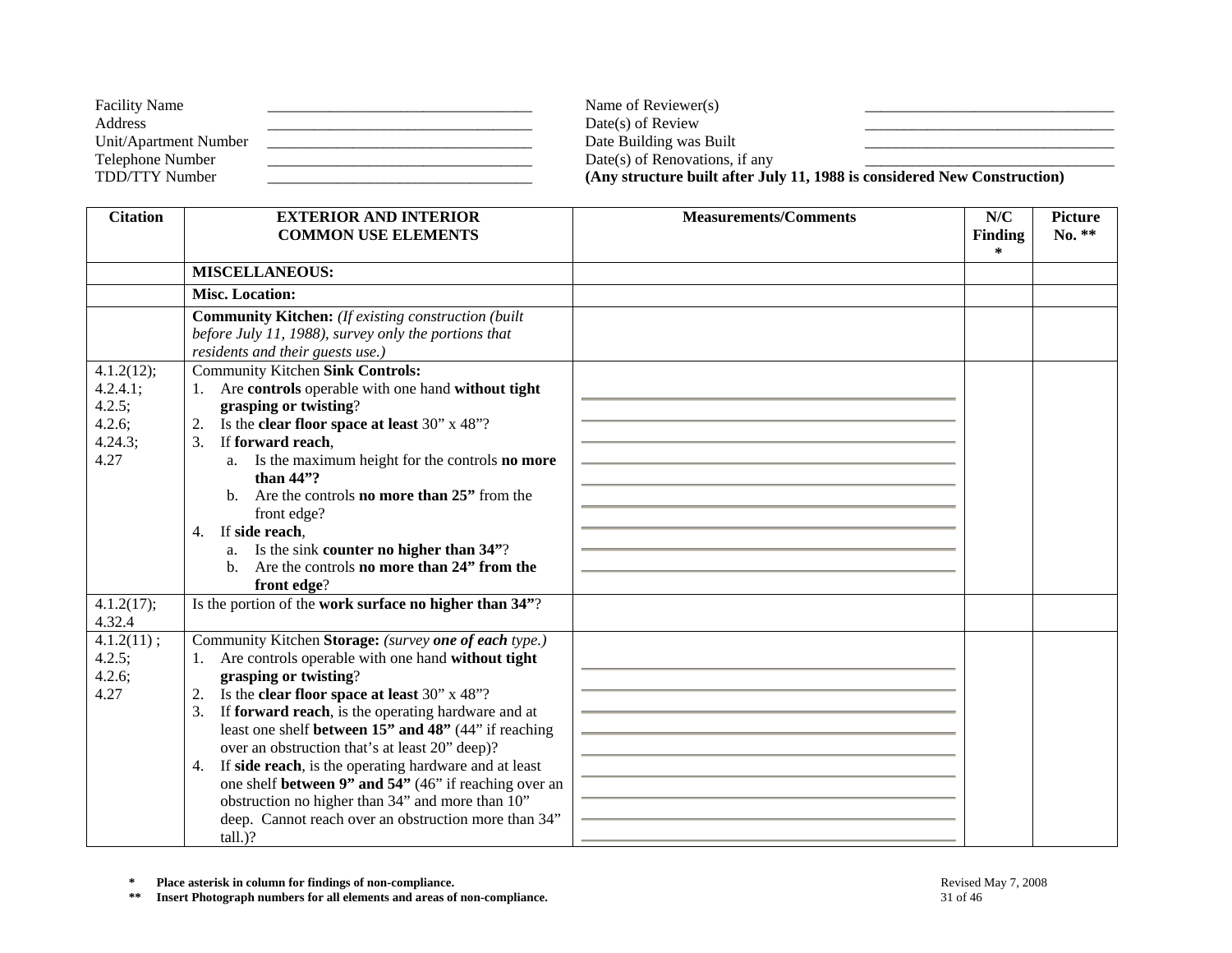| | | | |
|---|---|---|---|
| Facility Name | ______________________ | Name of Reviewer(s) | ______________________ |
| Address | ______________________ | Date(s) of Review | ______________________ |
| Unit/Apartment Number | ______________________ | Date Building was Built | ______________________ |
| Telephone Number | ______________________ | Date(s) of Renovations, if any | ______________________ |
| TDD/TTY Number | ______________________ | **(Any structure built after July 11, 1988 is considered New Construction)** | |

| Citation | EXTERIOR AND INTERIOR COMMON USE ELEMENTS | Measurements/Comments | N/C Finding * | Picture No. ** |
|---|---|---|---|---|
| | **MISCELLANEOUS:** | | | |
| | **Misc. Location:** | | | |
| | **Community Kitchen:** *(If existing construction (built before July 11, 1988), survey only the portions that residents and their guests use.)* | | | |
| 4.1.2(12); 4.2.4.1; 4.2.5; 4.2.6; 4.24.3; 4.27 | Community Kitchen **Sink Controls:**<br>1. Are **controls** operable with one hand **without tight grasping or twisting**?<br>2. Is the **clear floor space at least** 30" x 48"?<br>3. If **forward reach**,<br>a. Is the maximum height for the controls **no more than 44"?**<br>b. Are the controls **no more than 25"** from the front edge?<br>4. If **side reach**,<br>a. Is the sink **counter no higher than 34"**?<br>b. Are the controls **no more than 24" from the front edge**? | | | |
| 4.1.2(17); 4.32.4 | Is the portion of the **work surface no higher than 34"**? | | | |
| 4.1.2(11) ; 4.2.5; 4.2.6; 4.27 | Community Kitchen **Storage:** *(survey **one of each** type.)*<br>1. Are controls operable with one hand **without tight grasping or twisting**?<br>2. Is the **clear floor space at least** 30" x 48"?<br>3. If **forward reach**, is the operating hardware and at least one shelf **between 15" and 48"** (44" if reaching over an obstruction that's at least 20" deep)?<br>4. If **side reach**, is the operating hardware and at least one shelf **between 9" and 54"** (46" if reaching over an obstruction no higher than 34" and more than 10" deep. Cannot reach over an obstruction more than 34" tall.)? | | | |

**\*** **Place asterisk in column for findings of non-compliance.**
**\*\*** **Insert Photograph numbers for all elements and areas of non-compliance.**

Revised May 7, 2008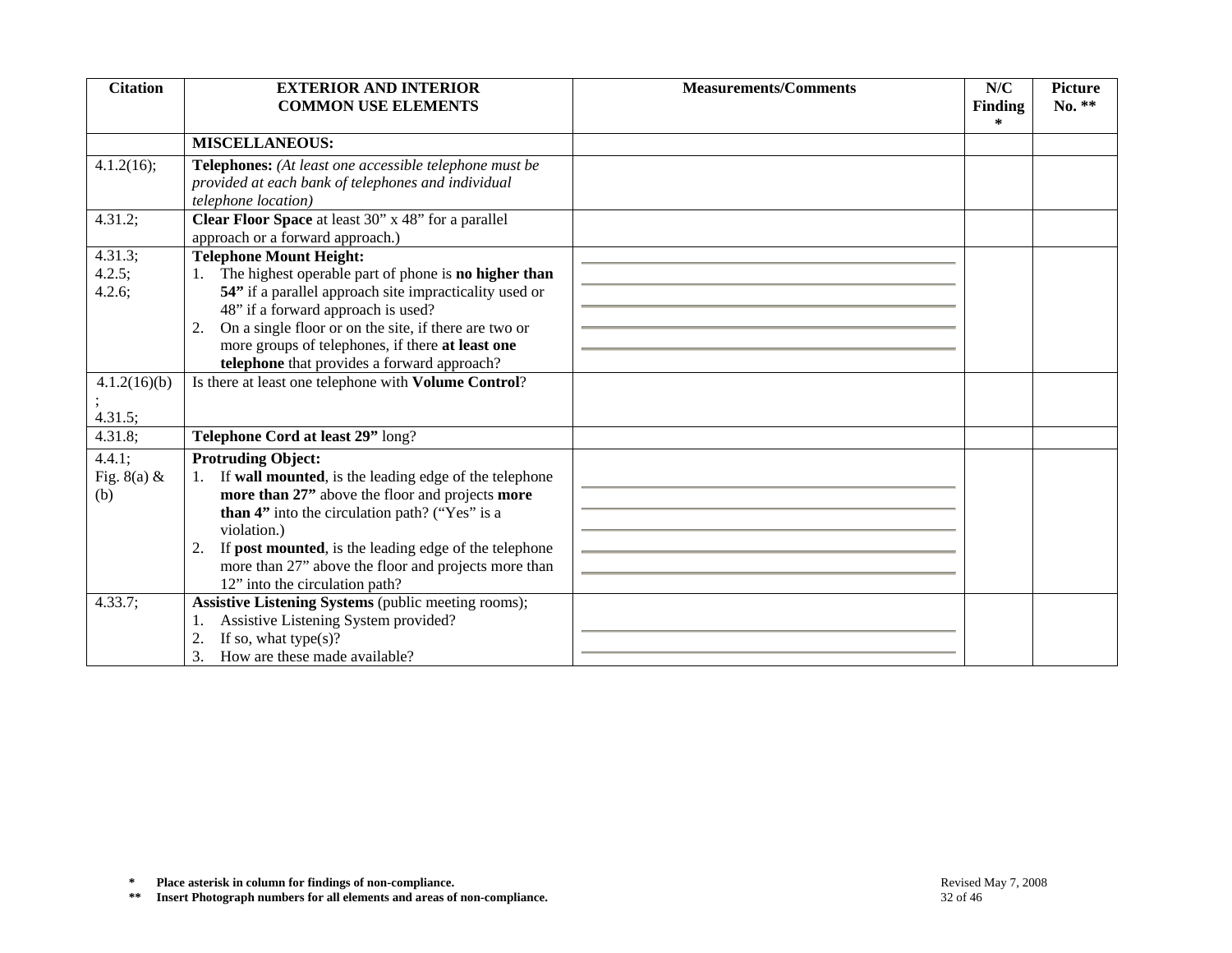| Citation | EXTERIOR AND INTERIOR COMMON USE ELEMENTS | Measurements/Comments | N/C Finding * | Picture No. ** |
|---|---|---|---|---|
| | **MISCELLANEOUS:** | | | |
| 4.1.2(16); | **Telephones:** *(At least one accessible telephone must be provided at each bank of telephones and individual telephone location)* | | | |
| 4.31.2; | **Clear Floor Space** at least 30" x 48" for a parallel approach or a forward approach.) | | | |
| 4.31.3; 4.2.5; 4.2.6; | **Telephone Mount Height:**<br>1. The highest operable part of phone is **no higher than 54"** if a parallel approach site impracticality used or 48" if a forward approach is used?<br>2. On a single floor or on the site, if there are two or more groups of telephones, if there **at least one telephone** that provides a forward approach? | | | |
| 4.1.2(16)(b); 4.31.5; | Is there at least one telephone with **Volume Control**? | | | |
| 4.31.8; | **Telephone Cord at least 29"** long? | | | |
| 4.4.1; Fig. 8(a) & (b) | **Protruding Object:**<br>1. If **wall mounted**, is the leading edge of the telephone **more than 27"** above the floor and projects **more than 4"** into the circulation path? ("Yes" is a violation.)<br>2. If **post mounted**, is the leading edge of the telephone more than 27" above the floor and projects more than 12" into the circulation path? | | | |
| 4.33.7; | **Assistive Listening Systems** (public meeting rooms);<br>1. Assistive Listening System provided?<br>2. If so, what type(s)?<br>3. How are these made available? | | | |

\* **Place asterisk in column for findings of non-compliance.**

\*\* **Insert Photograph numbers for all elements and areas of non-compliance.**

Revised May 7, 2008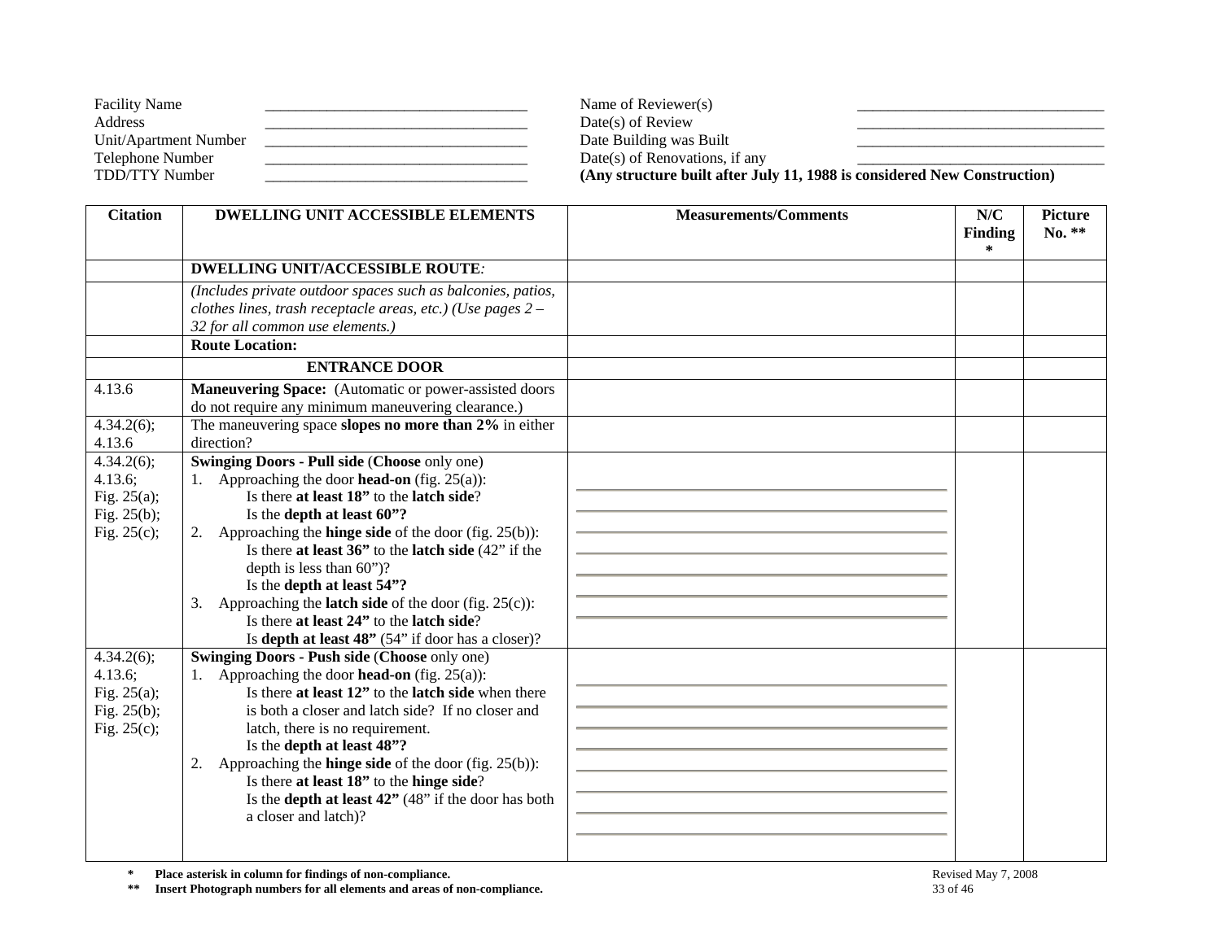| Facility Name | ______________________________ | Name of Reviewer(s) | ______________________________ |
|---|---|---|---|
| Address | ______________________________ | Date(s) of Review | ______________________________ |
| Unit/Apartment Number | ______________________________ | Date Building was Built | ______________________________ |
| Telephone Number | ______________________________ | Date(s) of Renovations, if any | ______________________________ |
| TDD/TTY Number | ______________________________ | **(Any structure built after July 11, 1988 is considered New Construction)** | |

| Citation | DWELLING UNIT ACCESSIBLE ELEMENTS | Measurements/Comments | N/C Finding * | Picture No. ** |
|---|---|---|---|---|
| | **DWELLING UNIT/ACCESSIBLE ROUTE***:* | | | |
| | *(Includes private outdoor spaces such as balconies, patios, clothes lines, trash receptacle areas, etc.) (Use pages 2 – 32 for all common use elements.)* | | | |
| | **Route Location:** | | | |
| | **ENTRANCE DOOR** | | | |
| 4.13.6 | **Maneuvering Space:** (Automatic or power-assisted doors do not require any minimum maneuvering clearance.) | | | |
| 4.34.2(6); 4.13.6 | The maneuvering space **slopes no more than 2%** in either direction? | | | |
| 4.34.2(6); 4.13.6; Fig. 25(a); Fig. 25(b); Fig. 25(c); | **Swinging Doors - Pull side** (**Choose** only one)<br>1. Approaching the door **head-on** (fig. 25(a)):<br>Is there **at least 18"** to the **latch side**?<br>Is the **depth at least 60"?**<br>2. Approaching the **hinge side** of the door (fig. 25(b)):<br>Is there **at least 36"** to the **latch side** (42" if the depth is less than 60")?<br>Is the **depth at least 54"?**<br>3. Approaching the **latch side** of the door (fig. 25(c)):<br>Is there **at least 24"** to the **latch side**?<br>Is **depth at least 48"** (54" if door has a closer)? | ______________________<br>______________________<br>______________________<br>______________________<br>______________________<br>______________________<br>______________________ | | |
| 4.34.2(6); 4.13.6; Fig. 25(a); Fig. 25(b); Fig. 25(c); | **Swinging Doors - Push side** (**Choose** only one)<br>1. Approaching the door **head-on** (fig. 25(a)):<br>Is there **at least 12"** to the **latch side** when there is both a closer and latch side? If no closer and latch, there is no requirement.<br>Is the **depth at least 48"?**<br>2. Approaching the **hinge side** of the door (fig. 25(b)):<br>Is there **at least 18"** to the **hinge side**?<br>Is the **depth at least 42"** (48" if the door has both a closer and latch)? | ______________________<br>______________________<br>______________________<br>______________________<br>______________________<br>______________________<br>______________________<br>______________________ | | |

**\*** **Place asterisk in column for findings of non-compliance.**

**\*\*** **Insert Photograph numbers for all elements and areas of non-compliance.**

Revised May 7, 2008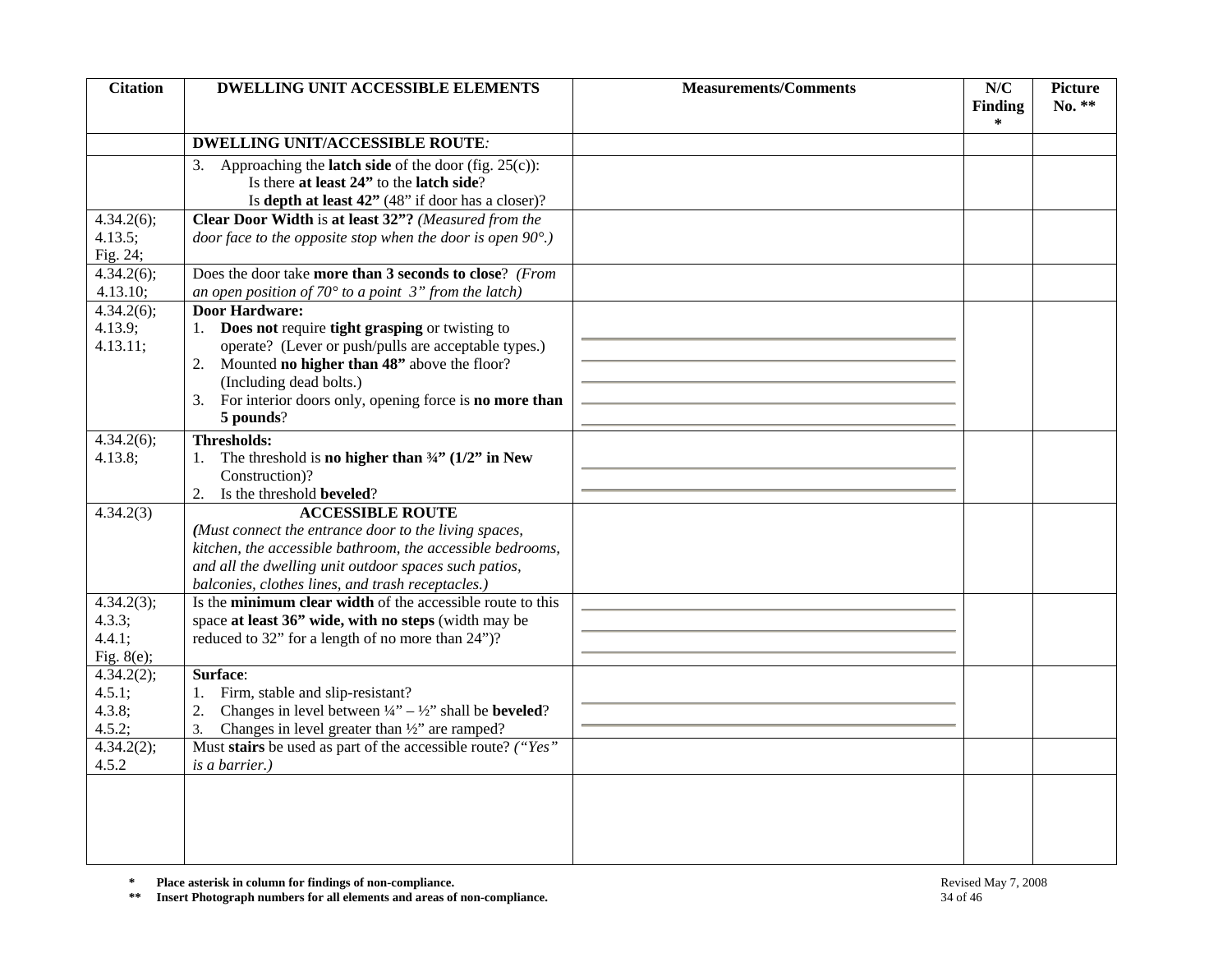| Citation | DWELLING UNIT ACCESSIBLE ELEMENTS | Measurements/Comments | N/C Finding * | Picture No. ** |
|---|---|---|---|---|
| | **DWELLING UNIT/ACCESSIBLE ROUTE***:* | | | |
| | 3. Approaching the **latch side** of the door (fig. 25(c)): Is there **at least 24"** to the **latch side**? Is **depth at least 42"** (48" if door has a closer)? | | | |
| 4.34.2(6); 4.13.5; Fig. 24; | **Clear Door Width** is **at least 32"?** *(Measured from the door face to the opposite stop when the door is open 90°.)* | | | |
| 4.34.2(6); 4.13.10; | Does the door take **more than 3 seconds to close**? *(From an open position of 70° to a point 3" from the latch)* | | | |
| 4.34.2(6); 4.13.9; 4.13.11; | **Door Hardware:** 1. **Does not** require **tight grasping** or twisting to operate? (Lever or push/pulls are acceptable types.) 2. Mounted **no higher than 48"** above the floor? (Including dead bolts.) 3. For interior doors only, opening force is **no more than 5 pounds**? | | | |
| 4.34.2(6); 4.13.8; | **Thresholds:** 1. The threshold is **no higher than ¾" (1/2" in New Construction)**? 2. Is the threshold **beveled**? | | | |
| 4.34.2(3) | **ACCESSIBLE ROUTE** *(Must connect the entrance door to the living spaces, kitchen, the accessible bathroom, the accessible bedrooms, and all the dwelling unit outdoor spaces such patios, balconies, clothes lines, and trash receptacles.)* | | | |
| 4.34.2(3); 4.3.3; 4.4.1; Fig. 8(e); | Is the **minimum clear width** of the accessible route to this space **at least 36" wide, with no steps** (width may be reduced to 32" for a length of no more than 24")? | | | |
| 4.34.2(2); 4.5.1; 4.3.8; 4.5.2; | **Surface**: 1. Firm, stable and slip-resistant? 2. Changes in level between ¼" – ½" shall be **beveled**? 3. Changes in level greater than ½" are ramped? | | | |
| 4.34.2(2); 4.5.2 | Must **stairs** be used as part of the accessible route? *("Yes" is a barrier.)* | | | |
| | | | | |

**\*** **Place asterisk in column for findings of non-compliance.**

**\*\*** **Insert Photograph numbers for all elements and areas of non-compliance.**

Revised May 7, 2008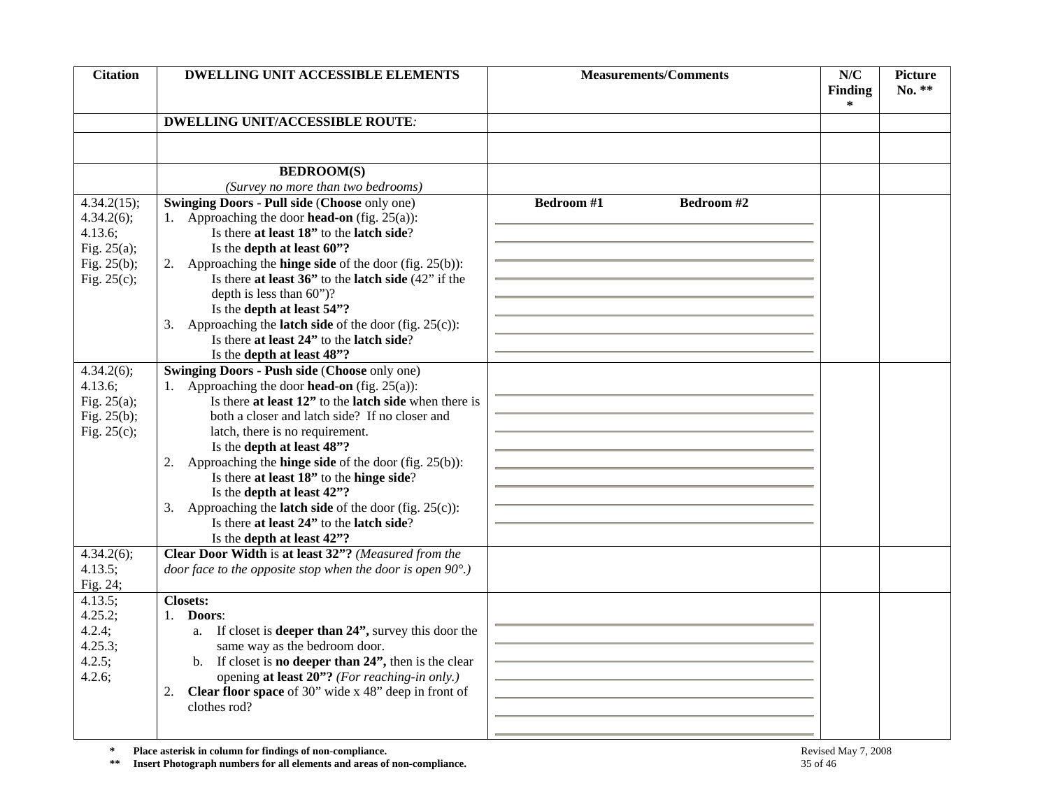| Citation | DWELLING UNIT ACCESSIBLE ELEMENTS | Measurements/Comments | N/C Finding * | Picture No. ** |
|---|---|---|---|---|
| | **DWELLING UNIT/ACCESSIBLE ROUTE***:* | | | |
| | | | | |
| | **BEDROOM(S)**<br>*(Survey no more than two bedrooms)* | | | |
| 4.34.2(15);<br>4.34.2(6);<br>4.13.6;<br>Fig. 25(a);<br>Fig. 25(b);<br>Fig. 25(c); | **Swinging Doors - Pull side** (**Choose** only one)<br>1. Approaching the door **head-on** (fig. 25(a)):<br>Is there **at least 18"** to the **latch side**?<br>Is the **depth at least 60"?**<br>2. Approaching the **hinge side** of the door (fig. 25(b)):<br>Is there **at least 36"** to the **latch side** (42" if the depth is less than 60")?<br>Is the **depth at least 54"?**<br>3. Approaching the **latch side** of the door (fig. 25(c)):<br>Is there **at least 24"** to the **latch side**?<br>Is the **depth at least 48"?** | **Bedroom #1** **Bedroom #2** | | |
| 4.34.2(6);<br>4.13.6;<br>Fig. 25(a);<br>Fig. 25(b);<br>Fig. 25(c); | **Swinging Doors - Push side** (**Choose** only one)<br>1. Approaching the door **head-on** (fig. 25(a)):<br>Is there **at least 12"** to the **latch side** when there is both a closer and latch side? If no closer and latch, there is no requirement.<br>Is the **depth at least 48"?**<br>2. Approaching the **hinge side** of the door (fig. 25(b)):<br>Is there **at least 18"** to the **hinge side**?<br>Is the **depth at least 42"?**<br>3. Approaching the **latch side** of the door (fig. 25(c)):<br>Is there **at least 24"** to the **latch side**?<br>Is the **depth at least 42"?** | | | |
| 4.34.2(6);<br>4.13.5;<br>Fig. 24; | **Clear Door Width** is **at least 32"?** *(Measured from the door face to the opposite stop when the door is open 90°.)* | | | |
| 4.13.5;<br>4.25.2;<br>4.2.4;<br>4.25.3;<br>4.2.5;<br>4.2.6; | **Closets:**<br>1. **Doors**:<br>a. If closet is **deeper than 24",** survey this door the same way as the bedroom door.<br>b. If closet is **no deeper than 24",** then is the clear opening **at least 20"?** *(For reaching-in only.)*<br>2. **Clear floor space** of 30" wide x 48" deep in front of clothes rod? | | | |

**\*** **Place asterisk in column for findings of non-compliance.**

**\*\*** **Insert Photograph numbers for all elements and areas of non-compliance.**

Revised May 7, 2008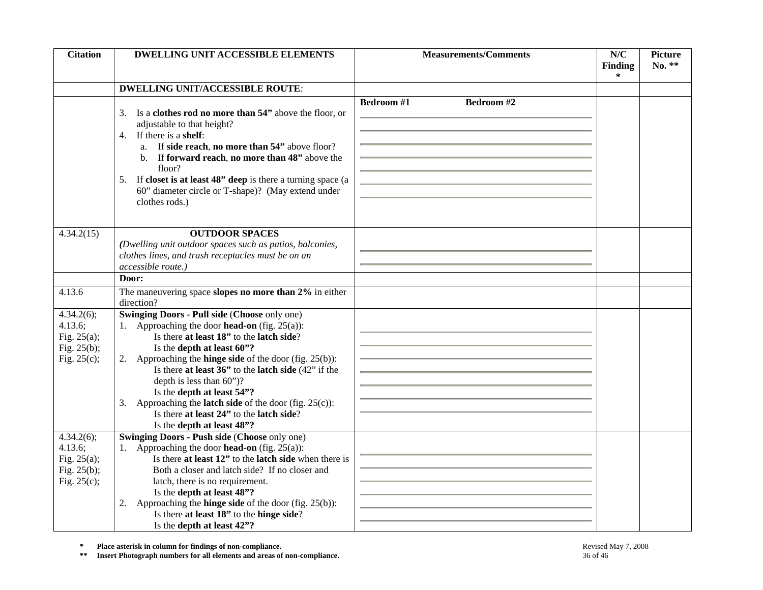| Citation | DWELLING UNIT ACCESSIBLE ELEMENTS | Measurements/Comments | N/C Finding * | Picture No. ** |
|---|---|---|---|---|
| | **DWELLING UNIT/ACCESSIBLE ROUTE***:* | | | |
| | 3. Is a **clothes rod no more than 54"** above the floor, or adjustable to that height?<br>4. If there is a **shelf**:<br>a. If **side reach**, **no more than 54"** above floor?<br>b. If **forward reach**, **no more than 48"** above the floor?<br>5. If **closet is at least 48" deep** is there a turning space (a 60" diameter circle or T-shape)? (May extend under clothes rods.) | **Bedroom #1** **Bedroom #2** | | |
| 4.34.2(15) | **OUTDOOR SPACES**<br>***(****Dwelling unit outdoor spaces such as patios, balconies, clothes lines, and trash receptacles must be on an accessible route.)* | | | |
| | **Door:** | | | |
| 4.13.6 | The maneuvering space **slopes no more than 2%** in either direction? | | | |
| 4.34.2(6);<br>4.13.6;<br>Fig. 25(a);<br>Fig. 25(b);<br>Fig. 25(c); | **Swinging Doors - Pull side** (**Choose** only one)<br>1. Approaching the door **head-on** (fig. 25(a)):<br>Is there **at least 18"** to the **latch side**?<br>Is the **depth at least 60"?**<br>2. Approaching the **hinge side** of the door (fig. 25(b)):<br>Is there **at least 36"** to the **latch side** (42" if the depth is less than 60")?<br>Is the **depth at least 54"?**<br>3. Approaching the **latch side** of the door (fig. 25(c)):<br>Is there **at least 24"** to the **latch side**?<br>Is the **depth at least 48"?** | | | |
| 4.34.2(6);<br>4.13.6;<br>Fig. 25(a);<br>Fig. 25(b);<br>Fig. 25(c); | **Swinging Doors - Push side** (**Choose** only one)<br>1. Approaching the door **head-on** (fig. 25(a)):<br>Is there **at least 12"** to the **latch side** when there is Both a closer and latch side? If no closer and latch, there is no requirement.<br>Is the **depth at least 48"?**<br>2. Approaching the **hinge side** of the door (fig. 25(b)):<br>Is there **at least 18"** to the **hinge side**?<br>Is the **depth at least 42"?** | | | |

**\*** **Place asterisk in column for findings of non-compliance.**

**\*\*** **Insert Photograph numbers for all elements and areas of non-compliance.**

Revised May 7, 2008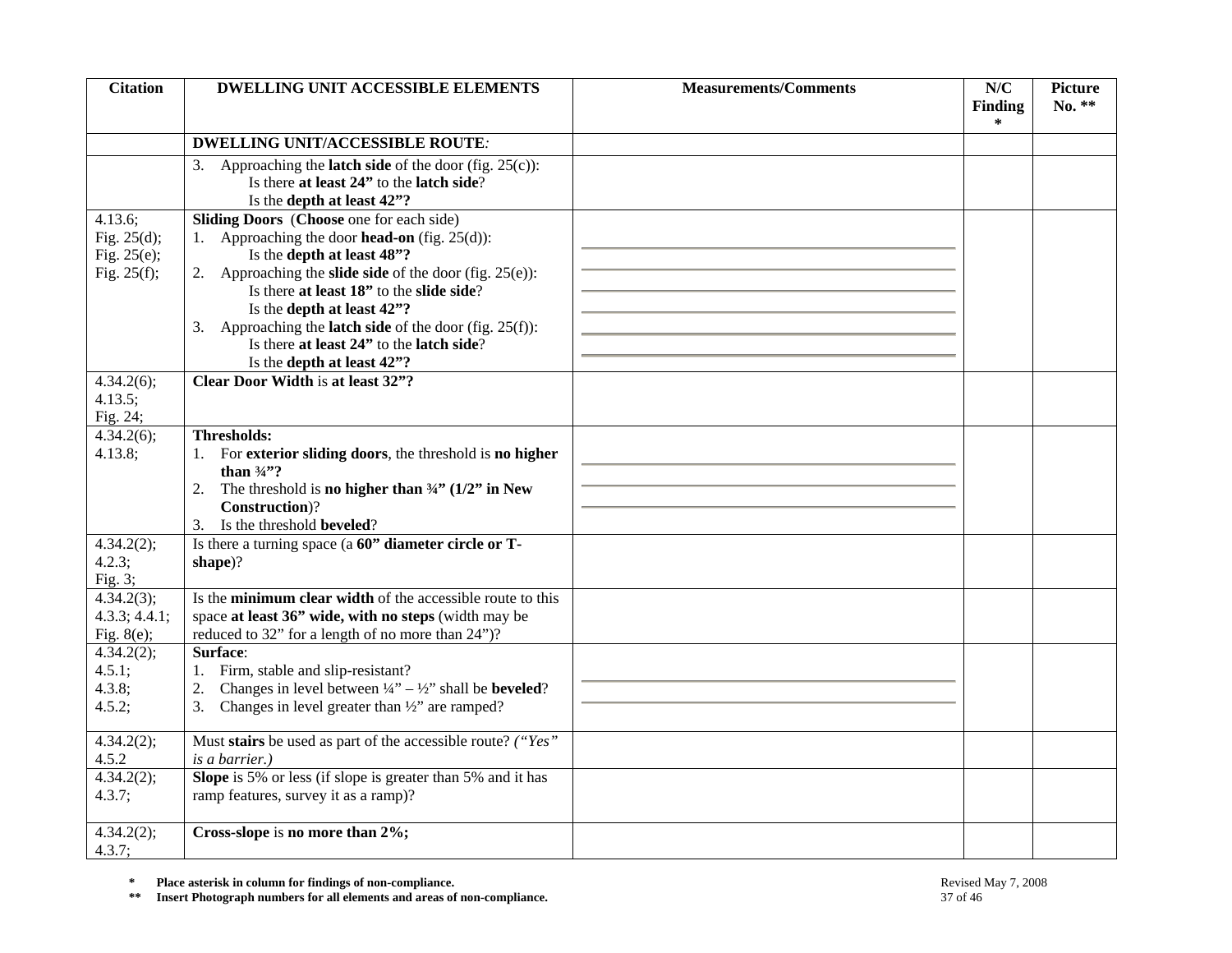| Citation | DWELLING UNIT ACCESSIBLE ELEMENTS | Measurements/Comments | N/C Finding * | Picture No. ** |
|---|---|---|---|---|
| | **DWELLING UNIT/ACCESSIBLE ROUTE***:* | | | |
| | 3. Approaching the **latch side** of the door (fig. 25(c)):<br>Is there **at least 24"** to the **latch side**?<br>Is the **depth at least 42"?** | | | |
| 4.13.6;<br>Fig. 25(d);<br>Fig. 25(e);<br>Fig. 25(f); | **Sliding Doors** (**Choose** one for each side)<br>1. Approaching the door **head-on** (fig. 25(d)):<br>Is the **depth at least 48"?**<br>2. Approaching the **slide side** of the door (fig. 25(e)):<br>Is there **at least 18"** to the **slide side**?<br>Is the **depth at least 42"?**<br>3. Approaching the **latch side** of the door (fig. 25(f)):<br>Is there **at least 24"** to the **latch side**?<br>Is the **depth at least 42"?** | | | |
| 4.34.2(6);<br>4.13.5;<br>Fig. 24; | **Clear Door Width** is **at least 32"?** | | | |
| 4.34.2(6);<br>4.13.8; | **Thresholds:**<br>1. For **exterior sliding doors**, the threshold is **no higher than ¾"?**<br>2. The threshold is **no higher than ¾" (1/2" in New Construction)**?<br>3. Is the threshold **beveled**? | | | |
| 4.34.2(2);<br>4.2.3;<br>Fig. 3; | Is there a turning space (a **60" diameter circle or T-shape**)? | | | |
| 4.34.2(3);<br>4.3.3; 4.4.1;<br>Fig. 8(e); | Is the **minimum clear width** of the accessible route to this space **at least 36" wide, with no steps** (width may be reduced to 32" for a length of no more than 24")? | | | |
| 4.34.2(2);<br>4.5.1;<br>4.3.8;<br>4.5.2; | **Surface**:<br>1. Firm, stable and slip-resistant?<br>2. Changes in level between ¼" – ½" shall be **beveled**?<br>3. Changes in level greater than ½" are ramped? | | | |
| 4.34.2(2);<br>4.5.2 | Must **stairs** be used as part of the accessible route? *("Yes" is a barrier.)* | | | |
| 4.34.2(2);<br>4.3.7; | **Slope** is 5% or less (if slope is greater than 5% and it has ramp features, survey it as a ramp)? | | | |
| 4.34.2(2);<br>4.3.7; | **Cross-slope** is **no more than 2%;** | | | |

**\* Place asterisk in column for findings of non-compliance.**
**\*\* Insert Photograph numbers for all elements and areas of non-compliance.**

Revised May 7, 2008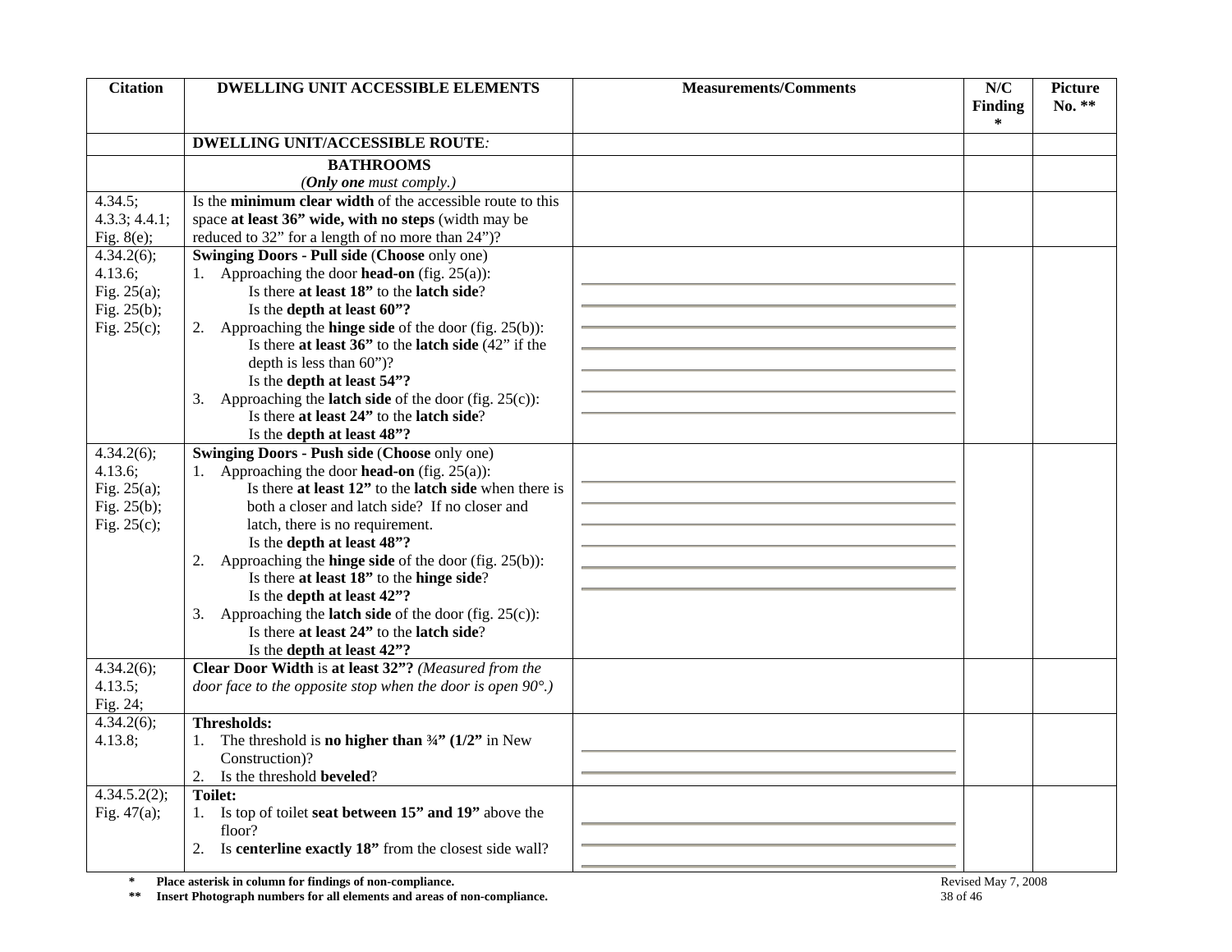| Citation | DWELLING UNIT ACCESSIBLE ELEMENTS | Measurements/Comments | N/C Finding * | Picture No. ** |
|---|---|---|---|---|
| | **DWELLING UNIT/ACCESSIBLE ROUTE***:* | | | |
| | **BATHROOMS** *(**Only one** must comply.)* | | | |
| 4.34.5; 4.3.3; 4.4.1; Fig. 8(e); | Is the **minimum clear width** of the accessible route to this space **at least 36" wide, with no steps** (width may be reduced to 32" for a length of no more than 24")? | | | |
| 4.34.2(6); 4.13.6; Fig. 25(a); Fig. 25(b); Fig. 25(c); | **Swinging Doors - Pull side** (**Choose** only one) 1. Approaching the door **head-on** (fig. 25(a)): Is there **at least 18"** to the **latch side**? Is the **depth at least 60"?** 2. Approaching the **hinge side** of the door (fig. 25(b)): Is there **at least 36"** to the **latch side** (42" if the depth is less than 60")? Is the **depth at least 54"?** 3. Approaching the **latch side** of the door (fig. 25(c)): Is there **at least 24"** to the **latch side**? Is the **depth at least 48"?** | | | |
| 4.34.2(6); 4.13.6; Fig. 25(a); Fig. 25(b); Fig. 25(c); | **Swinging Doors - Push side** (**Choose** only one) 1. Approaching the door **head-on** (fig. 25(a)): Is there **at least 12"** to the **latch side** when there is both a closer and latch side? If no closer and latch, there is no requirement. Is the **depth at least 48"?** 2. Approaching the **hinge side** of the door (fig. 25(b)): Is there **at least 18"** to the **hinge side**? Is the **depth at least 42"?** 3. Approaching the **latch side** of the door (fig. 25(c)): Is there **at least 24"** to the **latch side**? Is the **depth at least 42"?** | | | |
| 4.34.2(6); 4.13.5; Fig. 24; | **Clear Door Width** is **at least 32"?** *(Measured from the door face to the opposite stop when the door is open 90°.)* | | | |
| 4.34.2(6); 4.13.8; | **Thresholds:** 1. The threshold is **no higher than ¾" (1/2"** in New Construction)? 2. Is the threshold **beveled**? | | | |
| 4.34.5.2(2); Fig. 47(a); | **Toilet:** 1. Is top of toilet **seat between 15" and 19"** above the floor? 2. Is **centerline exactly 18"** from the closest side wall? | | | |

\* Place asterisk in column for findings of non-compliance.

\*\* Insert Photograph numbers for all elements and areas of non-compliance.

Revised May 7, 2008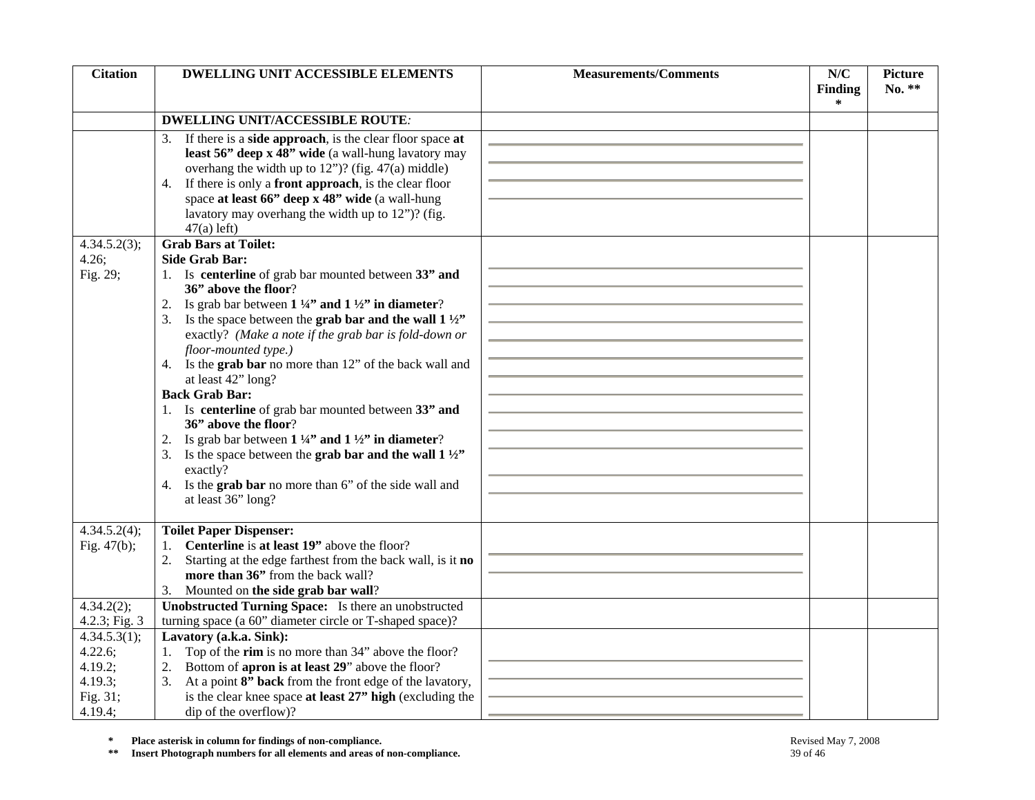| Citation | DWELLING UNIT ACCESSIBLE ELEMENTS | Measurements/Comments | N/C Finding * | Picture No. ** |
|---|---|---|---|---|
| | **DWELLING UNIT/ACCESSIBLE ROUTE***:* | | | |
| | 3. If there is a **side approach**, is the clear floor space **at least 56" deep x 48" wide** (a wall-hung lavatory may overhang the width up to 12")? (fig. 47(a) middle)<br>4. If there is only a **front approach**, is the clear floor space **at least 66" deep x 48" wide** (a wall-hung lavatory may overhang the width up to 12")? (fig. 47(a) left) | | | |
| 4.34.5.2(3);<br>4.26;<br>Fig. 29; | **Grab Bars at Toilet:**<br>**Side Grab Bar:**<br>1. Is **centerline** of grab bar mounted between **33" and 36" above the floor**?<br>2. Is grab bar between **1 ¼" and 1 ½" in diameter**?<br>3. Is the space between the **grab bar and the wall 1 ½"** exactly? *(Make a note if the grab bar is fold-down or floor-mounted type.)*<br>4. Is the **grab bar** no more than 12" of the back wall and at least 42" long?<br>**Back Grab Bar:**<br>1. Is **centerline** of grab bar mounted between **33" and 36" above the floor**?<br>2. Is grab bar between **1 ¼" and 1 ½" in diameter**?<br>3. Is the space between the **grab bar and the wall 1 ½"** exactly?<br>4. Is the **grab bar** no more than 6" of the side wall and at least 36" long? | | | |
| 4.34.5.2(4);<br>Fig. 47(b); | **Toilet Paper Dispenser:**<br>1. **Centerline** is **at least 19"** above the floor?<br>2. Starting at the edge farthest from the back wall, is it **no more than 36"** from the back wall?<br>3. Mounted on **the side grab bar wall**? | | | |
| 4.34.2(2);<br>4.2.3; Fig. 3 | **Unobstructed Turning Space:** Is there an unobstructed turning space (a 60" diameter circle or T-shaped space)? | | | |
| 4.34.5.3(1);<br>4.22.6;<br>4.19.2;<br>4.19.3;<br>Fig. 31;<br>4.19.4; | **Lavatory (a.k.a. Sink):**<br>1. Top of the **rim** is no more than 34" above the floor?<br>2. Bottom of **apron is at least 29**" above the floor?<br>3. At a point **8" back** from the front edge of the lavatory, is the clear knee space **at least 27" high** (excluding the dip of the overflow)? | | | |

**\*** **Place asterisk in column for findings of non-compliance.**

**\*\*** **Insert Photograph numbers for all elements and areas of non-compliance.**

Revised May 7, 2008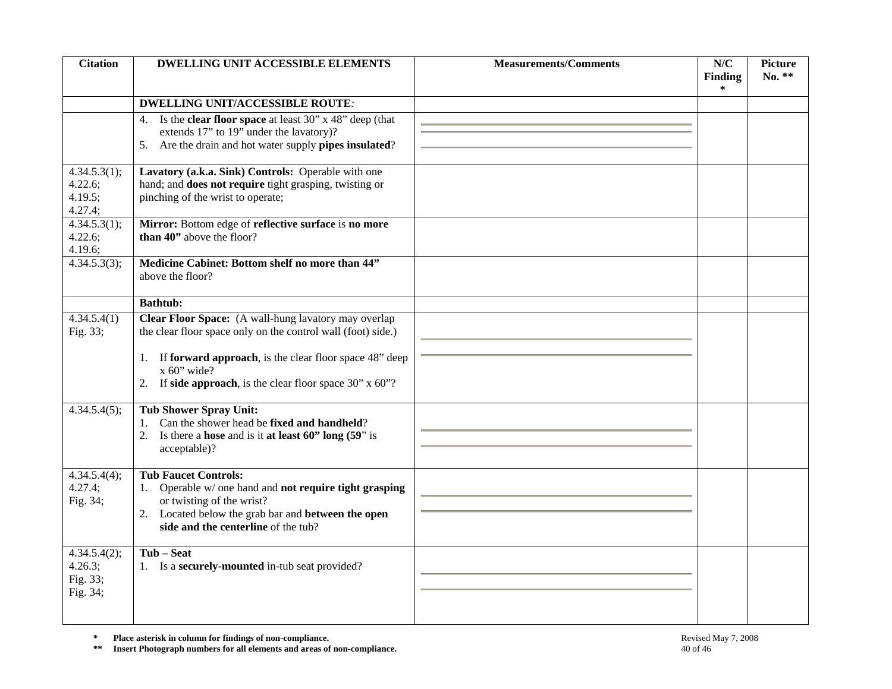| Citation | DWELLING UNIT ACCESSIBLE ELEMENTS | Measurements/Comments | N/C Finding * | Picture No. ** |
|---|---|---|---|---|
| | **DWELLING UNIT/ACCESSIBLE ROUTE***:* | | | |
| | 4. Is the **clear floor space** at least 30" x 48" deep (that extends 17" to 19" under the lavatory)?<br>5. Are the drain and hot water supply **pipes insulated**? | | | |
| 4.34.5.3(1);<br>4.22.6;<br>4.19.5;<br>4.27.4; | **Lavatory (a.k.a. Sink) Controls:** Operable with one hand; and **does not require** tight grasping, twisting or pinching of the wrist to operate; | | | |
| 4.34.5.3(1);<br>4.22.6;<br>4.19.6; | **Mirror:** Bottom edge of **reflective surface** is **no more than 40"** above the floor? | | | |
| 4.34.5.3(3); | **Medicine Cabinet: Bottom shelf no more than 44"** above the floor? | | | |
| | **Bathtub:** | | | |
| 4.34.5.4(1)<br>Fig. 33; | **Clear Floor Space:** (A wall-hung lavatory may overlap the clear floor space only on the control wall (foot) side.)<br><br>1. If **forward approach**, is the clear floor space 48" deep x 60" wide?<br>2. If **side approach**, is the clear floor space 30" x 60"? | | | |
| 4.34.5.4(5); | **Tub Shower Spray Unit:**<br>1. Can the shower head be **fixed and handheld**?<br>2. Is there a **hose** and is it **at least 60" long (59**" is acceptable)? | | | |
| 4.34.5.4(4);<br>4.27.4;<br>Fig. 34; | **Tub Faucet Controls:**<br>1. Operable w/ one hand and **not require tight grasping** or twisting of the wrist?<br>2. Located below the grab bar and **between the open side and the centerline** of the tub? | | | |
| 4.34.5.4(2);<br>4.26.3;<br>Fig. 33;<br>Fig. 34; | **Tub – Seat**<br>1. Is a **securely-mounted** in-tub seat provided? | | | |

**\*** **Place asterisk in column for findings of non-compliance.**

**\*\*** **Insert Photograph numbers for all elements and areas of non-compliance.**

Revised May 7, 2008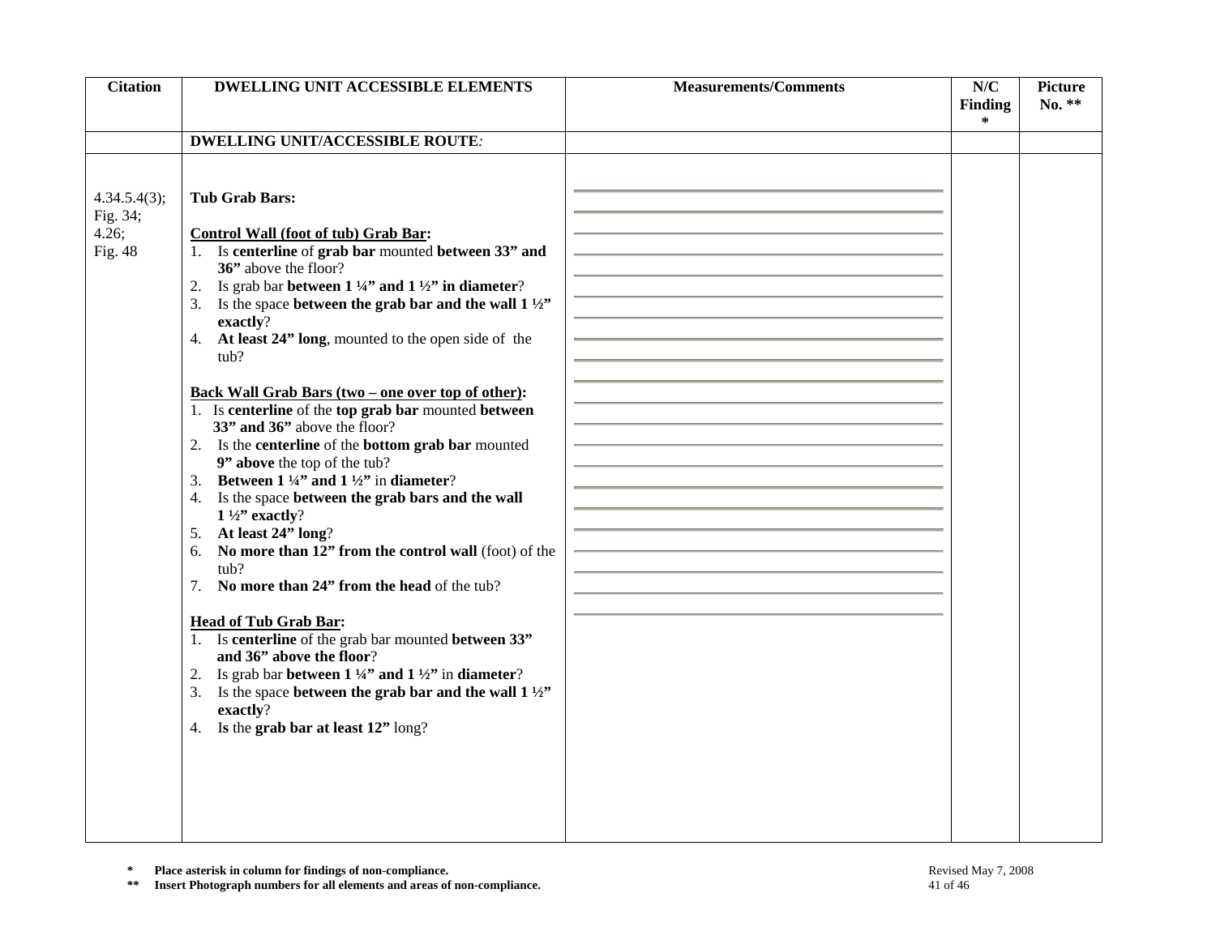| Citation | DWELLING UNIT ACCESSIBLE ELEMENTS | Measurements/Comments | N/C Finding * | Picture No. ** |
|---|---|---|---|---|
| | **DWELLING UNIT/ACCESSIBLE ROUTE***:* | | | |
| 4.34.5.4(3); Fig. 34; 4.26; Fig. 48 | **Tub Grab Bars:**<br><br>**Control Wall (foot of tub) Grab Bar:**<br>1. Is **centerline** of **grab bar** mounted **between 33" and 36"** above the floor?<br>2. Is grab bar **between 1 ¼" and 1 ½" in diameter**?<br>3. Is the space **between the grab bar and the wall 1 ½" exactly**?<br>4. **At least 24" long**, mounted to the open side of the tub?<br><br>**Back Wall Grab Bars (two – one over top of other):**<br>1. Is **centerline** of the **top grab bar** mounted **between 33" and 36"** above the floor?<br>2. Is the **centerline** of the **bottom grab bar** mounted **9" above** the top of the tub?<br>3. **Between 1 ¼" and 1 ½"** in **diameter**?<br>4. Is the space **between the grab bars and the wall 1 ½" exactly**?<br>5. **At least 24" long**?<br>6. **No more than 12" from the control wall** (foot) of the tub?<br>7. **No more than 24" from the head** of the tub?<br><br>**Head of Tub Grab Bar:**<br>1. Is **centerline** of the grab bar mounted **between 33" and 36" above the floor**?<br>2. Is grab bar **between 1 ¼" and 1 ½"** in **diameter**?<br>3. Is the space **between the grab bar and the wall 1 ½" exactly**?<br>4. Is the **grab bar at least 12"** long? | | | |

\* Place asterisk in column for findings of non-compliance.

\*\* Insert Photograph numbers for all elements and areas of non-compliance.

Revised May 7, 2008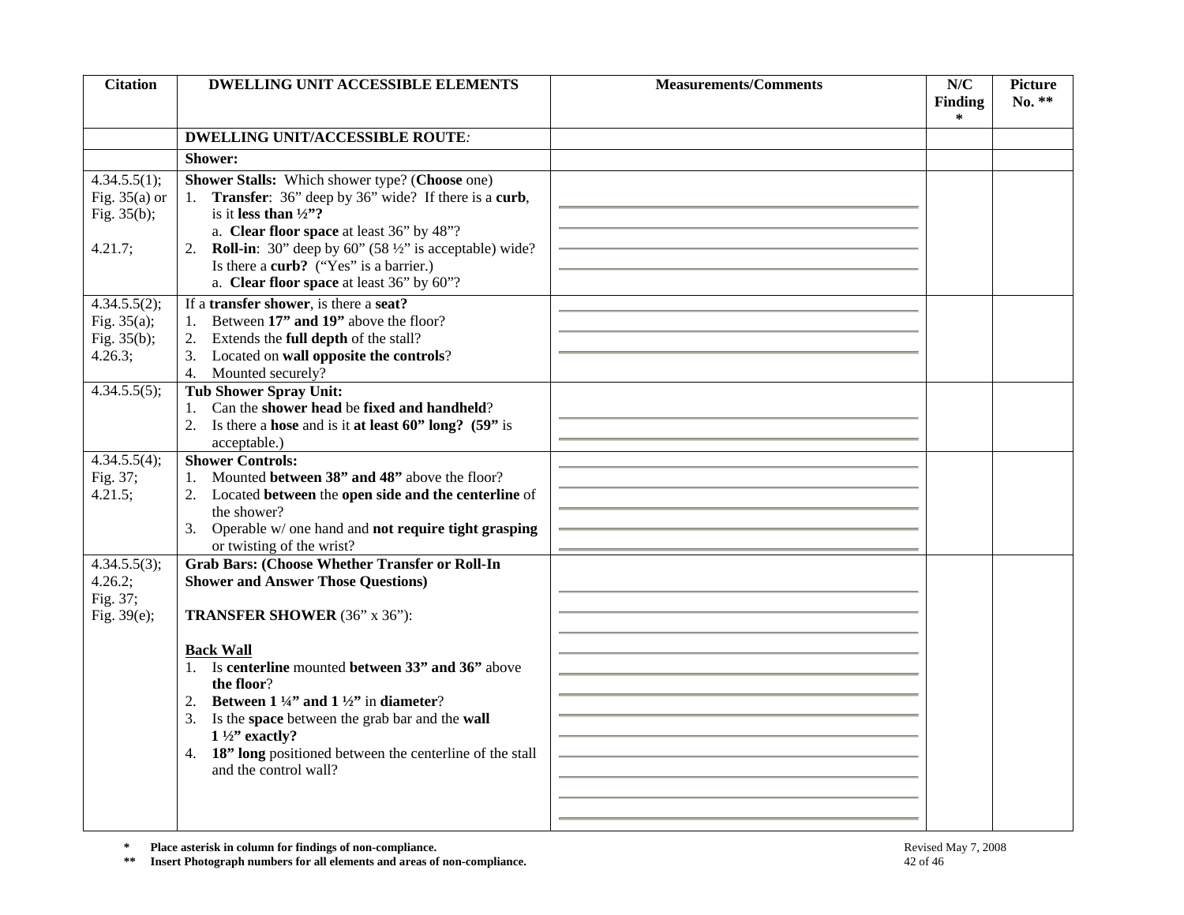| Citation | DWELLING UNIT ACCESSIBLE ELEMENTS | Measurements/Comments | N/C Finding * | Picture No. ** |
|---|---|---|---|---|
| | **DWELLING UNIT/ACCESSIBLE ROUTE***:* | | | |
| | **Shower:** | | | |
| 4.34.5.5(1); Fig. 35(a) or Fig. 35(b); 4.21.7; | **Shower Stalls:** Which shower type? (**Choose** one) 1. **Transfer**: 36" deep by 36" wide? If there is a **curb**, is it **less than ½"?** a. **Clear floor space** at least 36" by 48"? 2. **Roll-in**: 30" deep by 60" (58 ½" is acceptable) wide? Is there a **curb?** ("Yes" is a barrier.) a. **Clear floor space** at least 36" by 60"? | | | |
| 4.34.5.5(2); Fig. 35(a); Fig. 35(b); 4.26.3; | If a **transfer shower**, is there a **seat?** 1. Between **17" and 19"** above the floor? 2. Extends the **full depth** of the stall? 3. Located on **wall opposite the controls**? 4. Mounted securely? | | | |
| 4.34.5.5(5); | **Tub Shower Spray Unit:** 1. Can the **shower head** be **fixed and handheld**? 2. Is there a **hose** and is it **at least 60" long? (59"** is acceptable.) | | | |
| 4.34.5.5(4); Fig. 37; 4.21.5; | **Shower Controls:** 1. Mounted **between 38" and 48"** above the floor? 2. Located **between** the **open side and the centerline** of the shower? 3. Operable w/ one hand and **not require tight grasping** or twisting of the wrist? | | | |
| 4.34.5.5(3); 4.26.2; Fig. 37; Fig. 39(e); | **Grab Bars: (Choose Whether Transfer or Roll-In Shower and Answer Those Questions)** **TRANSFER SHOWER** (36" x 36"): **Back Wall** 1. Is **centerline** mounted **between 33" and 36"** above **the floor**? 2. **Between 1 ¼" and 1 ½"** in **diameter**? 3. Is the **space** between the grab bar and the **wall 1 ½" exactly?** 4. **18" long** positioned between the centerline of the stall and the control wall? | | | |

\* **Place asterisk in column for findings of non-compliance.**

\*\* **Insert Photograph numbers for all elements and areas of non-compliance.**

Revised May 7, 2008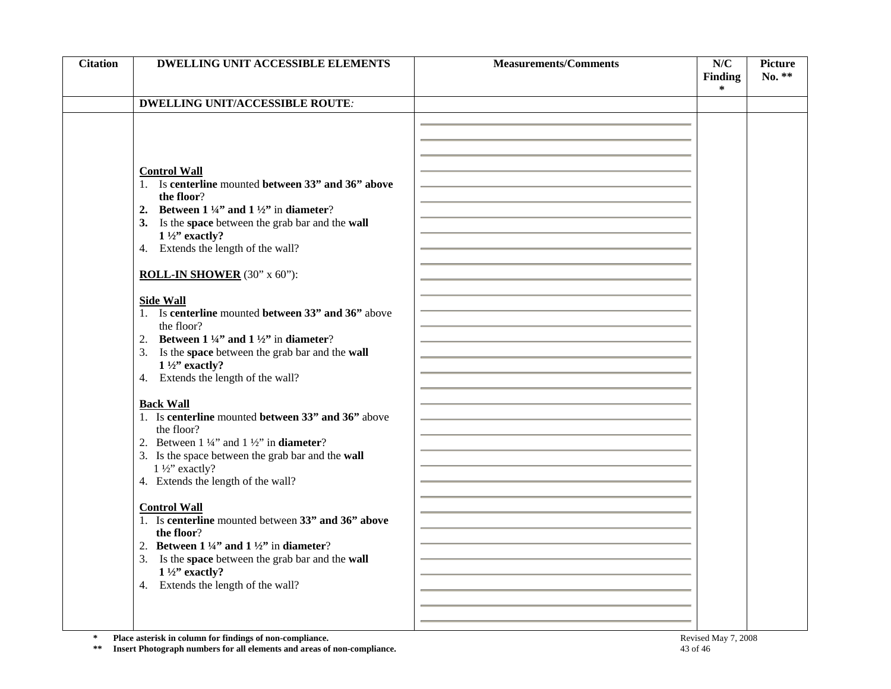| Citation | DWELLING UNIT ACCESSIBLE ELEMENTS | Measurements/Comments | N/C Finding * | Picture No. ** |
|---|---|---|---|---|
| | **DWELLING UNIT/ACCESSIBLE ROUTE***:* | | | |
| | **Control Wall**<br>1. Is **centerline** mounted **between 33" and 36" above the floor**?<br>2. **Between 1 ¼" and 1 ½"** in **diameter**?<br>3. Is the **space** between the grab bar and the **wall 1 ½" exactly?**<br>4. Extends the length of the wall?<br><br>**ROLL-IN SHOWER** (30" x 60"):<br><br>**Side Wall**<br>1. Is **centerline** mounted **between 33" and 36"** above the floor?<br>2. **Between 1 ¼" and 1 ½"** in **diameter**?<br>3. Is the **space** between the grab bar and the **wall 1 ½" exactly?**<br>4. Extends the length of the wall?<br><br>**Back Wall**<br>1. Is **centerline** mounted **between 33" and 36"** above the floor?<br>2. Between 1 ¼" and 1 ½" in **diameter**?<br>3. Is the space between the grab bar and the **wall** 1 ½" exactly?<br>4. Extends the length of the wall?<br><br>**Control Wall**<br>1. Is **centerline** mounted between **33" and 36" above the floor**?<br>2. **Between 1 ¼" and 1 ½"** in **diameter**?<br>3. Is the **space** between the grab bar and the **wall 1 ½" exactly?**<br>4. Extends the length of the wall? | | | |

\* Place asterisk in column for findings of non-compliance.

\*\* Insert Photograph numbers for all elements and areas of non-compliance.

Revised May 7, 2008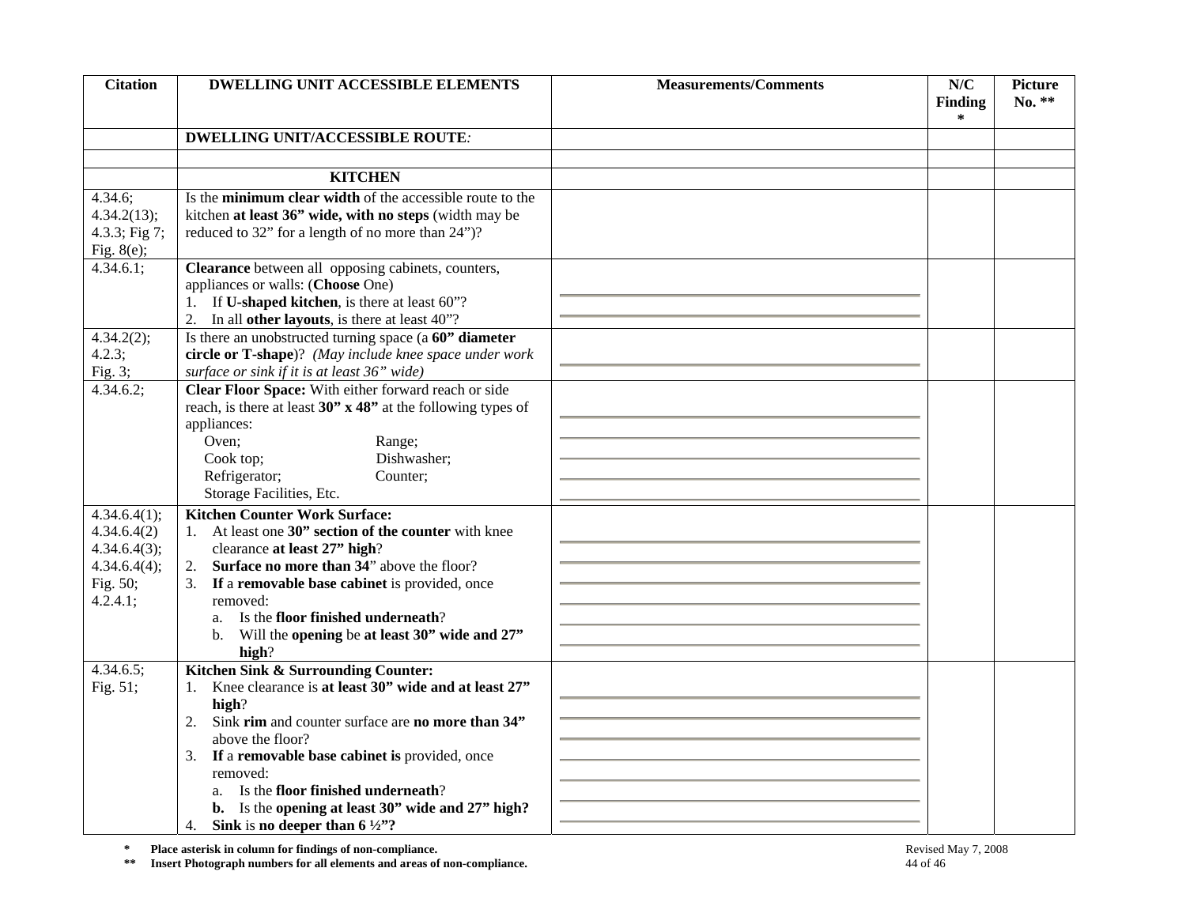| Citation | DWELLING UNIT ACCESSIBLE ELEMENTS | Measurements/Comments | N/C Finding * | Picture No. ** |
|---|---|---|---|---|
| | **DWELLING UNIT/ACCESSIBLE ROUTE***:* | | | |
| | | | | |
| | **KITCHEN** | | | |
| 4.34.6; 4.34.2(13); 4.3.3; Fig 7; Fig. 8(e); | Is the **minimum clear width** of the accessible route to the kitchen **at least 36" wide, with no steps** (width may be reduced to 32" for a length of no more than 24")? | | | |
| 4.34.6.1; | **Clearance** between all opposing cabinets, counters, appliances or walls: (**Choose** One)<br>1. If **U-shaped kitchen**, is there at least 60"?<br>2. In all **other layouts**, is there at least 40"? | | | |
| 4.34.2(2); 4.2.3; Fig. 3; | Is there an unobstructed turning space (a **60" diameter circle or T-shape**)? *(May include knee space under work surface or sink if it is at least 36" wide)* | | | |
| 4.34.6.2; | **Clear Floor Space:** With either forward reach or side reach, is there at least **30" x 48"** at the following types of appliances:<br>Oven; Range;<br>Cook top; Dishwasher;<br>Refrigerator; Counter;<br>Storage Facilities, Etc. | | | |
| 4.34.6.4(1); 4.34.6.4(2) 4.34.6.4(3); 4.34.6.4(4); Fig. 50; 4.2.4.1; | **Kitchen Counter Work Surface:**<br>1. At least one **30" section of the counter** with knee clearance **at least 27" high**?<br>2. **Surface no more than 34**" above the floor?<br>3. **If** a **removable base cabinet** is provided, once removed:<br>a. Is the **floor finished underneath**?<br>b. Will the **opening** be **at least 30" wide and 27" high**? | | | |
| 4.34.6.5; Fig. 51; | **Kitchen Sink & Surrounding Counter:**<br>1. Knee clearance is **at least 30" wide and at least 27" high**?<br>2. Sink **rim** and counter surface are **no more than 34"** above the floor?<br>3. **If** a **removable base cabinet is** provided, once removed:<br>a. Is the **floor finished underneath**?<br>**b.** Is the **opening at least 30" wide and 27" high?**<br>4. **Sink** is **no deeper than 6 ½"?** | | | |

\* **Place asterisk in column for findings of non-compliance.**

\*\* **Insert Photograph numbers for all elements and areas of non-compliance.**

Revised May 7, 2008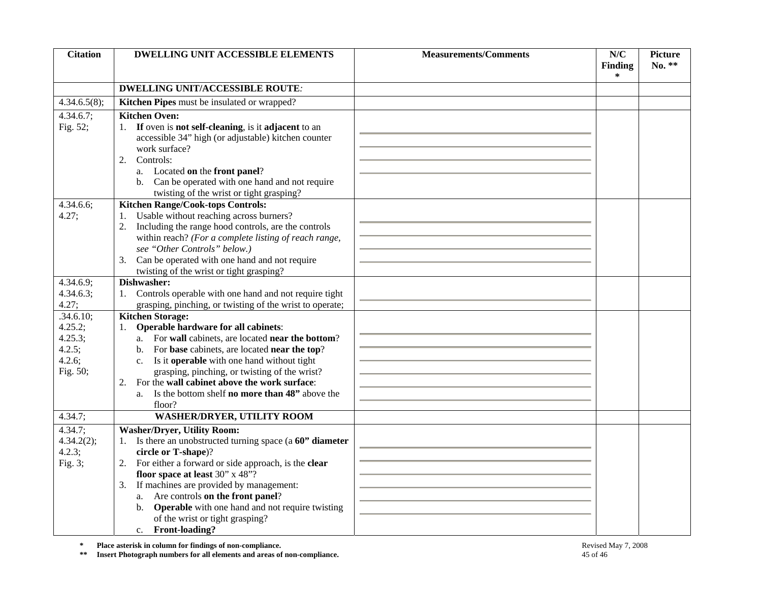| Citation | DWELLING UNIT ACCESSIBLE ELEMENTS | Measurements/Comments | N/C Finding * | Picture No. ** |
|---|---|---|---|---|
| | **DWELLING UNIT/ACCESSIBLE ROUTE***:* | | | |
| 4.34.6.5(8); | **Kitchen Pipes** must be insulated or wrapped? | | | |
| 4.34.6.7; Fig. 52; | **Kitchen Oven:**<br>1. **If** oven is **not self-cleaning**, is it **adjacent** to an accessible 34" high (or adjustable) kitchen counter work surface?<br>2. Controls:<br>a. Located **on** the **front panel**?<br>b. Can be operated with one hand and not require twisting of the wrist or tight grasping? | | | |
| 4.34.6.6; 4.27; | **Kitchen Range/Cook-tops Controls:**<br>1. Usable without reaching across burners?<br>2. Including the range hood controls, are the controls within reach? *(For a complete listing of reach range, see "Other Controls" below.)*<br>3. Can be operated with one hand and not require twisting of the wrist or tight grasping? | | | |
| 4.34.6.9; 4.34.6.3; 4.27; | **Dishwasher:**<br>1. Controls operable with one hand and not require tight grasping, pinching, or twisting of the wrist to operate; | | | |
| .34.6.10; 4.25.2; 4.25.3; 4.2.5; 4.2.6; Fig. 50; | **Kitchen Storage:**<br>1. **Operable hardware for all cabinets**:<br>a. For **wall** cabinets, are located **near the bottom**?<br>b. For **base** cabinets, are located **near the top**?<br>c. Is it **operable** with one hand without tight grasping, pinching, or twisting of the wrist?<br>2. For the **wall cabinet above the work surface**:<br>a. Is the bottom shelf **no more than 48"** above the floor? | | | |
| 4.34.7; | **WASHER/DRYER, UTILITY ROOM** | | | |
| 4.34.7; 4.34.2(2); 4.2.3; Fig. 3; | **Washer/Dryer, Utility Room:**<br>1. Is there an unobstructed turning space (a **60" diameter circle or T-shape**)?<br>2. For either a forward or side approach, is the **clear floor space at least** 30" x 48"?<br>3. If machines are provided by management:<br>a. Are controls **on the front panel**?<br>b. **Operable** with one hand and not require twisting of the wrist or tight grasping?<br>c. **Front-loading?** | | | |

**\*** **Place asterisk in column for findings of non-compliance.**

**\*\*** **Insert Photograph numbers for all elements and areas of non-compliance.**

Revised May 7, 2008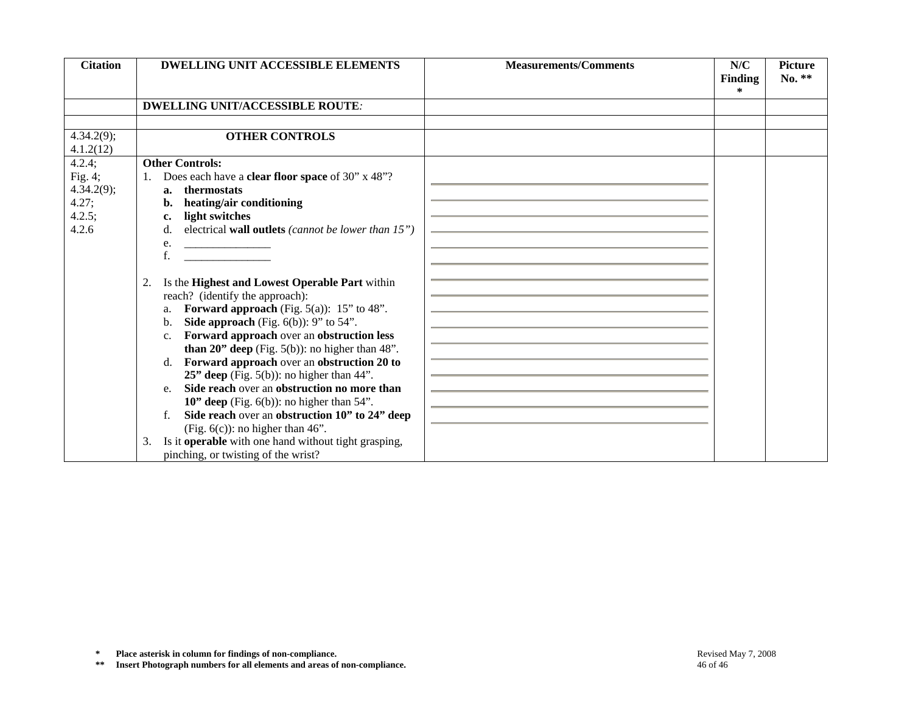| Citation | DWELLING UNIT ACCESSIBLE ELEMENTS | Measurements/Comments | N/C Finding * | Picture No. ** |
|---|---|---|---|---|
| | **DWELLING UNIT/ACCESSIBLE ROUTE***:* | | | |
| | | | | |
| 4.34.2(9); 4.1.2(12) | **OTHER CONTROLS** | | | |
| 4.2.4; Fig. 4; 4.34.2(9); 4.27; 4.2.5; 4.2.6 | **Other Controls:**<br>1. Does each have a **clear floor space** of 30" x 48"?<br>**a. thermostats**<br>**b. heating/air conditioning**<br>**c. light switches**<br>d. electrical **wall outlets** *(cannot be lower than 15")*<br>e. _______________<br>f. _______________<br><br>2. Is the **Highest and Lowest Operable Part** within reach? (identify the approach):<br>a. **Forward approach** (Fig. 5(a)): 15" to 48".<br>b. **Side approach** (Fig. 6(b)): 9" to 54".<br>c. **Forward approach** over an **obstruction less than 20" deep** (Fig. 5(b)): no higher than 48".<br>d. **Forward approach** over an **obstruction 20 to 25" deep** (Fig. 5(b)): no higher than 44".<br>e. **Side reach** over an **obstruction no more than 10" deep** (Fig. 6(b)): no higher than 54".<br>f. **Side reach** over an **obstruction 10" to 24" deep** (Fig. 6(c)): no higher than 46".<br>3. Is it **operable** with one hand without tight grasping, pinching, or twisting of the wrist? | | | |

**\*** **Place asterisk in column for findings of non-compliance.**

**\*\*** **Insert Photograph numbers for all elements and areas of non-compliance.**

Revised May 7, 2008